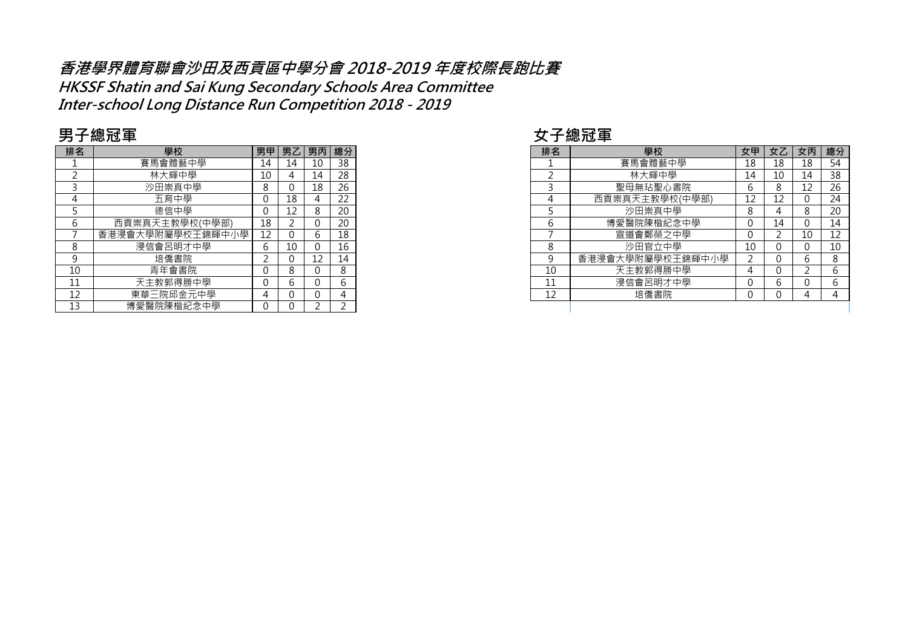# 香港學界體育聯會沙田及西貢區中學分會 2018-2019 年度校際長跑比賽

**HKSSF Shatin and Sai Kung Secondary Schools Area Committee**
**Inter-school Long Distance Run Competition 2018 - 2019**

## 男子總冠軍

| 排名 | 學校 | 男甲 | 男乙 | 男丙 | 總分 |
|---|---|---|---|---|---|
| 1 | 賽馬會體藝中學 | 14 | 14 | 10 | 38 |
| 2 | 林大輝中學 | 10 | 4 | 14 | 28 |
| 3 | 沙田崇真中學 | 8 | 0 | 18 | 26 |
| 4 | 五育中學 | 0 | 18 | 4 | 22 |
| 5 | 德信中學 | 0 | 12 | 8 | 20 |
| 6 | 西貢崇真天主教學校(中學部) | 18 | 2 | 0 | 20 |
| 7 | 香港浸會大學附屬學校王錦輝中小學 | 12 | 0 | 6 | 18 |
| 8 | 浸信會呂明才中學 | 6 | 10 | 0 | 16 |
| 9 | 培僑書院 | 2 | 0 | 12 | 14 |
| 10 | 青年會書院 | 0 | 8 | 0 | 8 |
| 11 | 天主教郭得勝中學 | 0 | 6 | 0 | 6 |
| 12 | 東華三院邱金元中學 | 4 | 0 | 0 | 4 |
| 13 | 博愛醫院陳楷紀念中學 | 0 | 0 | 2 | 2 |

## 女子總冠軍

| 排名 | 學校 | 女甲 | 女乙 | 女丙 | 總分 |
|---|---|---|---|---|---|
| 1 | 賽馬會體藝中學 | 18 | 18 | 18 | 54 |
| 2 | 林大輝中學 | 14 | 10 | 14 | 38 |
| 3 | 聖母無玷聖心書院 | 6 | 8 | 12 | 26 |
| 4 | 西貢崇真天主教學校(中學部) | 12 | 12 | 0 | 24 |
| 5 | 沙田崇真中學 | 8 | 4 | 8 | 20 |
| 6 | 博愛醫院陳楷紀念中學 | 0 | 14 | 0 | 14 |
| 7 | 宣道會鄭榮之中學 | 0 | 2 | 10 | 12 |
| 8 | 沙田官立中學 | 10 | 0 | 0 | 10 |
| 9 | 香港浸會大學附屬學校王錦輝中小學 | 2 | 0 | 6 | 8 |
| 10 | 天主教郭得勝中學 | 4 | 0 | 2 | 6 |
| 11 | 浸信會呂明才中學 | 0 | 6 | 0 | 6 |
| 12 | 培僑書院 | 0 | 0 | 4 | 4 |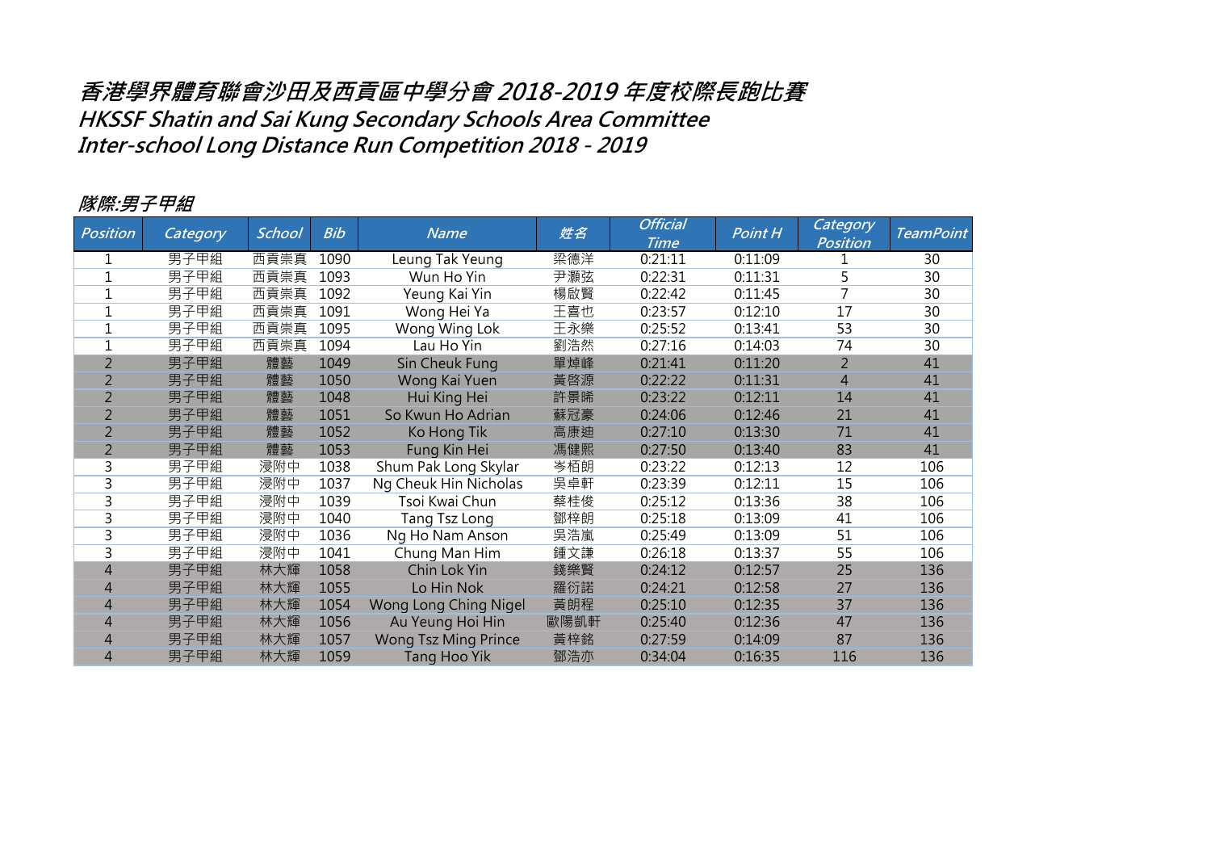# 香港學界體育聯會沙田及西貢區中學分會 2018-2019 年度校際長跑比賽
## HKSSF Shatin and Sai Kung Secondary Schools Area Committee
## Inter-school Long Distance Run Competition 2018 - 2019

### 隊際:男子甲組

| Position | Category | School | Bib | Name | 姓名 | Official Time | Point H | Category Position | TeamPoint |
|---|---|---|---|---|---|---|---|---|---|
| 1 | 男子甲組 | 西貢崇真 | 1090 | Leung Tak Yeung | 梁德洋 | 0:21:11 | 0:11:09 | 1 | 30 |
| 1 | 男子甲組 | 西貢崇真 | 1093 | Wun Ho Yin | 尹灝弦 | 0:22:31 | 0:11:31 | 5 | 30 |
| 1 | 男子甲組 | 西貢崇真 | 1092 | Yeung Kai Yin | 楊啟賢 | 0:22:42 | 0:11:45 | 7 | 30 |
| 1 | 男子甲組 | 西貢崇真 | 1091 | Wong Hei Ya | 王喜也 | 0:23:57 | 0:12:10 | 17 | 30 |
| 1 | 男子甲組 | 西貢崇真 | 1095 | Wong Wing Lok | 王永樂 | 0:25:52 | 0:13:41 | 53 | 30 |
| 1 | 男子甲組 | 西貢崇真 | 1094 | Lau Ho Yin | 劉浩然 | 0:27:16 | 0:14:03 | 74 | 30 |
| 2 | 男子甲組 | 體藝 | 1049 | Sin Cheuk Fung | 單焯峰 | 0:21:41 | 0:11:20 | 2 | 41 |
| 2 | 男子甲組 | 體藝 | 1050 | Wong Kai Yuen | 黃啓源 | 0:22:22 | 0:11:31 | 4 | 41 |
| 2 | 男子甲組 | 體藝 | 1048 | Hui King Hei | 許景晞 | 0:23:22 | 0:12:11 | 14 | 41 |
| 2 | 男子甲組 | 體藝 | 1051 | So Kwun Ho Adrian | 蘇冠豪 | 0:24:06 | 0:12:46 | 21 | 41 |
| 2 | 男子甲組 | 體藝 | 1052 | Ko Hong Tik | 高康廸 | 0:27:10 | 0:13:30 | 71 | 41 |
| 2 | 男子甲組 | 體藝 | 1053 | Fung Kin Hei | 馮健熙 | 0:27:50 | 0:13:40 | 83 | 41 |
| 3 | 男子甲組 | 浸附中 | 1038 | Shum Pak Long Skylar | 岑栢朗 | 0:23:22 | 0:12:13 | 12 | 106 |
| 3 | 男子甲組 | 浸附中 | 1037 | Ng Cheuk Hin Nicholas | 吳卓軒 | 0:23:39 | 0:12:11 | 15 | 106 |
| 3 | 男子甲組 | 浸附中 | 1039 | Tsoi Kwai Chun | 蔡桂俊 | 0:25:12 | 0:13:36 | 38 | 106 |
| 3 | 男子甲組 | 浸附中 | 1040 | Tang Tsz Long | 鄧梓朗 | 0:25:18 | 0:13:09 | 41 | 106 |
| 3 | 男子甲組 | 浸附中 | 1036 | Ng Ho Nam Anson | 吳浩嵐 | 0:25:49 | 0:13:09 | 51 | 106 |
| 3 | 男子甲組 | 浸附中 | 1041 | Chung Man Him | 鍾文謙 | 0:26:18 | 0:13:37 | 55 | 106 |
| 4 | 男子甲組 | 林大輝 | 1058 | Chin Lok Yin | 錢樂賢 | 0:24:12 | 0:12:57 | 25 | 136 |
| 4 | 男子甲組 | 林大輝 | 1055 | Lo Hin Nok | 羅衍諾 | 0:24:21 | 0:12:58 | 27 | 136 |
| 4 | 男子甲組 | 林大輝 | 1054 | Wong Long Ching Nigel | 黃朗程 | 0:25:10 | 0:12:35 | 37 | 136 |
| 4 | 男子甲組 | 林大輝 | 1056 | Au Yeung Hoi Hin | 歐陽凱軒 | 0:25:40 | 0:12:36 | 47 | 136 |
| 4 | 男子甲組 | 林大輝 | 1057 | Wong Tsz Ming Prince | 黃梓銘 | 0:27:59 | 0:14:09 | 87 | 136 |
| 4 | 男子甲組 | 林大輝 | 1059 | Tang Hoo Yik | 鄧浩亦 | 0:34:04 | 0:16:35 | 116 | 136 |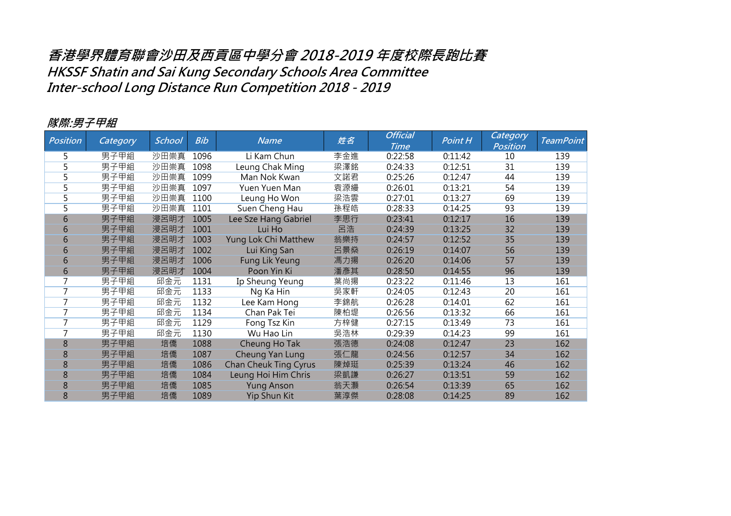# 香港學界體育聯會沙田及西貢區中學分會 2018-2019 年度校際長跑比賽
## HKSSF Shatin and Sai Kung Secondary Schools Area Committee
## Inter-school Long Distance Run Competition 2018 - 2019

### 隊際:男子甲組

| Position | Category | School | Bib | Name | 姓名 | Official Time | Point H | Category Position | TeamPoint |
|---|---|---|---|---|---|---|---|---|---|
| 5 | 男子甲組 | 沙田崇真 | 1096 | Li Kam Chun | 李金進 | 0:22:58 | 0:11:42 | 10 | 139 |
| 5 | 男子甲組 | 沙田崇真 | 1098 | Leung Chak Ming | 梁澤銘 | 0:24:33 | 0:12:51 | 31 | 139 |
| 5 | 男子甲組 | 沙田崇真 | 1099 | Man Nok Kwan | 文諾君 | 0:25:26 | 0:12:47 | 44 | 139 |
| 5 | 男子甲組 | 沙田崇真 | 1097 | Yuen Yuen Man | 袁源縵 | 0:26:01 | 0:13:21 | 54 | 139 |
| 5 | 男子甲組 | 沙田崇真 | 1100 | Leung Ho Won | 梁浩雲 | 0:27:01 | 0:13:27 | 69 | 139 |
| 5 | 男子甲組 | 沙田崇真 | 1101 | Suen Cheng Hau | 孫程皓 | 0:28:33 | 0:14:25 | 93 | 139 |
| 6 | 男子甲組 | 浸呂明才 | 1005 | Lee Sze Hang Gabriel | 李思行 | 0:23:41 | 0:12:17 | 16 | 139 |
| 6 | 男子甲組 | 浸呂明才 | 1001 | Lui Ho | 呂浩 | 0:24:39 | 0:13:25 | 32 | 139 |
| 6 | 男子甲組 | 浸呂明才 | 1003 | Yung Lok Chi Matthew | 翁樂持 | 0:24:57 | 0:12:52 | 35 | 139 |
| 6 | 男子甲組 | 浸呂明才 | 1002 | Lui King San | 呂景燊 | 0:26:19 | 0:14:07 | 56 | 139 |
| 6 | 男子甲組 | 浸呂明才 | 1006 | Fung Lik Yeung | 馮力揚 | 0:26:20 | 0:14:06 | 57 | 139 |
| 6 | 男子甲組 | 浸呂明才 | 1004 | Poon Yin Ki | 潘彥其 | 0:28:50 | 0:14:55 | 96 | 139 |
| 7 | 男子甲組 | 邱金元 | 1131 | Ip Sheung Yeung | 葉尚揚 | 0:23:22 | 0:11:46 | 13 | 161 |
| 7 | 男子甲組 | 邱金元 | 1133 | Ng Ka Hin | 吳家軒 | 0:24:05 | 0:12:43 | 20 | 161 |
| 7 | 男子甲組 | 邱金元 | 1132 | Lee Kam Hong | 李錦航 | 0:26:28 | 0:14:01 | 62 | 161 |
| 7 | 男子甲組 | 邱金元 | 1134 | Chan Pak Tei | 陳柏堤 | 0:26:56 | 0:13:32 | 66 | 161 |
| 7 | 男子甲組 | 邱金元 | 1129 | Fong Tsz Kin | 方梓健 | 0:27:15 | 0:13:49 | 73 | 161 |
| 7 | 男子甲組 | 邱金元 | 1130 | Wu Hao Lin | 吳浩林 | 0:29:39 | 0:14:23 | 99 | 161 |
| 8 | 男子甲組 | 培僑 | 1088 | Cheung Ho Tak | 張浩德 | 0:24:08 | 0:12:47 | 23 | 162 |
| 8 | 男子甲組 | 培僑 | 1087 | Cheung Yan Lung | 張仁龍 | 0:24:56 | 0:12:57 | 34 | 162 |
| 8 | 男子甲組 | 培僑 | 1086 | Chan Cheuk Ting Cyrus | 陳焯珽 | 0:25:39 | 0:13:24 | 46 | 162 |
| 8 | 男子甲組 | 培僑 | 1084 | Leung Hoi Him Chris | 梁凱謙 | 0:26:27 | 0:13:51 | 59 | 162 |
| 8 | 男子甲組 | 培僑 | 1085 | Yung Anson | 翁天灝 | 0:26:54 | 0:13:39 | 65 | 162 |
| 8 | 男子甲組 | 培僑 | 1089 | Yip Shun Kit | 葉淳傑 | 0:28:08 | 0:14:25 | 89 | 162 |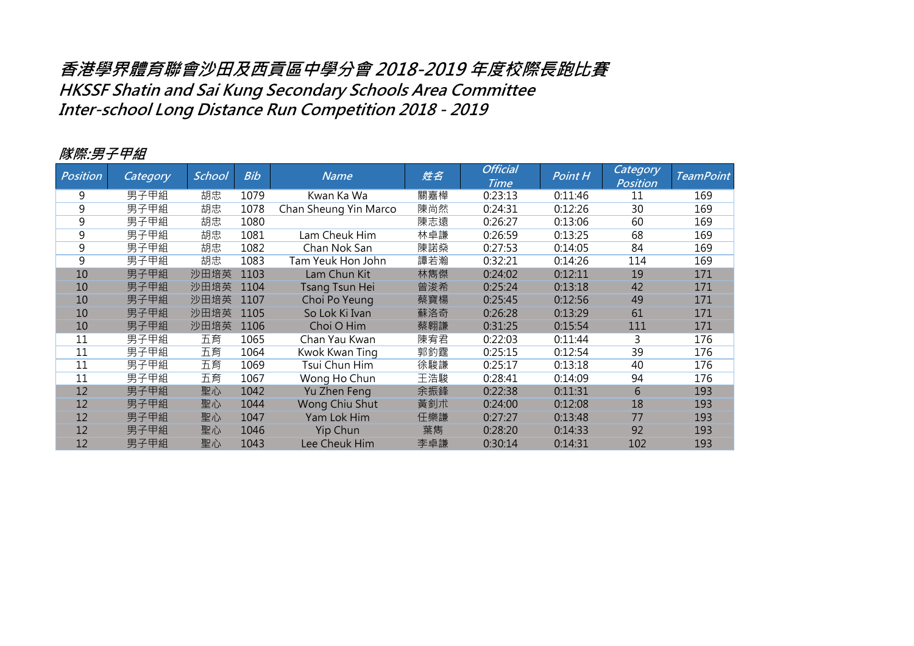# 香港學界體育聯會沙田及西貢區中學分會 2018-2019 年度校際長跑比賽
## HKSSF Shatin and Sai Kung Secondary Schools Area Committee
## Inter-school Long Distance Run Competition 2018 - 2019

### 隊際:男子甲組

| Position | Category | School | Bib | Name | 姓名 | Official Time | Point H | Category Position | TeamPoint |
|---|---|---|---|---|---|---|---|---|---|
| 9 | 男子甲組 | 胡忠 | 1079 | Kwan Ka Wa | 關嘉樺 | 0:23:13 | 0:11:46 | 11 | 169 |
| 9 | 男子甲組 | 胡忠 | 1078 | Chan Sheung Yin Marco | 陳尚然 | 0:24:31 | 0:12:26 | 30 | 169 |
| 9 | 男子甲組 | 胡忠 | 1080 | | 陳志遠 | 0:26:27 | 0:13:06 | 60 | 169 |
| 9 | 男子甲組 | 胡忠 | 1081 | Lam Cheuk Him | 林卓謙 | 0:26:59 | 0:13:25 | 68 | 169 |
| 9 | 男子甲組 | 胡忠 | 1082 | Chan Nok San | 陳諾燊 | 0:27:53 | 0:14:05 | 84 | 169 |
| 9 | 男子甲組 | 胡忠 | 1083 | Tam Yeuk Hon John | 譚若瀚 | 0:32:21 | 0:14:26 | 114 | 169 |
| 10 | 男子甲組 | 沙田培英 | 1103 | Lam Chun Kit | 林雋傑 | 0:24:02 | 0:12:11 | 19 | 171 |
| 10 | 男子甲組 | 沙田培英 | 1104 | Tsang Tsun Hei | 曾浚希 | 0:25:24 | 0:13:18 | 42 | 171 |
| 10 | 男子甲組 | 沙田培英 | 1107 | Choi Po Yeung | 蔡寶楊 | 0:25:45 | 0:12:56 | 49 | 171 |
| 10 | 男子甲組 | 沙田培英 | 1105 | So Lok Ki Ivan | 蘇洛奇 | 0:26:28 | 0:13:29 | 61 | 171 |
| 10 | 男子甲組 | 沙田培英 | 1106 | Choi O Him | 蔡翺謙 | 0:31:25 | 0:15:54 | 111 | 171 |
| 11 | 男子甲組 | 五育 | 1065 | Chan Yau Kwan | 陳宥君 | 0:22:03 | 0:11:44 | 3 | 176 |
| 11 | 男子甲組 | 五育 | 1064 | Kwok Kwan Ting | 郭鈞霆 | 0:25:15 | 0:12:54 | 39 | 176 |
| 11 | 男子甲組 | 五育 | 1069 | Tsui Chun Him | 徐駿謙 | 0:25:17 | 0:13:18 | 40 | 176 |
| 11 | 男子甲組 | 五育 | 1067 | Wong Ho Chun | 王浩駿 | 0:28:41 | 0:14:09 | 94 | 176 |
| 12 | 男子甲組 | 聖心 | 1042 | Yu Zhen Feng | 余振鋒 | 0:22:38 | 0:11:31 | 6 | 193 |
| 12 | 男子甲組 | 聖心 | 1044 | Wong Chiu Shut | 黃釗朮 | 0:24:00 | 0:12:08 | 18 | 193 |
| 12 | 男子甲組 | 聖心 | 1047 | Yam Lok Him | 任樂謙 | 0:27:27 | 0:13:48 | 77 | 193 |
| 12 | 男子甲組 | 聖心 | 1046 | Yip Chun | 葉雋 | 0:28:20 | 0:14:33 | 92 | 193 |
| 12 | 男子甲組 | 聖心 | 1043 | Lee Cheuk Him | 李卓謙 | 0:30:14 | 0:14:31 | 102 | 193 |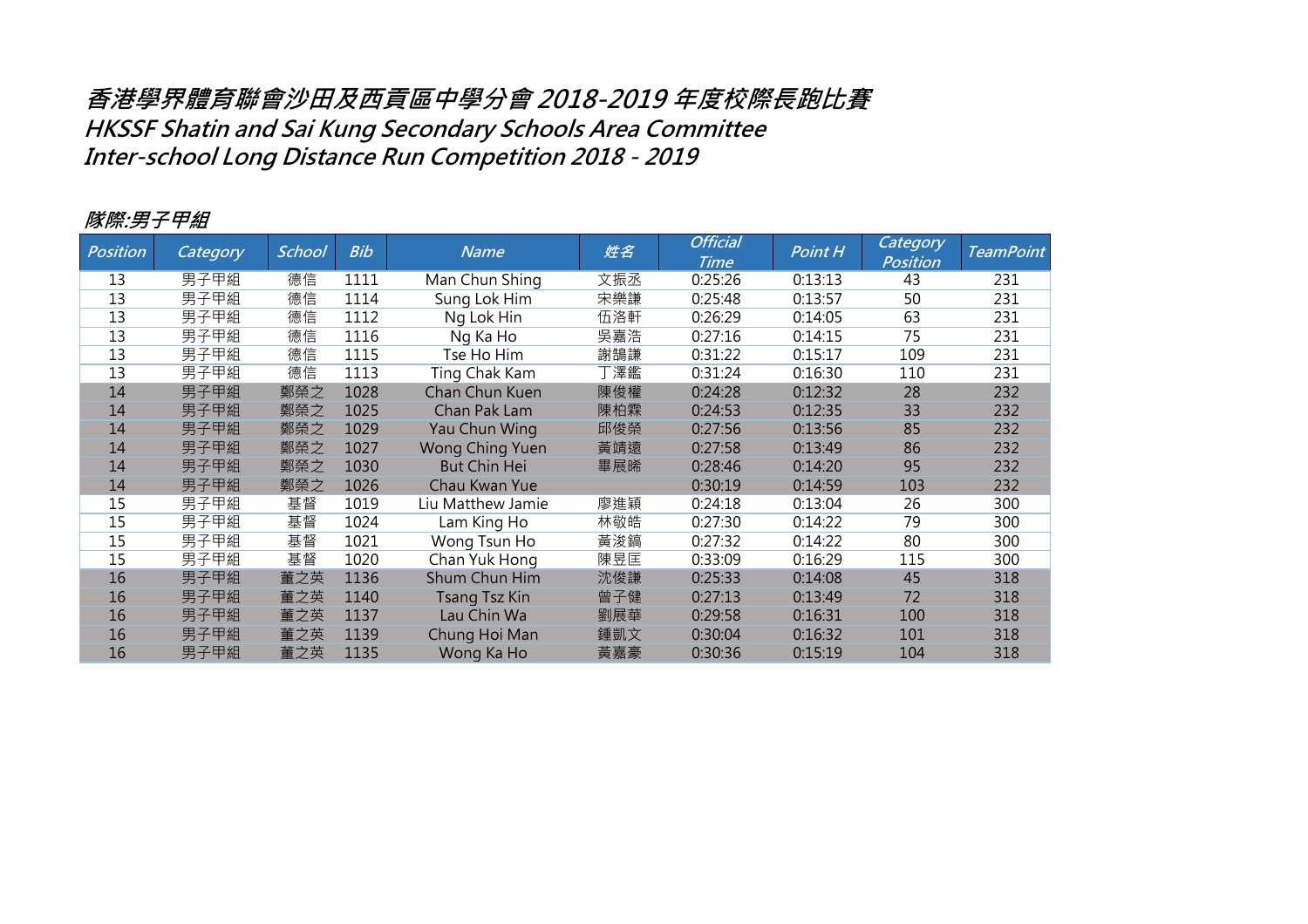# 香港學界體育聯會沙田及西貢區中學分會 2018-2019 年度校際長跑比賽
# HKSSF Shatin and Sai Kung Secondary Schools Area Committee
# Inter-school Long Distance Run Competition 2018 - 2019

## 隊際:男子甲組

| Position | Category | School | Bib | Name | 姓名 | Official Time | Point H | Category Position | TeamPoint |
|---|---|---|---|---|---|---|---|---|---|
| 13 | 男子甲組 | 德信 | 1111 | Man Chun Shing | 文振丞 | 0:25:26 | 0:13:13 | 43 | 231 |
| 13 | 男子甲組 | 德信 | 1114 | Sung Lok Him | 宋樂謙 | 0:25:48 | 0:13:57 | 50 | 231 |
| 13 | 男子甲組 | 德信 | 1112 | Ng Lok Hin | 伍洛軒 | 0:26:29 | 0:14:05 | 63 | 231 |
| 13 | 男子甲組 | 德信 | 1116 | Ng Ka Ho | 吳嘉浩 | 0:27:16 | 0:14:15 | 75 | 231 |
| 13 | 男子甲組 | 德信 | 1115 | Tse Ho Him | 謝鵠謙 | 0:31:22 | 0:15:17 | 109 | 231 |
| 13 | 男子甲組 | 德信 | 1113 | Ting Chak Kam | 丁澤鑑 | 0:31:24 | 0:16:30 | 110 | 231 |
| 14 | 男子甲組 | 鄭榮之 | 1028 | Chan Chun Kuen | 陳俊權 | 0:24:28 | 0:12:32 | 28 | 232 |
| 14 | 男子甲組 | 鄭榮之 | 1025 | Chan Pak Lam | 陳柏霖 | 0:24:53 | 0:12:35 | 33 | 232 |
| 14 | 男子甲組 | 鄭榮之 | 1029 | Yau Chun Wing | 邱俊榮 | 0:27:56 | 0:13:56 | 85 | 232 |
| 14 | 男子甲組 | 鄭榮之 | 1027 | Wong Ching Yuen | 黃靖遠 | 0:27:58 | 0:13:49 | 86 | 232 |
| 14 | 男子甲組 | 鄭榮之 | 1030 | But Chin Hei | 畢展晞 | 0:28:46 | 0:14:20 | 95 | 232 |
| 14 | 男子甲組 | 鄭榮之 | 1026 | Chau Kwan Yue | | 0:30:19 | 0:14:59 | 103 | 232 |
| 15 | 男子甲組 | 基督 | 1019 | Liu Matthew Jamie | 廖進穎 | 0:24:18 | 0:13:04 | 26 | 300 |
| 15 | 男子甲組 | 基督 | 1024 | Lam King Ho | 林敬皓 | 0:27:30 | 0:14:22 | 79 | 300 |
| 15 | 男子甲組 | 基督 | 1021 | Wong Tsun Ho | 黃浚鎬 | 0:27:32 | 0:14:22 | 80 | 300 |
| 15 | 男子甲組 | 基督 | 1020 | Chan Yuk Hong | 陳昱匡 | 0:33:09 | 0:16:29 | 115 | 300 |
| 16 | 男子甲組 | 董之英 | 1136 | Shum Chun Him | 沈俊謙 | 0:25:33 | 0:14:08 | 45 | 318 |
| 16 | 男子甲組 | 董之英 | 1140 | Tsang Tsz Kin | 曾子健 | 0:27:13 | 0:13:49 | 72 | 318 |
| 16 | 男子甲組 | 董之英 | 1137 | Lau Chin Wa | 劉展華 | 0:29:58 | 0:16:31 | 100 | 318 |
| 16 | 男子甲組 | 董之英 | 1139 | Chung Hoi Man | 鍾凱文 | 0:30:04 | 0:16:32 | 101 | 318 |
| 16 | 男子甲組 | 董之英 | 1135 | Wong Ka Ho | 黃嘉豪 | 0:30:36 | 0:15:19 | 104 | 318 |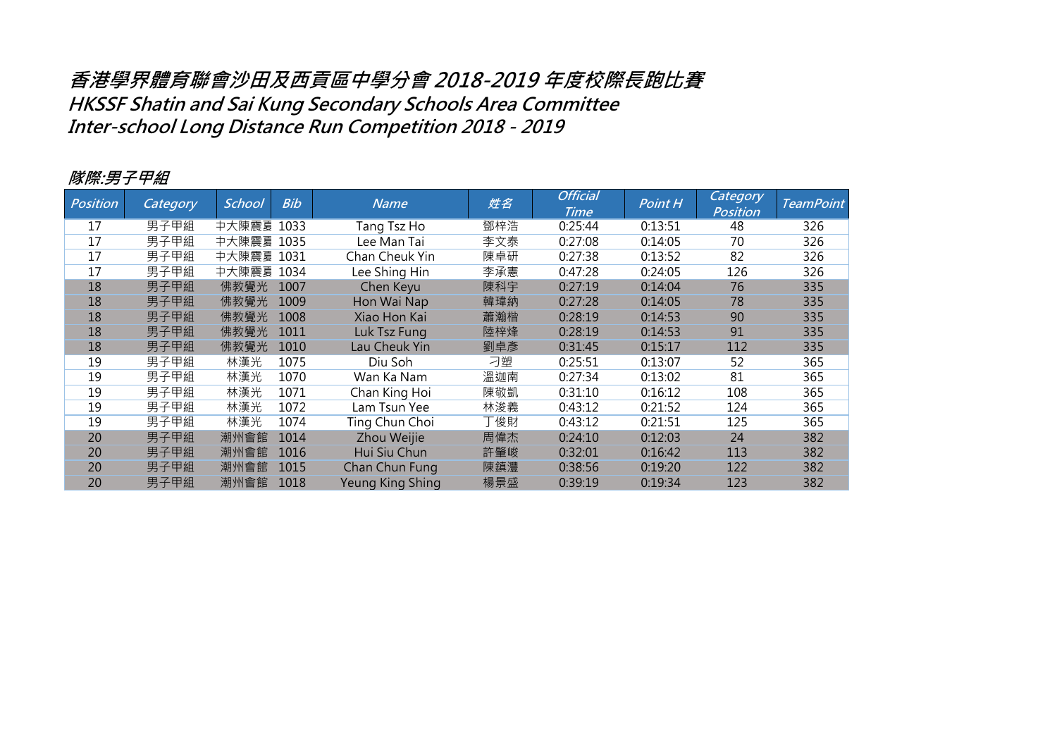# 香港學界體育聯會沙田及西貢區中學分會 2018-2019 年度校際長跑比賽
## HKSSF Shatin and Sai Kung Secondary Schools Area Committee
## Inter-school Long Distance Run Competition 2018 - 2019

### 隊際:男子甲組

| Position | Category | School | Bib | Name | 姓名 | Official Time | Point H | Category Position | TeamPoint |
|---|---|---|---|---|---|---|---|---|---|
| 17 | 男子甲組 | 中大陳震夏 | 1033 | Tang Tsz Ho | 鄧梓浩 | 0:25:44 | 0:13:51 | 48 | 326 |
| 17 | 男子甲組 | 中大陳震夏 | 1035 | Lee Man Tai | 李文泰 | 0:27:08 | 0:14:05 | 70 | 326 |
| 17 | 男子甲組 | 中大陳震夏 | 1031 | Chan Cheuk Yin | 陳卓研 | 0:27:38 | 0:13:52 | 82 | 326 |
| 17 | 男子甲組 | 中大陳震夏 | 1034 | Lee Shing Hin | 李承憲 | 0:47:28 | 0:24:05 | 126 | 326 |
| 18 | 男子甲組 | 佛教覺光 | 1007 | Chen Keyu | 陳科宇 | 0:27:19 | 0:14:04 | 76 | 335 |
| 18 | 男子甲組 | 佛教覺光 | 1009 | Hon Wai Nap | 韓瑋納 | 0:27:28 | 0:14:05 | 78 | 335 |
| 18 | 男子甲組 | 佛教覺光 | 1008 | Xiao Hon Kai | 蕭瀚楷 | 0:28:19 | 0:14:53 | 90 | 335 |
| 18 | 男子甲組 | 佛教覺光 | 1011 | Luk Tsz Fung | 陸梓烽 | 0:28:19 | 0:14:53 | 91 | 335 |
| 18 | 男子甲組 | 佛教覺光 | 1010 | Lau Cheuk Yin | 劉卓彥 | 0:31:45 | 0:15:17 | 112 | 335 |
| 19 | 男子甲組 | 林漢光 | 1075 | Diu Soh | 刁塑 | 0:25:51 | 0:13:07 | 52 | 365 |
| 19 | 男子甲組 | 林漢光 | 1070 | Wan Ka Nam | 溫迦南 | 0:27:34 | 0:13:02 | 81 | 365 |
| 19 | 男子甲組 | 林漢光 | 1071 | Chan King Hoi | 陳敬凱 | 0:31:10 | 0:16:12 | 108 | 365 |
| 19 | 男子甲組 | 林漢光 | 1072 | Lam Tsun Yee | 林浚義 | 0:43:12 | 0:21:52 | 124 | 365 |
| 19 | 男子甲組 | 林漢光 | 1074 | Ting Chun Choi | 丁俊財 | 0:43:12 | 0:21:51 | 125 | 365 |
| 20 | 男子甲組 | 潮州會館 | 1014 | Zhou Weijie | 周偉杰 | 0:24:10 | 0:12:03 | 24 | 382 |
| 20 | 男子甲組 | 潮州會館 | 1016 | Hui Siu Chun | 許肇峻 | 0:32:01 | 0:16:42 | 113 | 382 |
| 20 | 男子甲組 | 潮州會館 | 1015 | Chan Chun Fung | 陳鎮灃 | 0:38:56 | 0:19:20 | 122 | 382 |
| 20 | 男子甲組 | 潮州會館 | 1018 | Yeung King Shing | 楊景盛 | 0:39:19 | 0:19:34 | 123 | 382 |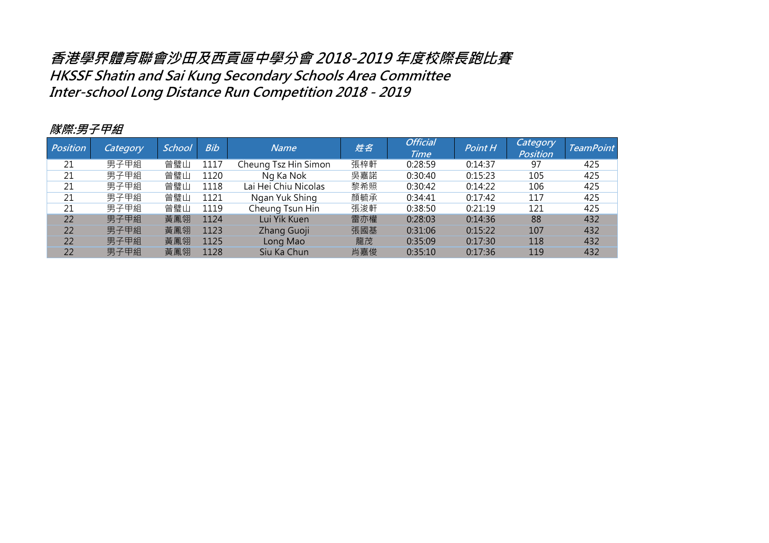# 香港學界體育聯會沙田及西貢區中學分會 2018-2019 年度校際長跑比賽
## HKSSF Shatin and Sai Kung Secondary Schools Area Committee
## Inter-school Long Distance Run Competition 2018 - 2019

### 隊際:男子甲組

| Position | Category | School | Bib | Name | 姓名 | Official Time | Point H | Category Position | TeamPoint |
|---|---|---|---|---|---|---|---|---|---|
| 21 | 男子甲組 | 曾璧山 | 1117 | Cheung Tsz Hin Simon | 張梓軒 | 0:28:59 | 0:14:37 | 97 | 425 |
| 21 | 男子甲組 | 曾璧山 | 1120 | Ng Ka Nok | 吳嘉諾 | 0:30:40 | 0:15:23 | 105 | 425 |
| 21 | 男子甲組 | 曾璧山 | 1118 | Lai Hei Chiu Nicolas | 黎希照 | 0:30:42 | 0:14:22 | 106 | 425 |
| 21 | 男子甲組 | 曾璧山 | 1121 | Ngan Yuk Shing | 顏毓承 | 0:34:41 | 0:17:42 | 117 | 425 |
| 21 | 男子甲組 | 曾璧山 | 1119 | Cheung Tsun Hin | 張浚軒 | 0:38:50 | 0:21:19 | 121 | 425 |
| 22 | 男子甲組 | 黃鳳翎 | 1124 | Lui Yik Kuen | 雷亦權 | 0:28:03 | 0:14:36 | 88 | 432 |
| 22 | 男子甲組 | 黃鳳翎 | 1123 | Zhang Guoji | 張國基 | 0:31:06 | 0:15:22 | 107 | 432 |
| 22 | 男子甲組 | 黃鳳翎 | 1125 | Long Mao | 龍茂 | 0:35:09 | 0:17:30 | 118 | 432 |
| 22 | 男子甲組 | 黃鳳翎 | 1128 | Siu Ka Chun | 肖嘉俊 | 0:35:10 | 0:17:36 | 119 | 432 |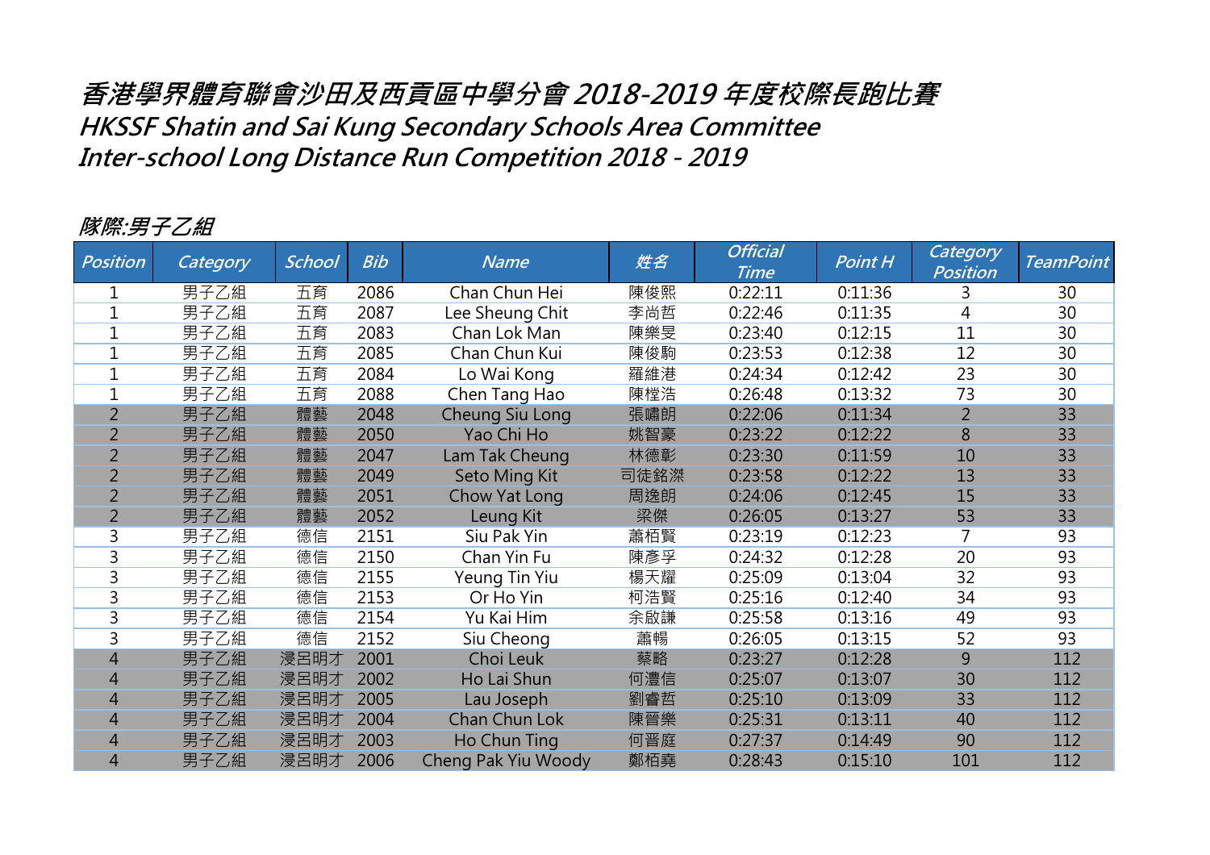# 香港學界體育聯會沙田及西貢區中學分會 2018-2019 年度校際長跑比賽
# HKSSF Shatin and Sai Kung Secondary Schools Area Committee
# Inter-school Long Distance Run Competition 2018 - 2019

## 隊際:男子乙組

| Position | Category | School | Bib | Name | 姓名 | Official Time | Point H | Category Position | TeamPoint |
|---|---|---|---|---|---|---|---|---|---|
| 1 | 男子乙組 | 五育 | 2086 | Chan Chun Hei | 陳俊熙 | 0:22:11 | 0:11:36 | 3 | 30 |
| 1 | 男子乙組 | 五育 | 2087 | Lee Sheung Chit | 李尚哲 | 0:22:46 | 0:11:35 | 4 | 30 |
| 1 | 男子乙組 | 五育 | 2083 | Chan Lok Man | 陳樂旻 | 0:23:40 | 0:12:15 | 11 | 30 |
| 1 | 男子乙組 | 五育 | 2085 | Chan Chun Kui | 陳俊駒 | 0:23:53 | 0:12:38 | 12 | 30 |
| 1 | 男子乙組 | 五育 | 2084 | Lo Wai Kong | 羅維港 | 0:24:34 | 0:12:42 | 23 | 30 |
| 1 | 男子乙組 | 五育 | 2088 | Chen Tang Hao | 陳樘浩 | 0:26:48 | 0:13:32 | 73 | 30 |
| 2 | 男子乙組 | 體藝 | 2048 | Cheung Siu Long | 張嘯朗 | 0:22:06 | 0:11:34 | 2 | 33 |
| 2 | 男子乙組 | 體藝 | 2050 | Yao Chi Ho | 姚智豪 | 0:23:22 | 0:12:22 | 8 | 33 |
| 2 | 男子乙組 | 體藝 | 2047 | Lam Tak Cheung | 林德彰 | 0:23:30 | 0:11:59 | 10 | 33 |
| 2 | 男子乙組 | 體藝 | 2049 | Seto Ming Kit | 司徒銘潔 | 0:23:58 | 0:12:22 | 13 | 33 |
| 2 | 男子乙組 | 體藝 | 2051 | Chow Yat Long | 周逸朗 | 0:24:06 | 0:12:45 | 15 | 33 |
| 2 | 男子乙組 | 體藝 | 2052 | Leung Kit | 梁傑 | 0:26:05 | 0:13:27 | 53 | 33 |
| 3 | 男子乙組 | 德信 | 2151 | Siu Pak Yin | 蕭栢賢 | 0:23:19 | 0:12:23 | 7 | 93 |
| 3 | 男子乙組 | 德信 | 2150 | Chan Yin Fu | 陳彥孚 | 0:24:32 | 0:12:28 | 20 | 93 |
| 3 | 男子乙組 | 德信 | 2155 | Yeung Tin Yiu | 楊天耀 | 0:25:09 | 0:13:04 | 32 | 93 |
| 3 | 男子乙組 | 德信 | 2153 | Or Ho Yin | 柯浩賢 | 0:25:16 | 0:12:40 | 34 | 93 |
| 3 | 男子乙組 | 德信 | 2154 | Yu Kai Him | 余啟謙 | 0:25:58 | 0:13:16 | 49 | 93 |
| 3 | 男子乙組 | 德信 | 2152 | Siu Cheong | 蕭暢 | 0:26:05 | 0:13:15 | 52 | 93 |
| 4 | 男子乙組 | 浸呂明才 | 2001 | Choi Leuk | 蔡略 | 0:23:27 | 0:12:28 | 9 | 112 |
| 4 | 男子乙組 | 浸呂明才 | 2002 | Ho Lai Shun | 何澧信 | 0:25:07 | 0:13:07 | 30 | 112 |
| 4 | 男子乙組 | 浸呂明才 | 2005 | Lau Joseph | 劉睿哲 | 0:25:10 | 0:13:09 | 33 | 112 |
| 4 | 男子乙組 | 浸呂明才 | 2004 | Chan Chun Lok | 陳晉樂 | 0:25:31 | 0:13:11 | 40 | 112 |
| 4 | 男子乙組 | 浸呂明才 | 2003 | Ho Chun Ting | 何晉庭 | 0:27:37 | 0:14:49 | 90 | 112 |
| 4 | 男子乙組 | 浸呂明才 | 2006 | Cheng Pak Yiu Woody | 鄭栢堯 | 0:28:43 | 0:15:10 | 101 | 112 |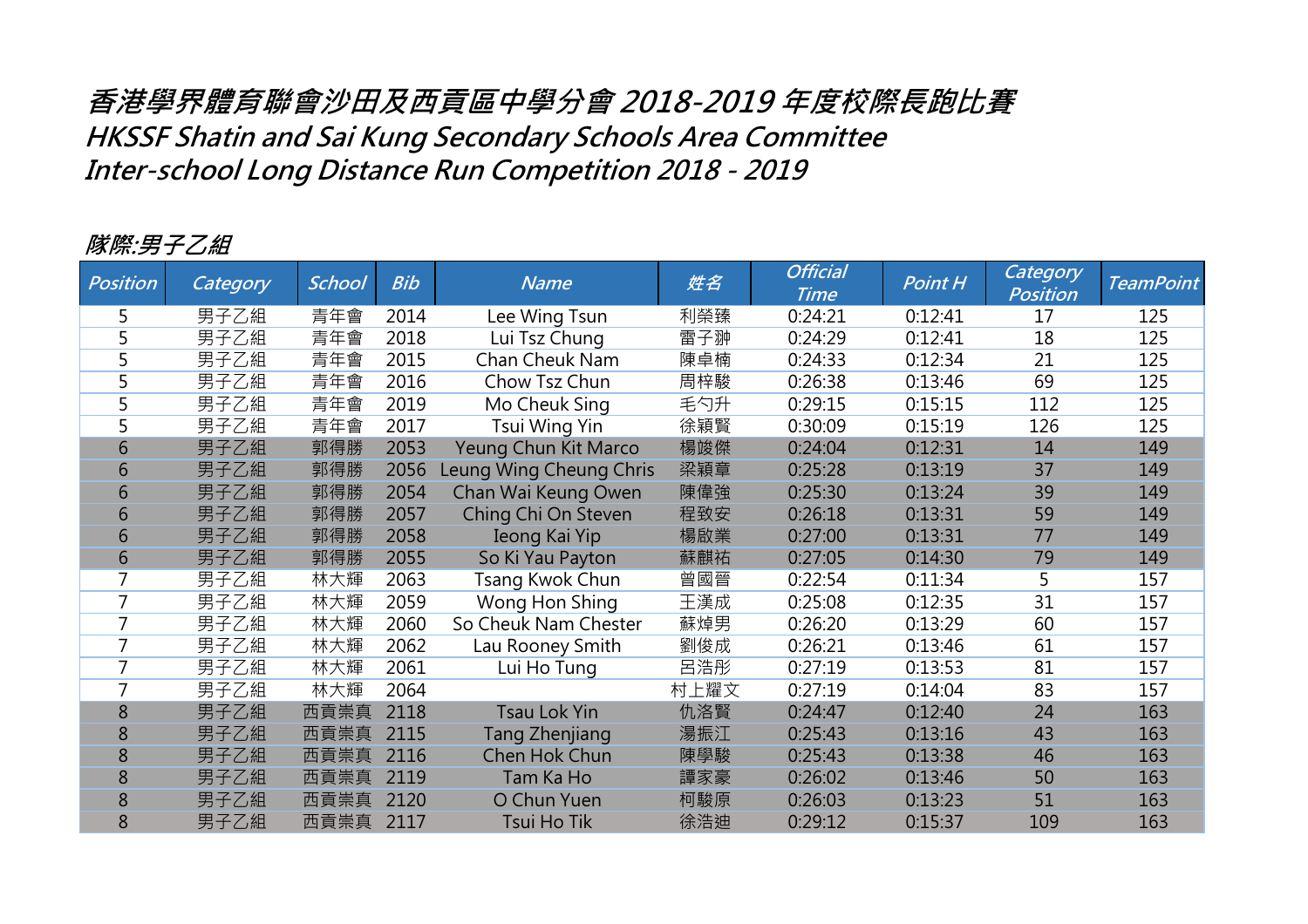# 香港學界體育聯會沙田及西貢區中學分會 2018-2019 年度校際長跑比賽
# HKSSF Shatin and Sai Kung Secondary Schools Area Committee
# Inter-school Long Distance Run Competition 2018 - 2019

## 隊際:男子乙組

| Position | Category | School | Bib | Name | 姓名 | Official Time | Point H | Category Position | TeamPoint |
|---|---|---|---|---|---|---|---|---|---|
| 5 | 男子乙組 | 青年會 | 2014 | Lee Wing Tsun | 利榮臻 | 0:24:21 | 0:12:41 | 17 | 125 |
| 5 | 男子乙組 | 青年會 | 2018 | Lui Tsz Chung | 雷子翀 | 0:24:29 | 0:12:41 | 18 | 125 |
| 5 | 男子乙組 | 青年會 | 2015 | Chan Cheuk Nam | 陳卓楠 | 0:24:33 | 0:12:34 | 21 | 125 |
| 5 | 男子乙組 | 青年會 | 2016 | Chow Tsz Chun | 周梓駿 | 0:26:38 | 0:13:46 | 69 | 125 |
| 5 | 男子乙組 | 青年會 | 2019 | Mo Cheuk Sing | 毛勺升 | 0:29:15 | 0:15:15 | 112 | 125 |
| 5 | 男子乙組 | 青年會 | 2017 | Tsui Wing Yin | 徐穎賢 | 0:30:09 | 0:15:19 | 126 | 125 |
| 6 | 男子乙組 | 郭得勝 | 2053 | Yeung Chun Kit Marco | 楊竣傑 | 0:24:04 | 0:12:31 | 14 | 149 |
| 6 | 男子乙組 | 郭得勝 | 2056 | Leung Wing Cheung Chris | 梁穎章 | 0:25:28 | 0:13:19 | 37 | 149 |
| 6 | 男子乙組 | 郭得勝 | 2054 | Chan Wai Keung Owen | 陳偉強 | 0:25:30 | 0:13:24 | 39 | 149 |
| 6 | 男子乙組 | 郭得勝 | 2057 | Ching Chi On Steven | 程致安 | 0:26:18 | 0:13:31 | 59 | 149 |
| 6 | 男子乙組 | 郭得勝 | 2058 | Ieong Kai Yip | 楊啟業 | 0:27:00 | 0:13:31 | 77 | 149 |
| 6 | 男子乙組 | 郭得勝 | 2055 | So Ki Yau Payton | 蘇麒祐 | 0:27:05 | 0:14:30 | 79 | 149 |
| 7 | 男子乙組 | 林大輝 | 2063 | Tsang Kwok Chun | 曾國晉 | 0:22:54 | 0:11:34 | 5 | 157 |
| 7 | 男子乙組 | 林大輝 | 2059 | Wong Hon Shing | 王漢成 | 0:25:08 | 0:12:35 | 31 | 157 |
| 7 | 男子乙組 | 林大輝 | 2060 | So Cheuk Nam Chester | 蘇焯男 | 0:26:20 | 0:13:29 | 60 | 157 |
| 7 | 男子乙組 | 林大輝 | 2062 | Lau Rooney Smith | 劉俊成 | 0:26:21 | 0:13:46 | 61 | 157 |
| 7 | 男子乙組 | 林大輝 | 2061 | Lui Ho Tung | 呂浩彤 | 0:27:19 | 0:13:53 | 81 | 157 |
| 7 | 男子乙組 | 林大輝 | 2064 | | 村上耀文 | 0:27:19 | 0:14:04 | 83 | 157 |
| 8 | 男子乙組 | 西貢崇真 | 2118 | Tsau Lok Yin | 仇洛賢 | 0:24:47 | 0:12:40 | 24 | 163 |
| 8 | 男子乙組 | 西貢崇真 | 2115 | Tang Zhenjiang | 湯振江 | 0:25:43 | 0:13:16 | 43 | 163 |
| 8 | 男子乙組 | 西貢崇真 | 2116 | Chen Hok Chun | 陳學駿 | 0:25:43 | 0:13:38 | 46 | 163 |
| 8 | 男子乙組 | 西貢崇真 | 2119 | Tam Ka Ho | 譚家豪 | 0:26:02 | 0:13:46 | 50 | 163 |
| 8 | 男子乙組 | 西貢崇真 | 2120 | O Chun Yuen | 柯駿原 | 0:26:03 | 0:13:23 | 51 | 163 |
| 8 | 男子乙組 | 西貢崇真 | 2117 | Tsui Ho Tik | 徐浩迪 | 0:29:12 | 0:15:37 | 109 | 163 |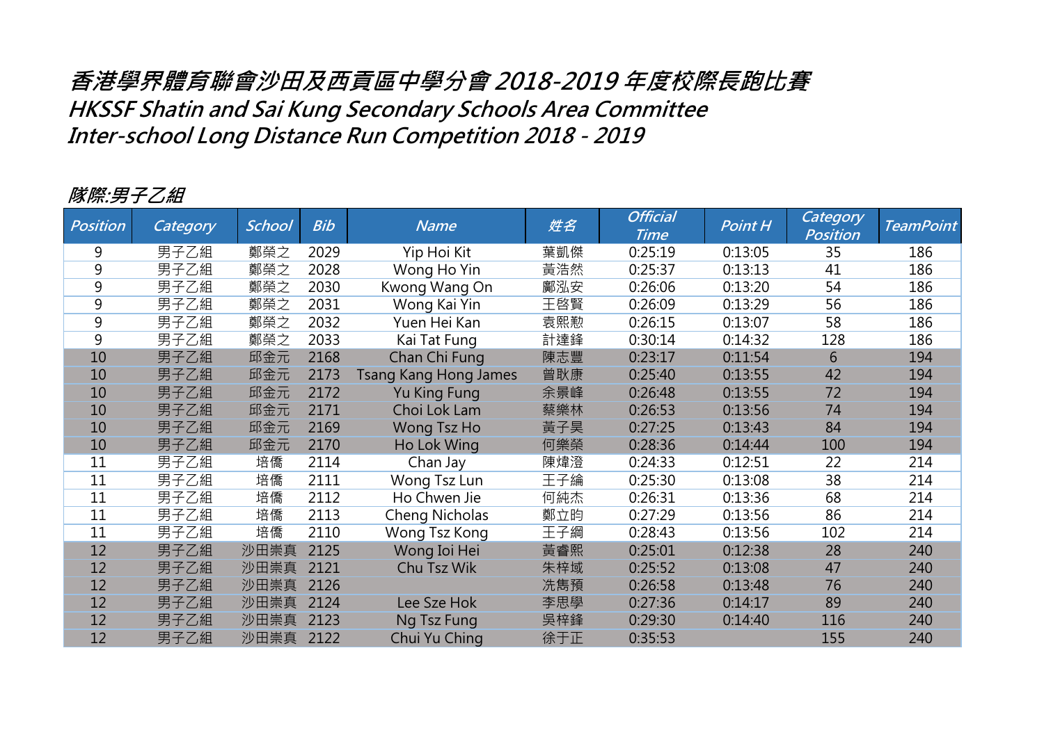# 香港學界體育聯會沙田及西貢區中學分會 2018-2019 年度校際長跑比賽
# HKSSF Shatin and Sai Kung Secondary Schools Area Committee
# Inter-school Long Distance Run Competition 2018 - 2019

## 隊際:男子乙組

| Position | Category | School | Bib | Name | 姓名 | Official Time | Point H | Category Position | TeamPoint |
|---|---|---|---|---|---|---|---|---|---|
| 9 | 男子乙組 | 鄭榮之 | 2029 | Yip Hoi Kit | 葉凱傑 | 0:25:19 | 0:13:05 | 35 | 186 |
| 9 | 男子乙組 | 鄭榮之 | 2028 | Wong Ho Yin | 黃浩然 | 0:25:37 | 0:13:13 | 41 | 186 |
| 9 | 男子乙組 | 鄭榮之 | 2030 | Kwong Wang On | 鄺泓安 | 0:26:06 | 0:13:20 | 54 | 186 |
| 9 | 男子乙組 | 鄭榮之 | 2031 | Wong Kai Yin | 王啓賢 | 0:26:09 | 0:13:29 | 56 | 186 |
| 9 | 男子乙組 | 鄭榮之 | 2032 | Yuen Hei Kan | 袁熙勲 | 0:26:15 | 0:13:07 | 58 | 186 |
| 9 | 男子乙組 | 鄭榮之 | 2033 | Kai Tat Fung | 計達鋒 | 0:30:14 | 0:14:32 | 128 | 186 |
| 10 | 男子乙組 | 邱金元 | 2168 | Chan Chi Fung | 陳志豐 | 0:23:17 | 0:11:54 | 6 | 194 |
| 10 | 男子乙組 | 邱金元 | 2173 | Tsang Kang Hong James | 曾耿康 | 0:25:40 | 0:13:55 | 42 | 194 |
| 10 | 男子乙組 | 邱金元 | 2172 | Yu King Fung | 余景峰 | 0:26:48 | 0:13:55 | 72 | 194 |
| 10 | 男子乙組 | 邱金元 | 2171 | Choi Lok Lam | 蔡樂林 | 0:26:53 | 0:13:56 | 74 | 194 |
| 10 | 男子乙組 | 邱金元 | 2169 | Wong Tsz Ho | 黃子昊 | 0:27:25 | 0:13:43 | 84 | 194 |
| 10 | 男子乙組 | 邱金元 | 2170 | Ho Lok Wing | 何樂燊 | 0:28:36 | 0:14:44 | 100 | 194 |
| 11 | 男子乙組 | 培僑 | 2114 | Chan Jay | 陳煒澄 | 0:24:33 | 0:12:51 | 22 | 214 |
| 11 | 男子乙組 | 培僑 | 2111 | Wong Tsz Lun | 王子綸 | 0:25:30 | 0:13:08 | 38 | 214 |
| 11 | 男子乙組 | 培僑 | 2112 | Ho Chwen Jie | 何純杰 | 0:26:31 | 0:13:36 | 68 | 214 |
| 11 | 男子乙組 | 培僑 | 2113 | Cheng Nicholas | 鄭立昀 | 0:27:29 | 0:13:56 | 86 | 214 |
| 11 | 男子乙組 | 培僑 | 2110 | Wong Tsz Kong | 王子綱 | 0:28:43 | 0:13:56 | 102 | 214 |
| 12 | 男子乙組 | 沙田崇真 | 2125 | Wong Ioi Hei | 黃睿熙 | 0:25:01 | 0:12:38 | 28 | 240 |
| 12 | 男子乙組 | 沙田崇真 | 2121 | Chu Tsz Wik | 朱梓域 | 0:25:52 | 0:13:08 | 47 | 240 |
| 12 | 男子乙組 | 沙田崇真 | 2126 | | 冼雋預 | 0:26:58 | 0:13:48 | 76 | 240 |
| 12 | 男子乙組 | 沙田崇真 | 2124 | Lee Sze Hok | 李思學 | 0:27:36 | 0:14:17 | 89 | 240 |
| 12 | 男子乙組 | 沙田崇真 | 2123 | Ng Tsz Fung | 吳梓鋒 | 0:29:30 | 0:14:40 | 116 | 240 |
| 12 | 男子乙組 | 沙田崇真 | 2122 | Chui Yu Ching | 徐于正 | 0:35:53 | | 155 | 240 |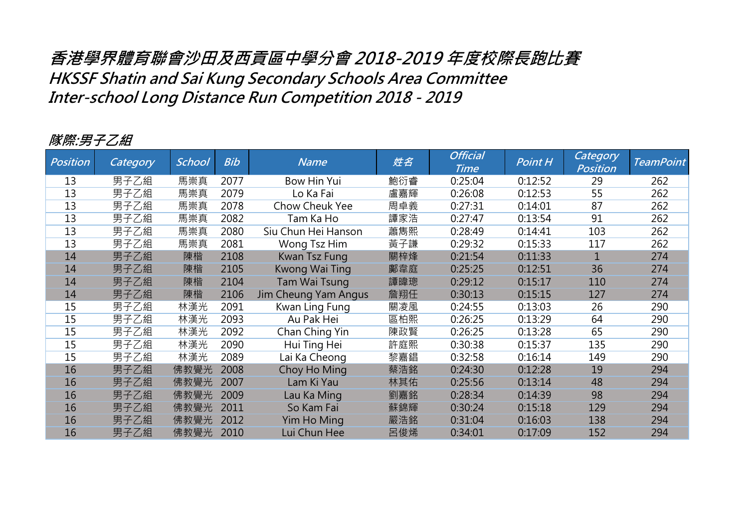# 香港學界體育聯會沙田及西貢區中學分會 2018-2019 年度校際長跑比賽
# HKSSF Shatin and Sai Kung Secondary Schools Area Committee
# Inter-school Long Distance Run Competition 2018 - 2019

## 隊際:男子乙組

| Position | Category | School | Bib | Name | 姓名 | Official Time | Point H | Category Position | TeamPoint |
|---|---|---|---|---|---|---|---|---|---|
| 13 | 男子乙組 | 馬崇真 | 2077 | Bow Hin Yui | 鮑衍睿 | 0:25:04 | 0:12:52 | 29 | 262 |
| 13 | 男子乙組 | 馬崇真 | 2079 | Lo Ka Fai | 盧嘉輝 | 0:26:08 | 0:12:53 | 55 | 262 |
| 13 | 男子乙組 | 馬崇真 | 2078 | Chow Cheuk Yee | 周卓義 | 0:27:31 | 0:14:01 | 87 | 262 |
| 13 | 男子乙組 | 馬崇真 | 2082 | Tam Ka Ho | 譚家浩 | 0:27:47 | 0:13:54 | 91 | 262 |
| 13 | 男子乙組 | 馬崇真 | 2080 | Siu Chun Hei Hanson | 蕭雋熙 | 0:28:49 | 0:14:41 | 103 | 262 |
| 13 | 男子乙組 | 馬崇真 | 2081 | Wong Tsz Him | 黃子謙 | 0:29:32 | 0:15:33 | 117 | 262 |
| 14 | 男子乙組 | 陳楷 | 2108 | Kwan Tsz Fung | 關梓烽 | 0:21:54 | 0:11:33 | 1 | 274 |
| 14 | 男子乙組 | 陳楷 | 2105 | Kwong Wai Ting | 鄺韋庭 | 0:25:25 | 0:12:51 | 36 | 274 |
| 14 | 男子乙組 | 陳楷 | 2104 | Tam Wai Tsung | 譚暐璁 | 0:29:12 | 0:15:17 | 110 | 274 |
| 14 | 男子乙組 | 陳楷 | 2106 | Jim Cheung Yam Angus | 詹翔任 | 0:30:13 | 0:15:15 | 127 | 274 |
| 15 | 男子乙組 | 林漢光 | 2091 | Kwan Ling Fung | 關凌風 | 0:24:55 | 0:13:03 | 26 | 290 |
| 15 | 男子乙組 | 林漢光 | 2093 | Au Pak Hei | 區柏熙 | 0:26:25 | 0:13:29 | 64 | 290 |
| 15 | 男子乙組 | 林漢光 | 2092 | Chan Ching Yin | 陳政賢 | 0:26:25 | 0:13:28 | 65 | 290 |
| 15 | 男子乙組 | 林漢光 | 2090 | Hui Ting Hei | 許庭熙 | 0:30:38 | 0:15:37 | 135 | 290 |
| 15 | 男子乙組 | 林漢光 | 2089 | Lai Ka Cheong | 黎嘉錩 | 0:32:58 | 0:16:14 | 149 | 290 |
| 16 | 男子乙組 | 佛教覺光 | 2008 | Choy Ho Ming | 蔡浩銘 | 0:24:30 | 0:12:28 | 19 | 294 |
| 16 | 男子乙組 | 佛教覺光 | 2007 | Lam Ki Yau | 林其佑 | 0:25:56 | 0:13:14 | 48 | 294 |
| 16 | 男子乙組 | 佛教覺光 | 2009 | Lau Ka Ming | 劉嘉銘 | 0:28:34 | 0:14:39 | 98 | 294 |
| 16 | 男子乙組 | 佛教覺光 | 2011 | So Kam Fai | 蘇錦輝 | 0:30:24 | 0:15:18 | 129 | 294 |
| 16 | 男子乙組 | 佛教覺光 | 2012 | Yim Ho Ming | 嚴浩銘 | 0:31:04 | 0:16:03 | 138 | 294 |
| 16 | 男子乙組 | 佛教覺光 | 2010 | Lui Chun Hee | 呂俊烯 | 0:34:01 | 0:17:09 | 152 | 294 |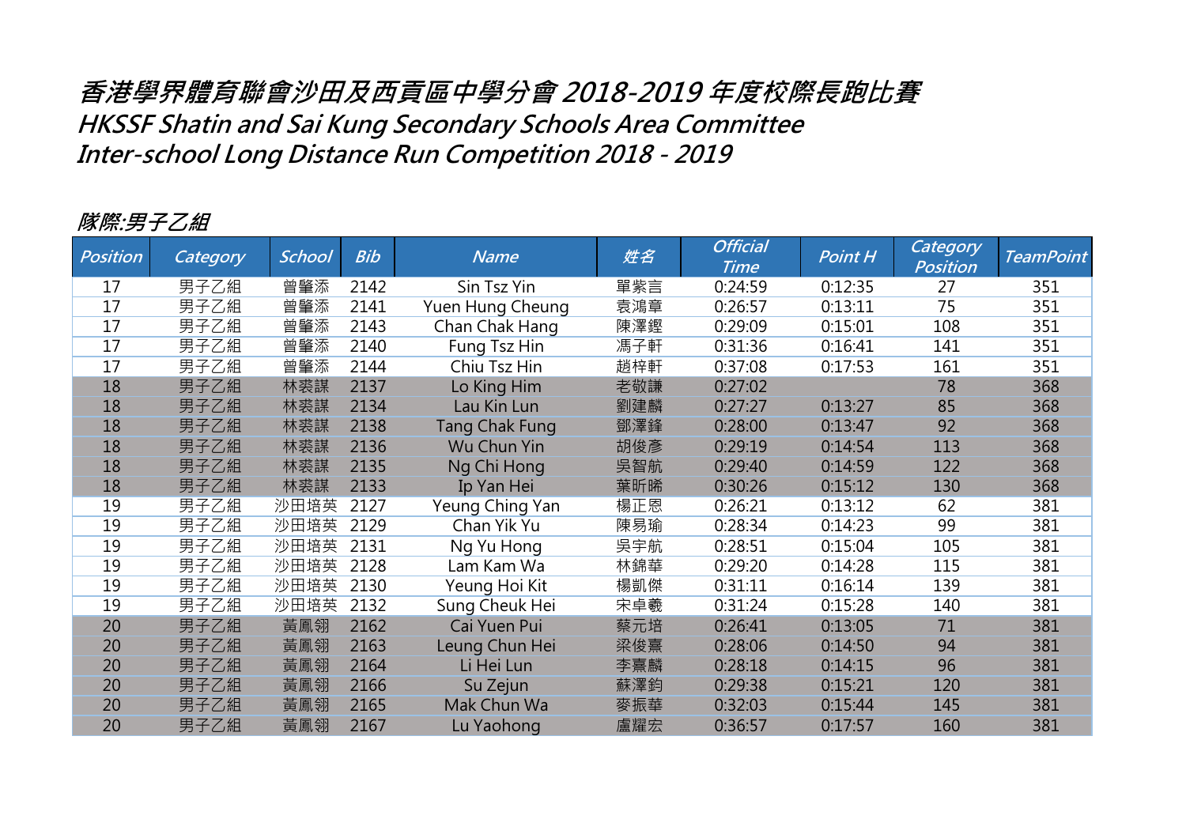# 香港學界體育聯會沙田及西貢區中學分會 2018-2019 年度校際長跑比賽
# HKSSF Shatin and Sai Kung Secondary Schools Area Committee
# Inter-school Long Distance Run Competition 2018 - 2019

## 隊際:男子乙組

| Position | Category | School | Bib | Name | 姓名 | Official Time | Point H | Category Position | TeamPoint |
|---|---|---|---|---|---|---|---|---|---|
| 17 | 男子乙組 | 曾肇添 | 2142 | Sin Tsz Yin | 單紫言 | 0:24:59 | 0:12:35 | 27 | 351 |
| 17 | 男子乙組 | 曾肇添 | 2141 | Yuen Hung Cheung | 袁鴻章 | 0:26:57 | 0:13:11 | 75 | 351 |
| 17 | 男子乙組 | 曾肇添 | 2143 | Chan Chak Hang | 陳澤鏗 | 0:29:09 | 0:15:01 | 108 | 351 |
| 17 | 男子乙組 | 曾肇添 | 2140 | Fung Tsz Hin | 馮子軒 | 0:31:36 | 0:16:41 | 141 | 351 |
| 17 | 男子乙組 | 曾肇添 | 2144 | Chiu Tsz Hin | 趙梓軒 | 0:37:08 | 0:17:53 | 161 | 351 |
| 18 | 男子乙組 | 林裘謀 | 2137 | Lo King Him | 老敬謙 | 0:27:02 | | 78 | 368 |
| 18 | 男子乙組 | 林裘謀 | 2134 | Lau Kin Lun | 劉建麟 | 0:27:27 | 0:13:27 | 85 | 368 |
| 18 | 男子乙組 | 林裘謀 | 2138 | Tang Chak Fung | 鄧澤鋒 | 0:28:00 | 0:13:47 | 92 | 368 |
| 18 | 男子乙組 | 林裘謀 | 2136 | Wu Chun Yin | 胡俊彥 | 0:29:19 | 0:14:54 | 113 | 368 |
| 18 | 男子乙組 | 林裘謀 | 2135 | Ng Chi Hong | 吳智航 | 0:29:40 | 0:14:59 | 122 | 368 |
| 18 | 男子乙組 | 林裘謀 | 2133 | Ip Yan Hei | 葉昕晞 | 0:30:26 | 0:15:12 | 130 | 368 |
| 19 | 男子乙組 | 沙田培英 | 2127 | Yeung Ching Yan | 楊正恩 | 0:26:21 | 0:13:12 | 62 | 381 |
| 19 | 男子乙組 | 沙田培英 | 2129 | Chan Yik Yu | 陳易瑜 | 0:28:34 | 0:14:23 | 99 | 381 |
| 19 | 男子乙組 | 沙田培英 | 2131 | Ng Yu Hong | 吳宇航 | 0:28:51 | 0:15:04 | 105 | 381 |
| 19 | 男子乙組 | 沙田培英 | 2128 | Lam Kam Wa | 林錦華 | 0:29:20 | 0:14:28 | 115 | 381 |
| 19 | 男子乙組 | 沙田培英 | 2130 | Yeung Hoi Kit | 楊凱傑 | 0:31:11 | 0:16:14 | 139 | 381 |
| 19 | 男子乙組 | 沙田培英 | 2132 | Sung Cheuk Hei | 宋卓羲 | 0:31:24 | 0:15:28 | 140 | 381 |
| 20 | 男子乙組 | 黃鳳翎 | 2162 | Cai Yuen Pui | 蔡元培 | 0:26:41 | 0:13:05 | 71 | 381 |
| 20 | 男子乙組 | 黃鳳翎 | 2163 | Leung Chun Hei | 梁俊熹 | 0:28:06 | 0:14:50 | 94 | 381 |
| 20 | 男子乙組 | 黃鳳翎 | 2164 | Li Hei Lun | 李熹麟 | 0:28:18 | 0:14:15 | 96 | 381 |
| 20 | 男子乙組 | 黃鳳翎 | 2166 | Su Zejun | 蘇澤鈞 | 0:29:38 | 0:15:21 | 120 | 381 |
| 20 | 男子乙組 | 黃鳳翎 | 2165 | Mak Chun Wa | 麥振華 | 0:32:03 | 0:15:44 | 145 | 381 |
| 20 | 男子乙組 | 黃鳳翎 | 2167 | Lu Yaohong | 盧耀宏 | 0:36:57 | 0:17:57 | 160 | 381 |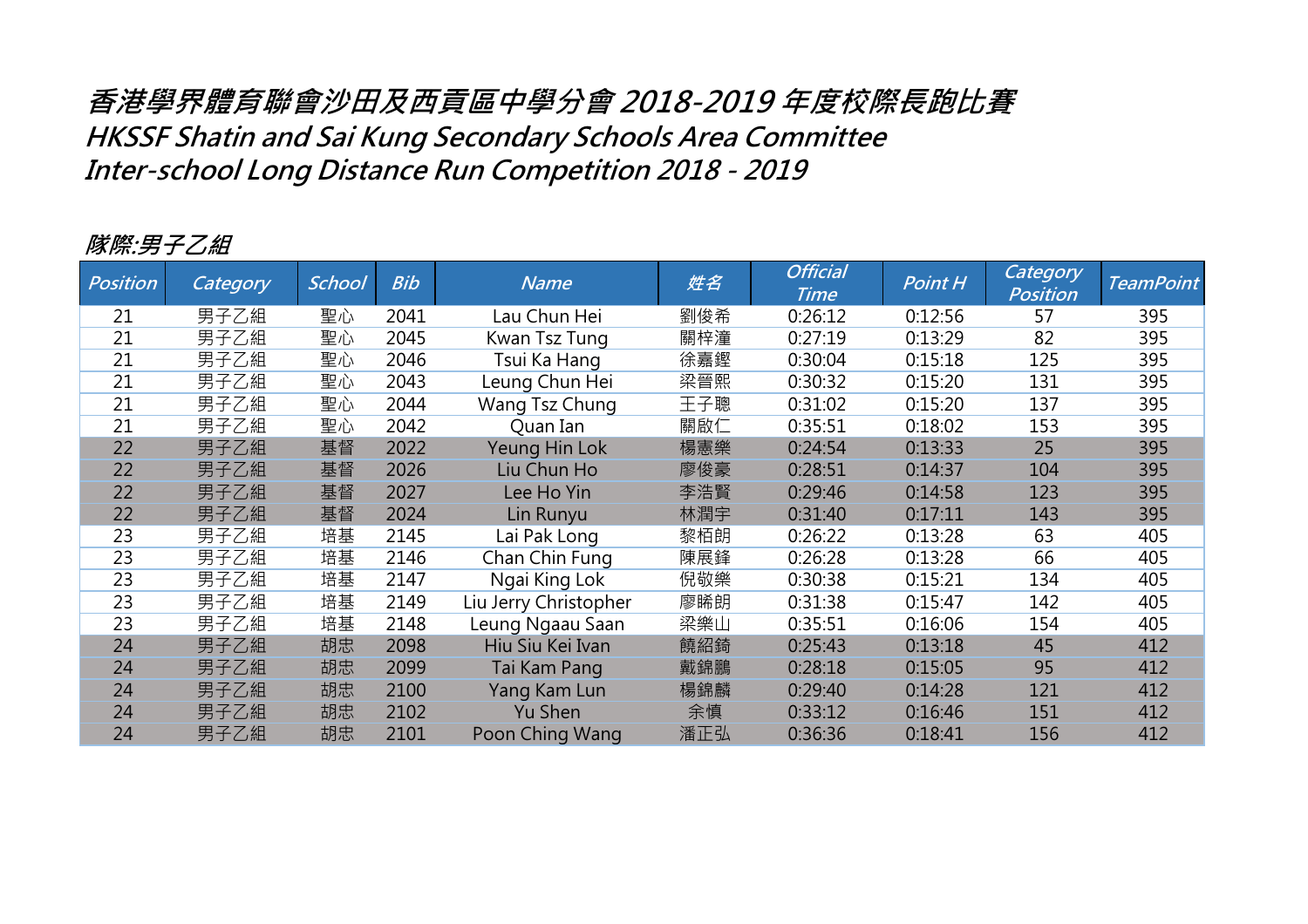# 香港學界體育聯會沙田及西貢區中學分會 2018-2019 年度校際長跑比賽
# HKSSF Shatin and Sai Kung Secondary Schools Area Committee
# Inter-school Long Distance Run Competition 2018 - 2019

## 隊際:男子乙組

| Position | Category | School | Bib | Name | 姓名 | Official Time | Point H | Category Position | TeamPoint |
|---|---|---|---|---|---|---|---|---|---|
| 21 | 男子乙組 | 聖心 | 2041 | Lau Chun Hei | 劉俊希 | 0:26:12 | 0:12:56 | 57 | 395 |
| 21 | 男子乙組 | 聖心 | 2045 | Kwan Tsz Tung | 關梓潼 | 0:27:19 | 0:13:29 | 82 | 395 |
| 21 | 男子乙組 | 聖心 | 2046 | Tsui Ka Hang | 徐嘉鏗 | 0:30:04 | 0:15:18 | 125 | 395 |
| 21 | 男子乙組 | 聖心 | 2043 | Leung Chun Hei | 梁晉熙 | 0:30:32 | 0:15:20 | 131 | 395 |
| 21 | 男子乙組 | 聖心 | 2044 | Wang Tsz Chung | 王子聰 | 0:31:02 | 0:15:20 | 137 | 395 |
| 21 | 男子乙組 | 聖心 | 2042 | Quan Ian | 關啟仁 | 0:35:51 | 0:18:02 | 153 | 395 |
| 22 | 男子乙組 | 基督 | 2022 | Yeung Hin Lok | 楊憲樂 | 0:24:54 | 0:13:33 | 25 | 395 |
| 22 | 男子乙組 | 基督 | 2026 | Liu Chun Ho | 廖俊豪 | 0:28:51 | 0:14:37 | 104 | 395 |
| 22 | 男子乙組 | 基督 | 2027 | Lee Ho Yin | 李浩賢 | 0:29:46 | 0:14:58 | 123 | 395 |
| 22 | 男子乙組 | 基督 | 2024 | Lin Runyu | 林潤宇 | 0:31:40 | 0:17:11 | 143 | 395 |
| 23 | 男子乙組 | 培基 | 2145 | Lai Pak Long | 黎栢朗 | 0:26:22 | 0:13:28 | 63 | 405 |
| 23 | 男子乙組 | 培基 | 2146 | Chan Chin Fung | 陳展鋒 | 0:26:28 | 0:13:28 | 66 | 405 |
| 23 | 男子乙組 | 培基 | 2147 | Ngai King Lok | 倪敬樂 | 0:30:38 | 0:15:21 | 134 | 405 |
| 23 | 男子乙組 | 培基 | 2149 | Liu Jerry Christopher | 廖晞朗 | 0:31:38 | 0:15:47 | 142 | 405 |
| 23 | 男子乙組 | 培基 | 2148 | Leung Ngaau Saan | 梁樂山 | 0:35:51 | 0:16:06 | 154 | 405 |
| 24 | 男子乙組 | 胡忠 | 2098 | Hiu Siu Kei Ivan | 饒紹錡 | 0:25:43 | 0:13:18 | 45 | 412 |
| 24 | 男子乙組 | 胡忠 | 2099 | Tai Kam Pang | 戴錦鵬 | 0:28:18 | 0:15:05 | 95 | 412 |
| 24 | 男子乙組 | 胡忠 | 2100 | Yang Kam Lun | 楊錦麟 | 0:29:40 | 0:14:28 | 121 | 412 |
| 24 | 男子乙組 | 胡忠 | 2102 | Yu Shen | 余慎 | 0:33:12 | 0:16:46 | 151 | 412 |
| 24 | 男子乙組 | 胡忠 | 2101 | Poon Ching Wang | 潘正弘 | 0:36:36 | 0:18:41 | 156 | 412 |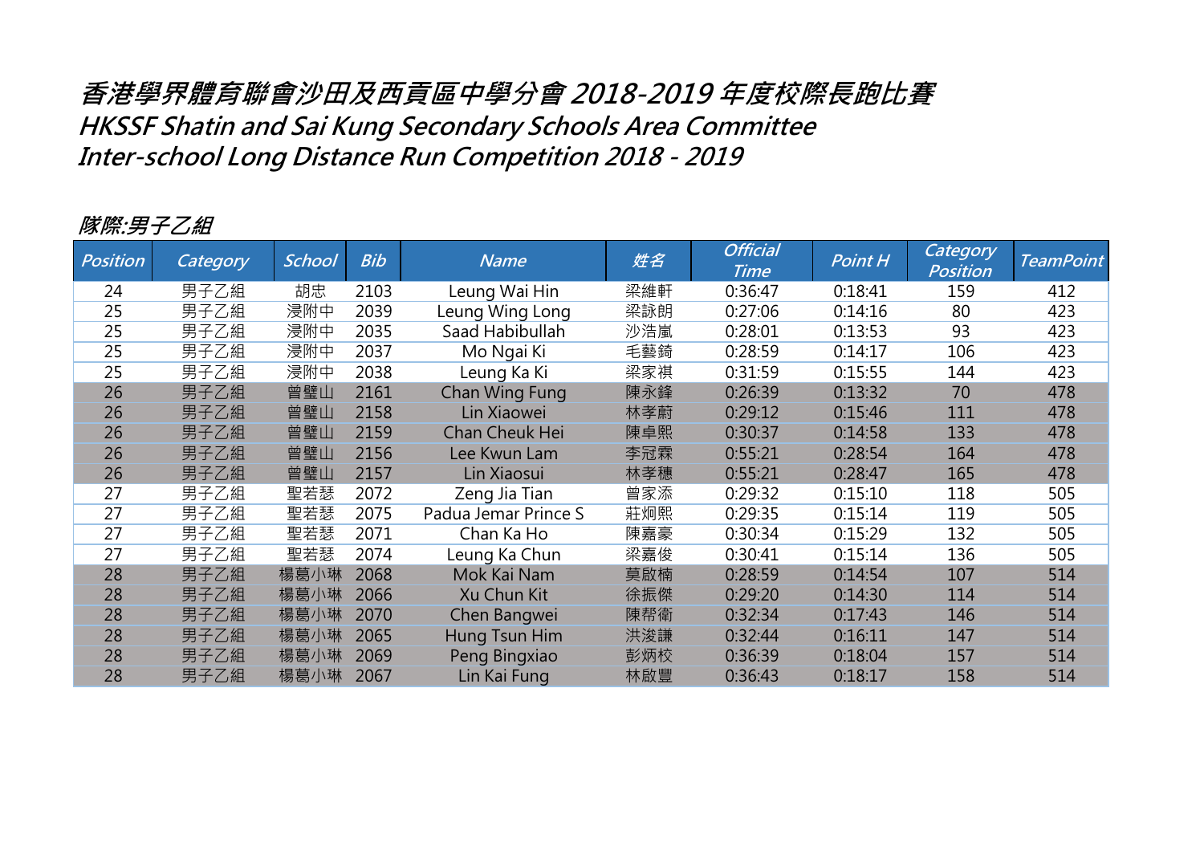# 香港學界體育聯會沙田及西貢區中學分會 2018-2019 年度校際長跑比賽
# HKSSF Shatin and Sai Kung Secondary Schools Area Committee
# Inter-school Long Distance Run Competition 2018 - 2019

## 隊際:男子乙組

| Position | Category | School | Bib | Name | 姓名 | Official Time | Point H | Category Position | TeamPoint |
|---|---|---|---|---|---|---|---|---|---|
| 24 | 男子乙組 | 胡忠 | 2103 | Leung Wai Hin | 梁維軒 | 0:36:47 | 0:18:41 | 159 | 412 |
| 25 | 男子乙組 | 浸附中 | 2039 | Leung Wing Long | 梁詠朗 | 0:27:06 | 0:14:16 | 80 | 423 |
| 25 | 男子乙組 | 浸附中 | 2035 | Saad Habibullah | 沙浩嵐 | 0:28:01 | 0:13:53 | 93 | 423 |
| 25 | 男子乙組 | 浸附中 | 2037 | Mo Ngai Ki | 毛藝錡 | 0:28:59 | 0:14:17 | 106 | 423 |
| 25 | 男子乙組 | 浸附中 | 2038 | Leung Ka Ki | 梁家祺 | 0:31:59 | 0:15:55 | 144 | 423 |
| 26 | 男子乙組 | 曾璧山 | 2161 | Chan Wing Fung | 陳永鋒 | 0:26:39 | 0:13:32 | 70 | 478 |
| 26 | 男子乙組 | 曾璧山 | 2158 | Lin Xiaowei | 林孝蔚 | 0:29:12 | 0:15:46 | 111 | 478 |
| 26 | 男子乙組 | 曾璧山 | 2159 | Chan Cheuk Hei | 陳卓熙 | 0:30:37 | 0:14:58 | 133 | 478 |
| 26 | 男子乙組 | 曾璧山 | 2156 | Lee Kwun Lam | 李冠霖 | 0:55:21 | 0:28:54 | 164 | 478 |
| 26 | 男子乙組 | 曾璧山 | 2157 | Lin Xiaosui | 林孝穗 | 0:55:21 | 0:28:47 | 165 | 478 |
| 27 | 男子乙組 | 聖若瑟 | 2072 | Zeng Jia Tian | 曾家添 | 0:29:32 | 0:15:10 | 118 | 505 |
| 27 | 男子乙組 | 聖若瑟 | 2075 | Padua Jemar Prince S | 莊炯熙 | 0:29:35 | 0:15:14 | 119 | 505 |
| 27 | 男子乙組 | 聖若瑟 | 2071 | Chan Ka Ho | 陳嘉豪 | 0:30:34 | 0:15:29 | 132 | 505 |
| 27 | 男子乙組 | 聖若瑟 | 2074 | Leung Ka Chun | 梁嘉俊 | 0:30:41 | 0:15:14 | 136 | 505 |
| 28 | 男子乙組 | 楊葛小琳 | 2068 | Mok Kai Nam | 莫啟楠 | 0:28:59 | 0:14:54 | 107 | 514 |
| 28 | 男子乙組 | 楊葛小琳 | 2066 | Xu Chun Kit | 徐振傑 | 0:29:20 | 0:14:30 | 114 | 514 |
| 28 | 男子乙組 | 楊葛小琳 | 2070 | Chen Bangwei | 陳帮衛 | 0:32:34 | 0:17:43 | 146 | 514 |
| 28 | 男子乙組 | 楊葛小琳 | 2065 | Hung Tsun Him | 洪浚謙 | 0:32:44 | 0:16:11 | 147 | 514 |
| 28 | 男子乙組 | 楊葛小琳 | 2069 | Peng Bingxiao | 彭炳校 | 0:36:39 | 0:18:04 | 157 | 514 |
| 28 | 男子乙組 | 楊葛小琳 | 2067 | Lin Kai Fung | 林啟豐 | 0:36:43 | 0:18:17 | 158 | 514 |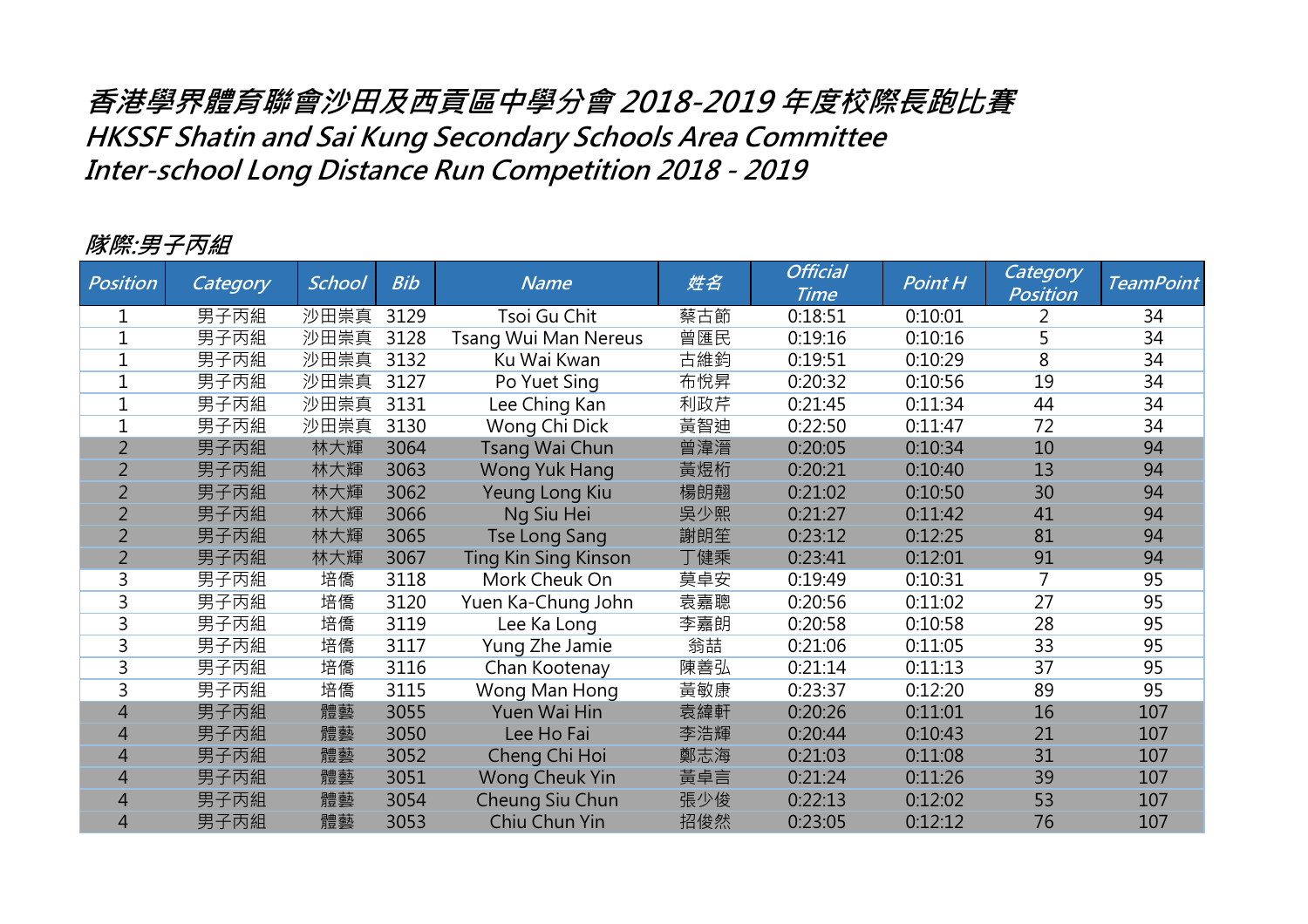# 香港學界體育聯會沙田及西貢區中學分會 2018-2019 年度校際長跑比賽
# HKSSF Shatin and Sai Kung Secondary Schools Area Committee
# Inter-school Long Distance Run Competition 2018 - 2019

## 隊際:男子丙組

| Position | Category | School | Bib | Name | 姓名 | Official Time | Point H | Category Position | TeamPoint |
|---|---|---|---|---|---|---|---|---|---|
| 1 | 男子丙組 | 沙田崇真 | 3129 | Tsoi Gu Chit | 蔡古節 | 0:18:51 | 0:10:01 | 2 | 34 |
| 1 | 男子丙組 | 沙田崇真 | 3128 | Tsang Wui Man Nereus | 曾匯民 | 0:19:16 | 0:10:16 | 5 | 34 |
| 1 | 男子丙組 | 沙田崇真 | 3132 | Ku Wai Kwan | 古維鈞 | 0:19:51 | 0:10:29 | 8 | 34 |
| 1 | 男子丙組 | 沙田崇真 | 3127 | Po Yuet Sing | 布悅昇 | 0:20:32 | 0:10:56 | 19 | 34 |
| 1 | 男子丙組 | 沙田崇真 | 3131 | Lee Ching Kan | 利政芹 | 0:21:45 | 0:11:34 | 44 | 34 |
| 1 | 男子丙組 | 沙田崇真 | 3130 | Wong Chi Dick | 黃智迪 | 0:22:50 | 0:11:47 | 72 | 34 |
| 2 | 男子丙組 | 林大輝 | 3064 | Tsang Wai Chun | 曾瑋澯 | 0:20:05 | 0:10:34 | 10 | 94 |
| 2 | 男子丙組 | 林大輝 | 3063 | Wong Yuk Hang | 黃煜桁 | 0:20:21 | 0:10:40 | 13 | 94 |
| 2 | 男子丙組 | 林大輝 | 3062 | Yeung Long Kiu | 楊朗翹 | 0:21:02 | 0:10:50 | 30 | 94 |
| 2 | 男子丙組 | 林大輝 | 3066 | Ng Siu Hei | 吳少熙 | 0:21:27 | 0:11:42 | 41 | 94 |
| 2 | 男子丙組 | 林大輝 | 3065 | Tse Long Sang | 謝朗笙 | 0:23:12 | 0:12:25 | 81 | 94 |
| 2 | 男子丙組 | 林大輝 | 3067 | Ting Kin Sing Kinson | 丁健乘 | 0:23:41 | 0:12:01 | 91 | 94 |
| 3 | 男子丙組 | 培僑 | 3118 | Mork Cheuk On | 莫卓安 | 0:19:49 | 0:10:31 | 7 | 95 |
| 3 | 男子丙組 | 培僑 | 3120 | Yuen Ka-Chung John | 袁嘉聰 | 0:20:56 | 0:11:02 | 27 | 95 |
| 3 | 男子丙組 | 培僑 | 3119 | Lee Ka Long | 李嘉朗 | 0:20:58 | 0:10:58 | 28 | 95 |
| 3 | 男子丙組 | 培僑 | 3117 | Yung Zhe Jamie | 翁喆 | 0:21:06 | 0:11:05 | 33 | 95 |
| 3 | 男子丙組 | 培僑 | 3116 | Chan Kootenay | 陳善弘 | 0:21:14 | 0:11:13 | 37 | 95 |
| 3 | 男子丙組 | 培僑 | 3115 | Wong Man Hong | 黃敏康 | 0:23:37 | 0:12:20 | 89 | 95 |
| 4 | 男子丙組 | 體藝 | 3055 | Yuen Wai Hin | 袁緯軒 | 0:20:26 | 0:11:01 | 16 | 107 |
| 4 | 男子丙組 | 體藝 | 3050 | Lee Ho Fai | 李浩輝 | 0:20:44 | 0:10:43 | 21 | 107 |
| 4 | 男子丙組 | 體藝 | 3052 | Cheng Chi Hoi | 鄭志海 | 0:21:03 | 0:11:08 | 31 | 107 |
| 4 | 男子丙組 | 體藝 | 3051 | Wong Cheuk Yin | 黃卓言 | 0:21:24 | 0:11:26 | 39 | 107 |
| 4 | 男子丙組 | 體藝 | 3054 | Cheung Siu Chun | 張少俊 | 0:22:13 | 0:12:02 | 53 | 107 |
| 4 | 男子丙組 | 體藝 | 3053 | Chiu Chun Yin | 招俊然 | 0:23:05 | 0:12:12 | 76 | 107 |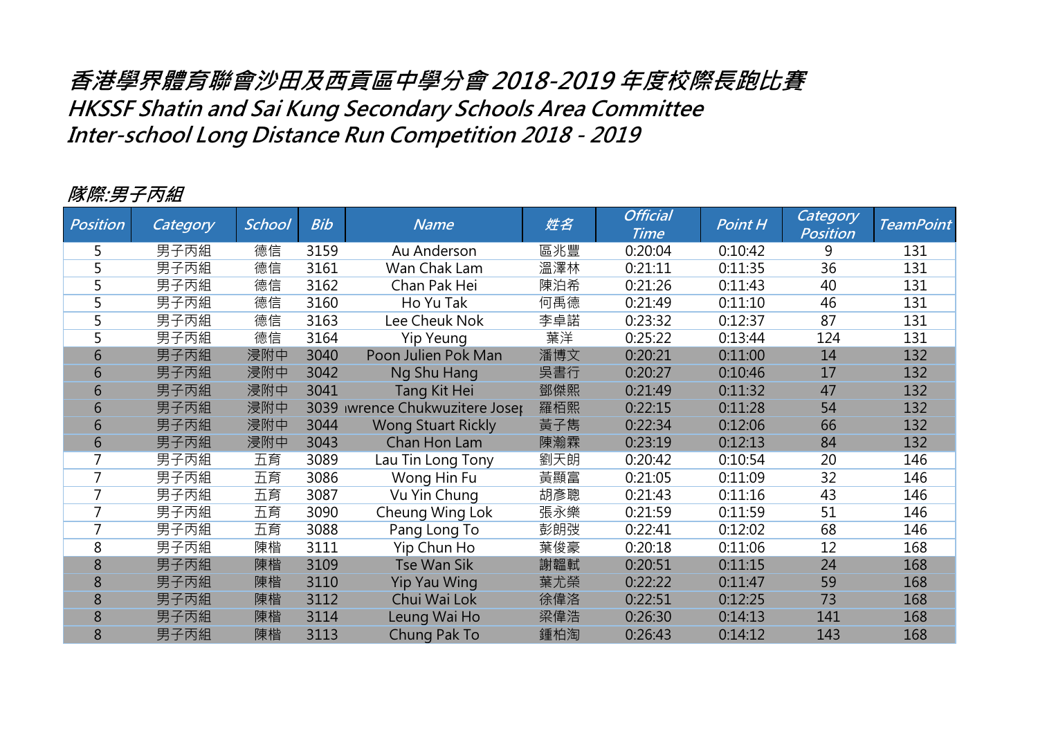# 香港學界體育聯會沙田及西貢區中學分會 2018-2019 年度校際長跑比賽
# HKSSF Shatin and Sai Kung Secondary Schools Area Committee
# Inter-school Long Distance Run Competition 2018 - 2019

## 隊際:男子丙組

| Position | Category | School | Bib | Name | 姓名 | Official Time | Point H | Category Position | TeamPoint |
|---|---|---|---|---|---|---|---|---|---|
| 5 | 男子丙組 | 德信 | 3159 | Au Anderson | 區兆豐 | 0:20:04 | 0:10:42 | 9 | 131 |
| 5 | 男子丙組 | 德信 | 3161 | Wan Chak Lam | 溫澤林 | 0:21:11 | 0:11:35 | 36 | 131 |
| 5 | 男子丙組 | 德信 | 3162 | Chan Pak Hei | 陳泊希 | 0:21:26 | 0:11:43 | 40 | 131 |
| 5 | 男子丙組 | 德信 | 3160 | Ho Yu Tak | 何禹德 | 0:21:49 | 0:11:10 | 46 | 131 |
| 5 | 男子丙組 | 德信 | 3163 | Lee Cheuk Nok | 李卓諾 | 0:23:32 | 0:12:37 | 87 | 131 |
| 5 | 男子丙組 | 德信 | 3164 | Yip Yeung | 葉洋 | 0:25:22 | 0:13:44 | 124 | 131 |
| 6 | 男子丙組 | 浸附中 | 3040 | Poon Julien Pok Man | 潘博文 | 0:20:21 | 0:11:00 | 14 | 132 |
| 6 | 男子丙組 | 浸附中 | 3042 | Ng Shu Hang | 吳書行 | 0:20:27 | 0:10:46 | 17 | 132 |
| 6 | 男子丙組 | 浸附中 | 3041 | Tang Kit Hei | 鄧傑熙 | 0:21:49 | 0:11:32 | 47 | 132 |
| 6 | 男子丙組 | 浸附中 | 3039 | ıwrence Chukwuzitere Josej | 羅栢熙 | 0:22:15 | 0:11:28 | 54 | 132 |
| 6 | 男子丙組 | 浸附中 | 3044 | Wong Stuart Rickly | 黃子雋 | 0:22:34 | 0:12:06 | 66 | 132 |
| 6 | 男子丙組 | 浸附中 | 3043 | Chan Hon Lam | 陳瀚霖 | 0:23:19 | 0:12:13 | 84 | 132 |
| 7 | 男子丙組 | 五育 | 3089 | Lau Tin Long Tony | 劉天朗 | 0:20:42 | 0:10:54 | 20 | 146 |
| 7 | 男子丙組 | 五育 | 3086 | Wong Hin Fu | 黃顯富 | 0:21:05 | 0:11:09 | 32 | 146 |
| 7 | 男子丙組 | 五育 | 3087 | Vu Yin Chung | 胡彥聰 | 0:21:43 | 0:11:16 | 43 | 146 |
| 7 | 男子丙組 | 五育 | 3090 | Cheung Wing Lok | 張永樂 | 0:21:59 | 0:11:59 | 51 | 146 |
| 7 | 男子丙組 | 五育 | 3088 | Pang Long To | 彭朗弢 | 0:22:41 | 0:12:02 | 68 | 146 |
| 8 | 男子丙組 | 陳楷 | 3111 | Yip Chun Ho | 葉俊豪 | 0:20:18 | 0:11:06 | 12 | 168 |
| 8 | 男子丙組 | 陳楷 | 3109 | Tse Wan Sik | 謝韞軾 | 0:20:51 | 0:11:15 | 24 | 168 |
| 8 | 男子丙組 | 陳楷 | 3110 | Yip Yau Wing | 葉尤榮 | 0:22:22 | 0:11:47 | 59 | 168 |
| 8 | 男子丙組 | 陳楷 | 3112 | Chui Wai Lok | 徐偉洛 | 0:22:51 | 0:12:25 | 73 | 168 |
| 8 | 男子丙組 | 陳楷 | 3114 | Leung Wai Ho | 梁偉浩 | 0:26:30 | 0:14:13 | 141 | 168 |
| 8 | 男子丙組 | 陳楷 | 3113 | Chung Pak To | 鍾柏淘 | 0:26:43 | 0:14:12 | 143 | 168 |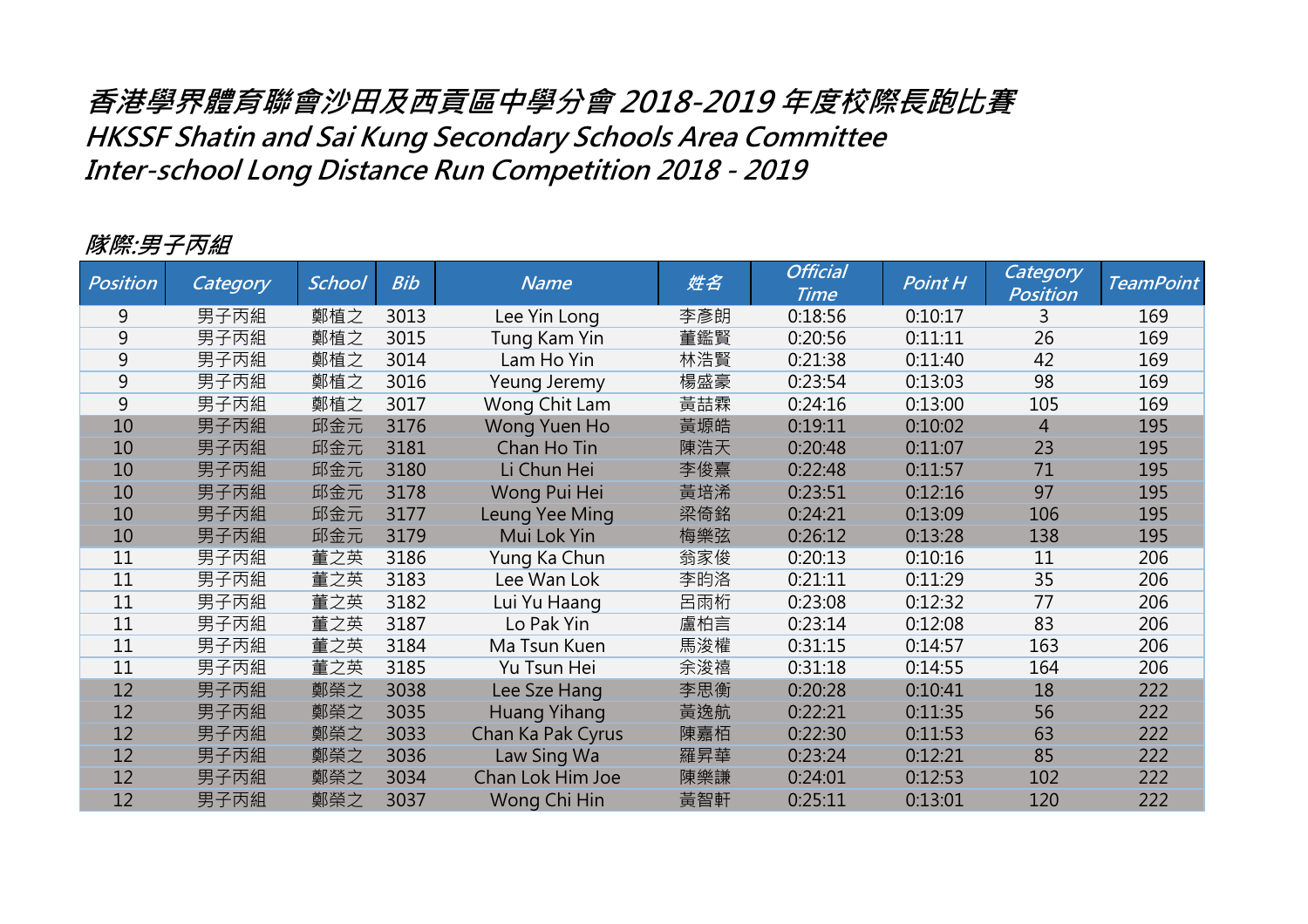# 香港學界體育聯會沙田及西貢區中學分會 2018-2019 年度校際長跑比賽
# HKSSF Shatin and Sai Kung Secondary Schools Area Committee
# Inter-school Long Distance Run Competition 2018 - 2019

## 隊際:男子丙組

| Position | Category | School | Bib | Name | 姓名 | Official Time | Point H | Category Position | TeamPoint |
|---|---|---|---|---|---|---|---|---|---|
| 9 | 男子丙組 | 鄭植之 | 3013 | Lee Yin Long | 李彥朗 | 0:18:56 | 0:10:17 | 3 | 169 |
| 9 | 男子丙組 | 鄭植之 | 3015 | Tung Kam Yin | 董鑑賢 | 0:20:56 | 0:11:11 | 26 | 169 |
| 9 | 男子丙組 | 鄭植之 | 3014 | Lam Ho Yin | 林浩賢 | 0:21:38 | 0:11:40 | 42 | 169 |
| 9 | 男子丙組 | 鄭植之 | 3016 | Yeung Jeremy | 楊盛豪 | 0:23:54 | 0:13:03 | 98 | 169 |
| 9 | 男子丙組 | 鄭植之 | 3017 | Wong Chit Lam | 黃喆霖 | 0:24:16 | 0:13:00 | 105 | 169 |
| 10 | 男子丙組 | 邱金元 | 3176 | Wong Yuen Ho | 黃塬皓 | 0:19:11 | 0:10:02 | 4 | 195 |
| 10 | 男子丙組 | 邱金元 | 3181 | Chan Ho Tin | 陳浩天 | 0:20:48 | 0:11:07 | 23 | 195 |
| 10 | 男子丙組 | 邱金元 | 3180 | Li Chun Hei | 李俊熹 | 0:22:48 | 0:11:57 | 71 | 195 |
| 10 | 男子丙組 | 邱金元 | 3178 | Wong Pui Hei | 黃培浠 | 0:23:51 | 0:12:16 | 97 | 195 |
| 10 | 男子丙組 | 邱金元 | 3177 | Leung Yee Ming | 梁倚銘 | 0:24:21 | 0:13:09 | 106 | 195 |
| 10 | 男子丙組 | 邱金元 | 3179 | Mui Lok Yin | 梅樂弦 | 0:26:12 | 0:13:28 | 138 | 195 |
| 11 | 男子丙組 | 董之英 | 3186 | Yung Ka Chun | 翁家俊 | 0:20:13 | 0:10:16 | 11 | 206 |
| 11 | 男子丙組 | 董之英 | 3183 | Lee Wan Lok | 李昀洛 | 0:21:11 | 0:11:29 | 35 | 206 |
| 11 | 男子丙組 | 董之英 | 3182 | Lui Yu Haang | 呂雨桁 | 0:23:08 | 0:12:32 | 77 | 206 |
| 11 | 男子丙組 | 董之英 | 3187 | Lo Pak Yin | 盧柏言 | 0:23:14 | 0:12:08 | 83 | 206 |
| 11 | 男子丙組 | 董之英 | 3184 | Ma Tsun Kuen | 馬浚權 | 0:31:15 | 0:14:57 | 163 | 206 |
| 11 | 男子丙組 | 董之英 | 3185 | Yu Tsun Hei | 余浚禧 | 0:31:18 | 0:14:55 | 164 | 206 |
| 12 | 男子丙組 | 鄭榮之 | 3038 | Lee Sze Hang | 李思衡 | 0:20:28 | 0:10:41 | 18 | 222 |
| 12 | 男子丙組 | 鄭榮之 | 3035 | Huang Yihang | 黃逸航 | 0:22:21 | 0:11:35 | 56 | 222 |
| 12 | 男子丙組 | 鄭榮之 | 3033 | Chan Ka Pak Cyrus | 陳嘉栢 | 0:22:30 | 0:11:53 | 63 | 222 |
| 12 | 男子丙組 | 鄭榮之 | 3036 | Law Sing Wa | 羅昇華 | 0:23:24 | 0:12:21 | 85 | 222 |
| 12 | 男子丙組 | 鄭榮之 | 3034 | Chan Lok Him Joe | 陳樂謙 | 0:24:01 | 0:12:53 | 102 | 222 |
| 12 | 男子丙組 | 鄭榮之 | 3037 | Wong Chi Hin | 黃智軒 | 0:25:11 | 0:13:01 | 120 | 222 |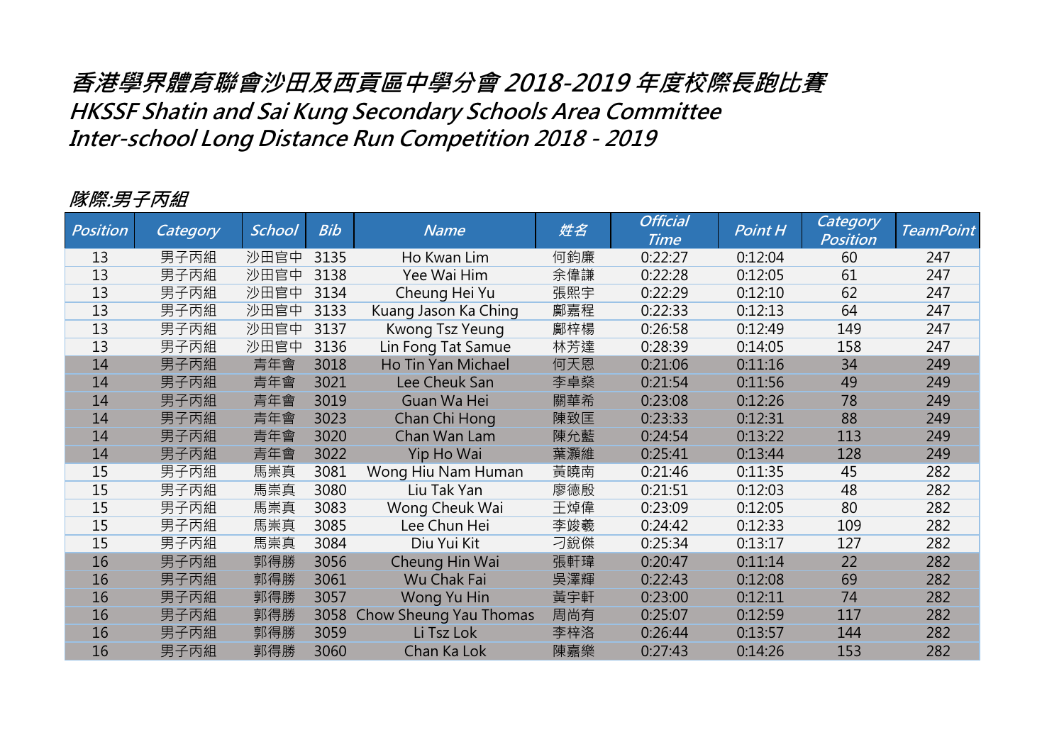# 香港學界體育聯會沙田及西貢區中學分會 2018-2019 年度校際長跑比賽
# HKSSF Shatin and Sai Kung Secondary Schools Area Committee
# Inter-school Long Distance Run Competition 2018 - 2019

## 隊際:男子丙組

| Position | Category | School | Bib | Name | 姓名 | Official Time | Point H | Category Position | TeamPoint |
|---|---|---|---|---|---|---|---|---|---|
| 13 | 男子丙組 | 沙田官中 | 3135 | Ho Kwan Lim | 何鈞廉 | 0:22:27 | 0:12:04 | 60 | 247 |
| 13 | 男子丙組 | 沙田官中 | 3138 | Yee Wai Him | 余偉謙 | 0:22:28 | 0:12:05 | 61 | 247 |
| 13 | 男子丙組 | 沙田官中 | 3134 | Cheung Hei Yu | 張熙宇 | 0:22:29 | 0:12:10 | 62 | 247 |
| 13 | 男子丙組 | 沙田官中 | 3133 | Kuang Jason Ka Ching | 鄺嘉程 | 0:22:33 | 0:12:13 | 64 | 247 |
| 13 | 男子丙組 | 沙田官中 | 3137 | Kwong Tsz Yeung | 鄺梓楊 | 0:26:58 | 0:12:49 | 149 | 247 |
| 13 | 男子丙組 | 沙田官中 | 3136 | Lin Fong Tat Samue | 林芳達 | 0:28:39 | 0:14:05 | 158 | 247 |
| 14 | 男子丙組 | 青年會 | 3018 | Ho Tin Yan Michael | 何天恩 | 0:21:06 | 0:11:16 | 34 | 249 |
| 14 | 男子丙組 | 青年會 | 3021 | Lee Cheuk San | 李卓燊 | 0:21:54 | 0:11:56 | 49 | 249 |
| 14 | 男子丙組 | 青年會 | 3019 | Guan Wa Hei | 關華希 | 0:23:08 | 0:12:26 | 78 | 249 |
| 14 | 男子丙組 | 青年會 | 3023 | Chan Chi Hong | 陳致匡 | 0:23:33 | 0:12:31 | 88 | 249 |
| 14 | 男子丙組 | 青年會 | 3020 | Chan Wan Lam | 陳允藍 | 0:24:54 | 0:13:22 | 113 | 249 |
| 14 | 男子丙組 | 青年會 | 3022 | Yip Ho Wai | 葉灝維 | 0:25:41 | 0:13:44 | 128 | 249 |
| 15 | 男子丙組 | 馬崇真 | 3081 | Wong Hiu Nam Human | 黃曉南 | 0:21:46 | 0:11:35 | 45 | 282 |
| 15 | 男子丙組 | 馬崇真 | 3080 | Liu Tak Yan | 廖德殷 | 0:21:51 | 0:12:03 | 48 | 282 |
| 15 | 男子丙組 | 馬崇真 | 3083 | Wong Cheuk Wai | 王焯偉 | 0:23:09 | 0:12:05 | 80 | 282 |
| 15 | 男子丙組 | 馬崇真 | 3085 | Lee Chun Hei | 李竣羲 | 0:24:42 | 0:12:33 | 109 | 282 |
| 15 | 男子丙組 | 馬崇真 | 3084 | Diu Yui Kit | 刁銳傑 | 0:25:34 | 0:13:17 | 127 | 282 |
| 16 | 男子丙組 | 郭得勝 | 3056 | Cheung Hin Wai | 張軒瑋 | 0:20:47 | 0:11:14 | 22 | 282 |
| 16 | 男子丙組 | 郭得勝 | 3061 | Wu Chak Fai | 吳澤輝 | 0:22:43 | 0:12:08 | 69 | 282 |
| 16 | 男子丙組 | 郭得勝 | 3057 | Wong Yu Hin | 黃宇軒 | 0:23:00 | 0:12:11 | 74 | 282 |
| 16 | 男子丙組 | 郭得勝 | 3058 | Chow Sheung Yau Thomas | 周尚有 | 0:25:07 | 0:12:59 | 117 | 282 |
| 16 | 男子丙組 | 郭得勝 | 3059 | Li Tsz Lok | 李梓洛 | 0:26:44 | 0:13:57 | 144 | 282 |
| 16 | 男子丙組 | 郭得勝 | 3060 | Chan Ka Lok | 陳嘉樂 | 0:27:43 | 0:14:26 | 153 | 282 |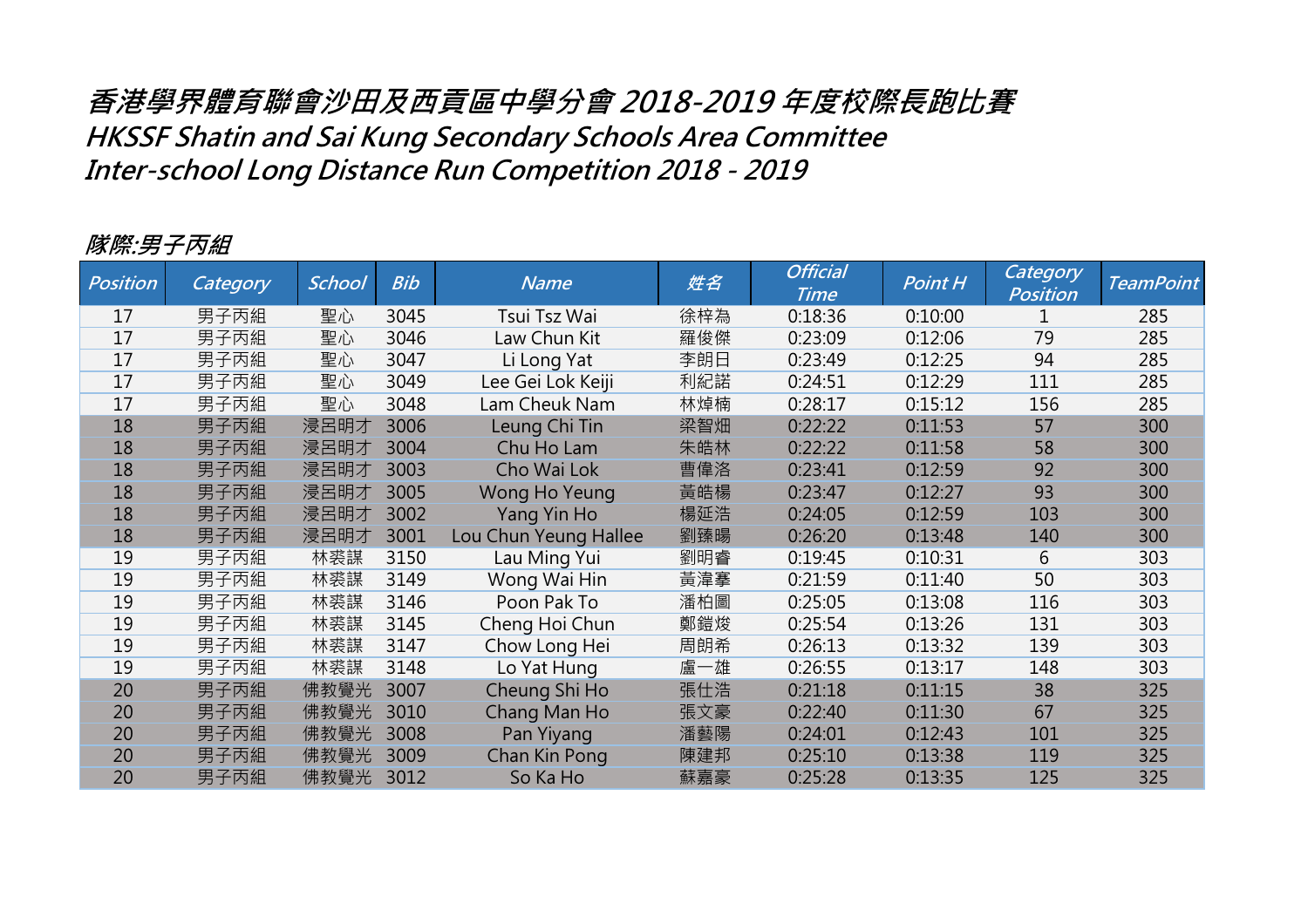# 香港學界體育聯會沙田及西貢區中學分會 2018-2019 年度校際長跑比賽
# HKSSF Shatin and Sai Kung Secondary Schools Area Committee
# Inter-school Long Distance Run Competition 2018 - 2019

## 隊際:男子丙組

| Position | Category | School | Bib | Name | 姓名 | Official Time | Point H | Category Position | TeamPoint |
|---|---|---|---|---|---|---|---|---|---|
| 17 | 男子丙組 | 聖心 | 3045 | Tsui Tsz Wai | 徐梓為 | 0:18:36 | 0:10:00 | 1 | 285 |
| 17 | 男子丙組 | 聖心 | 3046 | Law Chun Kit | 羅俊傑 | 0:23:09 | 0:12:06 | 79 | 285 |
| 17 | 男子丙組 | 聖心 | 3047 | Li Long Yat | 李朗日 | 0:23:49 | 0:12:25 | 94 | 285 |
| 17 | 男子丙組 | 聖心 | 3049 | Lee Gei Lok Keiji | 利紀諾 | 0:24:51 | 0:12:29 | 111 | 285 |
| 17 | 男子丙組 | 聖心 | 3048 | Lam Cheuk Nam | 林焯楠 | 0:28:17 | 0:15:12 | 156 | 285 |
| 18 | 男子丙組 | 浸呂明才 | 3006 | Leung Chi Tin | 梁智畑 | 0:22:22 | 0:11:53 | 57 | 300 |
| 18 | 男子丙組 | 浸呂明才 | 3004 | Chu Ho Lam | 朱皓林 | 0:22:22 | 0:11:58 | 58 | 300 |
| 18 | 男子丙組 | 浸呂明才 | 3003 | Cho Wai Lok | 曹偉洛 | 0:23:41 | 0:12:59 | 92 | 300 |
| 18 | 男子丙組 | 浸呂明才 | 3005 | Wong Ho Yeung | 黃皓楊 | 0:23:47 | 0:12:27 | 93 | 300 |
| 18 | 男子丙組 | 浸呂明才 | 3002 | Yang Yin Ho | 楊延浩 | 0:24:05 | 0:12:59 | 103 | 300 |
| 18 | 男子丙組 | 浸呂明才 | 3001 | Lou Chun Yeung Hallee | 劉臻暘 | 0:26:20 | 0:13:48 | 140 | 300 |
| 19 | 男子丙組 | 林裘謀 | 3150 | Lau Ming Yui | 劉明睿 | 0:19:45 | 0:10:31 | 6 | 303 |
| 19 | 男子丙組 | 林裘謀 | 3149 | Wong Wai Hin | 黃湋搴 | 0:21:59 | 0:11:40 | 50 | 303 |
| 19 | 男子丙組 | 林裘謀 | 3146 | Poon Pak To | 潘柏圖 | 0:25:05 | 0:13:08 | 116 | 303 |
| 19 | 男子丙組 | 林裘謀 | 3145 | Cheng Hoi Chun | 鄭鎧焌 | 0:25:54 | 0:13:26 | 131 | 303 |
| 19 | 男子丙組 | 林裘謀 | 3147 | Chow Long Hei | 周朗希 | 0:26:13 | 0:13:32 | 139 | 303 |
| 19 | 男子丙組 | 林裘謀 | 3148 | Lo Yat Hung | 盧一雄 | 0:26:55 | 0:13:17 | 148 | 303 |
| 20 | 男子丙組 | 佛教覺光 | 3007 | Cheung Shi Ho | 張仕浩 | 0:21:18 | 0:11:15 | 38 | 325 |
| 20 | 男子丙組 | 佛教覺光 | 3010 | Chang Man Ho | 張文豪 | 0:22:40 | 0:11:30 | 67 | 325 |
| 20 | 男子丙組 | 佛教覺光 | 3008 | Pan Yiyang | 潘藝陽 | 0:24:01 | 0:12:43 | 101 | 325 |
| 20 | 男子丙組 | 佛教覺光 | 3009 | Chan Kin Pong | 陳建邦 | 0:25:10 | 0:13:38 | 119 | 325 |
| 20 | 男子丙組 | 佛教覺光 | 3012 | So Ka Ho | 蘇嘉豪 | 0:25:28 | 0:13:35 | 125 | 325 |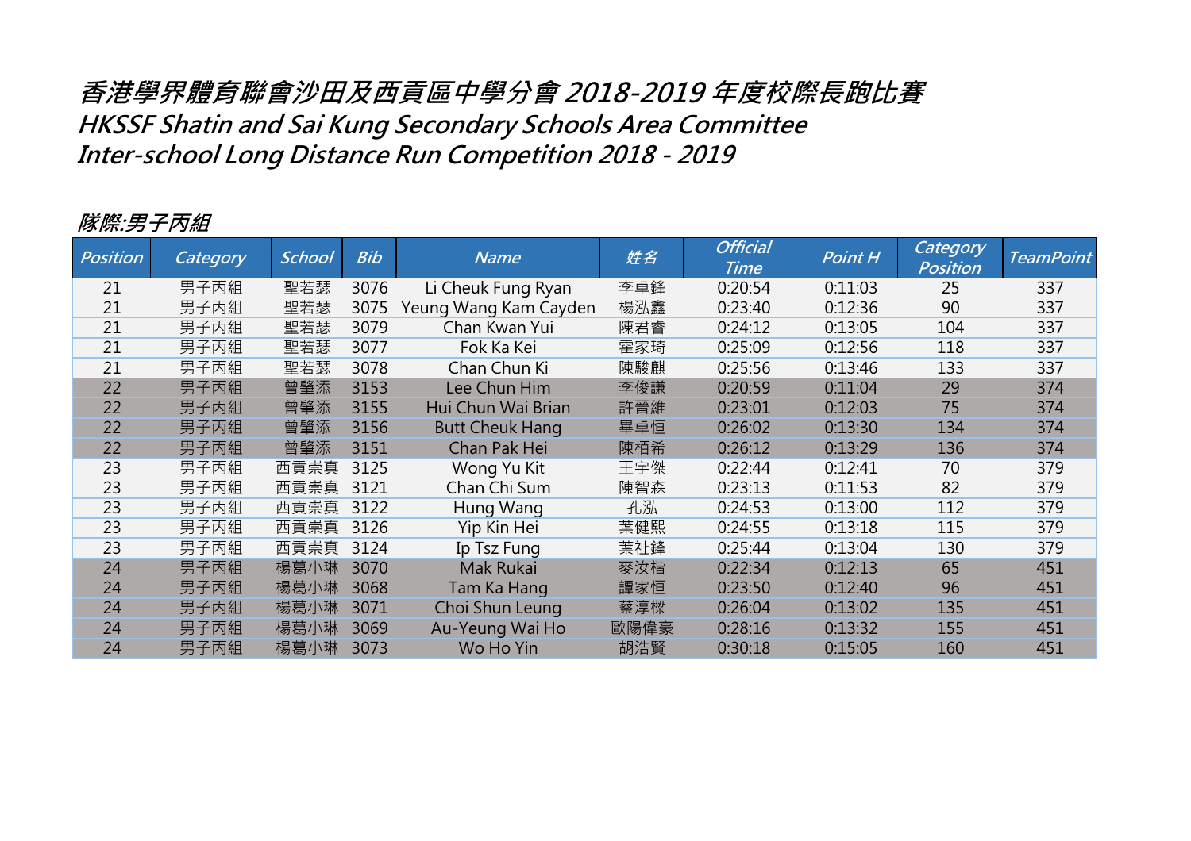# 香港學界體育聯會沙田及西貢區中學分會 2018-2019 年度校際長跑比賽
## HKSSF Shatin and Sai Kung Secondary Schools Area Committee
## Inter-school Long Distance Run Competition 2018 - 2019

### 隊際:男子丙組

| Position | Category | School | Bib | Name | 姓名 | Official Time | Point H | Category Position | TeamPoint |
|---|---|---|---|---|---|---|---|---|---|
| 21 | 男子丙組 | 聖若瑟 | 3076 | Li Cheuk Fung Ryan | 李卓鋒 | 0:20:54 | 0:11:03 | 25 | 337 |
| 21 | 男子丙組 | 聖若瑟 | 3075 | Yeung Wang Kam Cayden | 楊泓鑫 | 0:23:40 | 0:12:36 | 90 | 337 |
| 21 | 男子丙組 | 聖若瑟 | 3079 | Chan Kwan Yui | 陳君睿 | 0:24:12 | 0:13:05 | 104 | 337 |
| 21 | 男子丙組 | 聖若瑟 | 3077 | Fok Ka Kei | 霍家琦 | 0:25:09 | 0:12:56 | 118 | 337 |
| 21 | 男子丙組 | 聖若瑟 | 3078 | Chan Chun Ki | 陳駿麒 | 0:25:56 | 0:13:46 | 133 | 337 |
| 22 | 男子丙組 | 曾肇添 | 3153 | Lee Chun Him | 李俊謙 | 0:20:59 | 0:11:04 | 29 | 374 |
| 22 | 男子丙組 | 曾肇添 | 3155 | Hui Chun Wai Brian | 許晉維 | 0:23:01 | 0:12:03 | 75 | 374 |
| 22 | 男子丙組 | 曾肇添 | 3156 | Butt Cheuk Hang | 畢卓恒 | 0:26:02 | 0:13:30 | 134 | 374 |
| 22 | 男子丙組 | 曾肇添 | 3151 | Chan Pak Hei | 陳栢希 | 0:26:12 | 0:13:29 | 136 | 374 |
| 23 | 男子丙組 | 西貢崇真 | 3125 | Wong Yu Kit | 王宇傑 | 0:22:44 | 0:12:41 | 70 | 379 |
| 23 | 男子丙組 | 西貢崇真 | 3121 | Chan Chi Sum | 陳智森 | 0:23:13 | 0:11:53 | 82 | 379 |
| 23 | 男子丙組 | 西貢崇真 | 3122 | Hung Wang | 孔泓 | 0:24:53 | 0:13:00 | 112 | 379 |
| 23 | 男子丙組 | 西貢崇真 | 3126 | Yip Kin Hei | 葉健熙 | 0:24:55 | 0:13:18 | 115 | 379 |
| 23 | 男子丙組 | 西貢崇真 | 3124 | Ip Tsz Fung | 葉祉鋒 | 0:25:44 | 0:13:04 | 130 | 379 |
| 24 | 男子丙組 | 楊葛小琳 | 3070 | Mak Rukai | 麥汝楷 | 0:22:34 | 0:12:13 | 65 | 451 |
| 24 | 男子丙組 | 楊葛小琳 | 3068 | Tam Ka Hang | 譚家恒 | 0:23:50 | 0:12:40 | 96 | 451 |
| 24 | 男子丙組 | 楊葛小琳 | 3071 | Choi Shun Leung | 蔡淳樑 | 0:26:04 | 0:13:02 | 135 | 451 |
| 24 | 男子丙組 | 楊葛小琳 | 3069 | Au-Yeung Wai Ho | 歐陽偉豪 | 0:28:16 | 0:13:32 | 155 | 451 |
| 24 | 男子丙組 | 楊葛小琳 | 3073 | Wo Ho Yin | 胡浩賢 | 0:30:18 | 0:15:05 | 160 | 451 |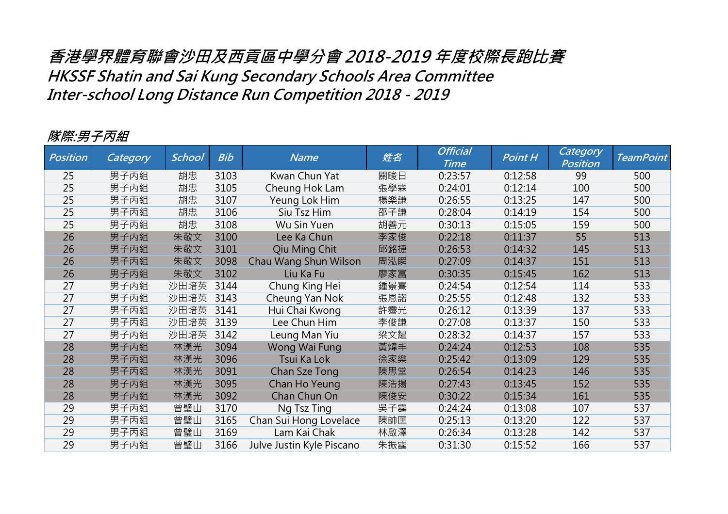# 香港學界體育聯會沙田及西貢區中學分會 2018-2019 年度校際長跑比賽
# HKSSF Shatin and Sai Kung Secondary Schools Area Committee
# Inter-school Long Distance Run Competition 2018 - 2019

## 隊際:男子丙組

| Position | Category | School | Bib | Name | 姓名 | Official Time | Point H | Category Position | TeamPoint |
|---|---|---|---|---|---|---|---|---|---|
| 25 | 男子丙組 | 胡忠 | 3103 | Kwan Chun Yat | 關畯日 | 0:23:57 | 0:12:58 | 99 | 500 |
| 25 | 男子丙組 | 胡忠 | 3105 | Cheung Hok Lam | 張學霖 | 0:24:01 | 0:12:14 | 100 | 500 |
| 25 | 男子丙組 | 胡忠 | 3107 | Yeung Lok Him | 楊樂謙 | 0:26:55 | 0:13:25 | 147 | 500 |
| 25 | 男子丙組 | 胡忠 | 3106 | Siu Tsz Him | 邵子謙 | 0:28:04 | 0:14:19 | 154 | 500 |
| 25 | 男子丙組 | 胡忠 | 3108 | Wu Sin Yuen | 胡善元 | 0:30:13 | 0:15:05 | 159 | 500 |
| 26 | 男子丙組 | 朱敬文 | 3100 | Lee Ka Chun | 李家俊 | 0:22:18 | 0:11:37 | 55 | 513 |
| 26 | 男子丙組 | 朱敬文 | 3101 | Qiu Ming Chit | 邱銘捷 | 0:26:53 | 0:14:32 | 145 | 513 |
| 26 | 男子丙組 | 朱敬文 | 3098 | Chau Wang Shun Wilson | 周泓瞬 | 0:27:09 | 0:14:37 | 151 | 513 |
| 26 | 男子丙組 | 朱敬文 | 3102 | Liu Ka Fu | 廖家富 | 0:30:35 | 0:15:45 | 162 | 513 |
| 27 | 男子丙組 | 沙田培英 | 3144 | Chung King Hei | 鍾景熹 | 0:24:54 | 0:12:54 | 114 | 533 |
| 27 | 男子丙組 | 沙田培英 | 3143 | Cheung Yan Nok | 張恩諾 | 0:25:55 | 0:12:48 | 132 | 533 |
| 27 | 男子丙組 | 沙田培英 | 3141 | Hui Chai Kwong | 許霽光 | 0:26:12 | 0:13:39 | 137 | 533 |
| 27 | 男子丙組 | 沙田培英 | 3139 | Lee Chun Him | 李俊謙 | 0:27:08 | 0:13:37 | 150 | 533 |
| 27 | 男子丙組 | 沙田培英 | 3142 | Leung Man Yiu | 梁文耀 | 0:28:32 | 0:14:37 | 157 | 533 |
| 28 | 男子丙組 | 林漢光 | 3094 | Wong Wai Fung | 黃煒丰 | 0:24:24 | 0:12:53 | 108 | 535 |
| 28 | 男子丙組 | 林漢光 | 3096 | Tsui Ka Lok | 徐家樂 | 0:25:42 | 0:13:09 | 129 | 535 |
| 28 | 男子丙組 | 林漢光 | 3091 | Chan Sze Tong | 陳思堂 | 0:26:54 | 0:14:23 | 146 | 535 |
| 28 | 男子丙組 | 林漢光 | 3095 | Chan Ho Yeung | 陳浩揚 | 0:27:43 | 0:13:45 | 152 | 535 |
| 28 | 男子丙組 | 林漢光 | 3092 | Chan Chun On | 陳俊安 | 0:30:22 | 0:15:34 | 161 | 535 |
| 29 | 男子丙組 | 曾璧山 | 3170 | Ng Tsz Ting | 吳子霆 | 0:24:24 | 0:13:08 | 107 | 537 |
| 29 | 男子丙組 | 曾璧山 | 3165 | Chan Sui Hong Lovelace | 陳帥匡 | 0:25:13 | 0:13:20 | 122 | 537 |
| 29 | 男子丙組 | 曾璧山 | 3169 | Lam Kai Chak | 林啟澤 | 0:26:34 | 0:13:28 | 142 | 537 |
| 29 | 男子丙組 | 曾璧山 | 3166 | Julve Justin Kyle Piscano | 朱振霆 | 0:31:30 | 0:15:52 | 166 | 537 |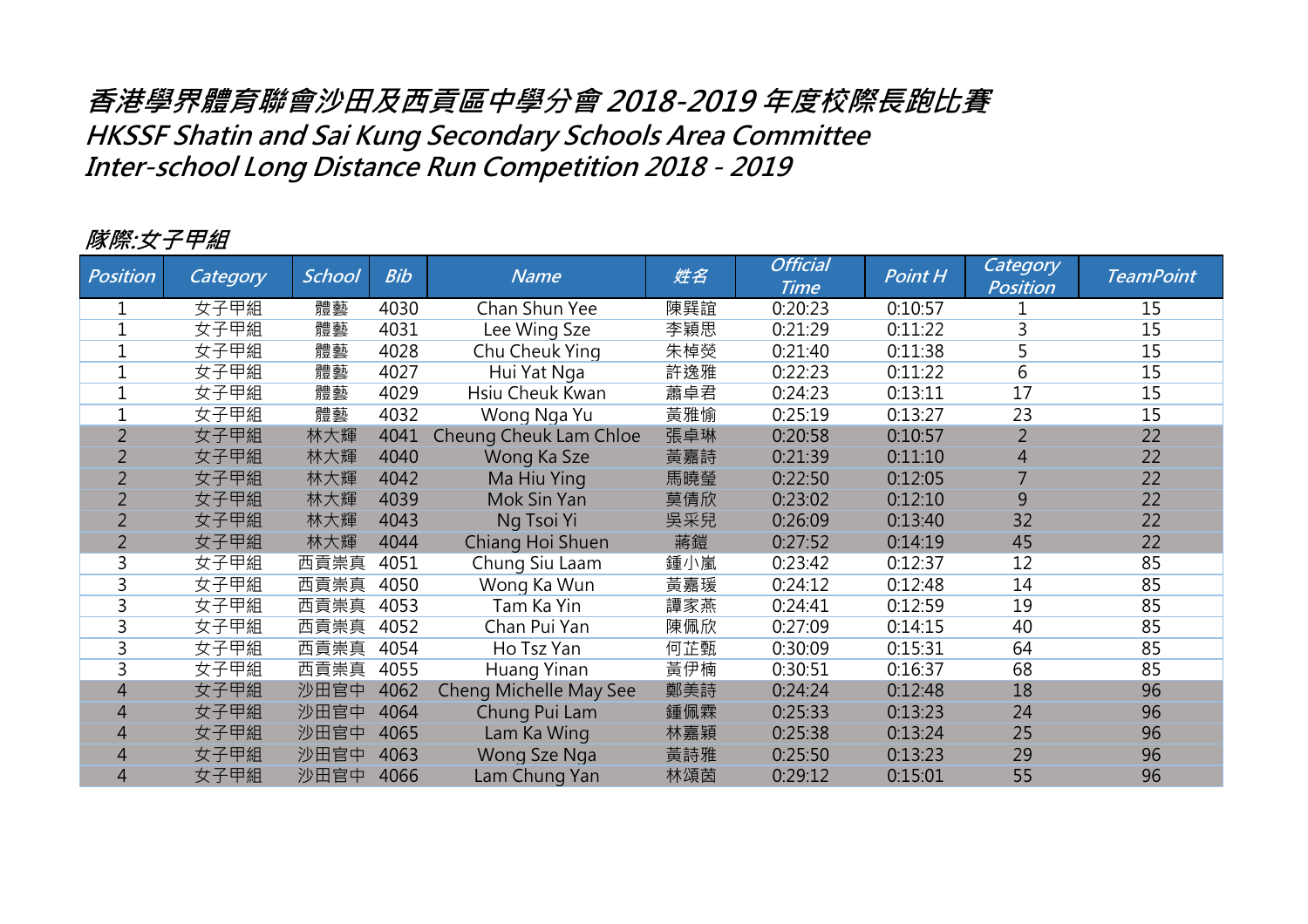# 香港學界體育聯會沙田及西貢區中學分會 2018-2019 年度校際長跑比賽
# HKSSF Shatin and Sai Kung Secondary Schools Area Committee
# Inter-school Long Distance Run Competition 2018 - 2019

## 隊際:女子甲組

| Position | Category | School | Bib | Name | 姓名 | Official Time | Point H | Category Position | TeamPoint |
|---|---|---|---|---|---|---|---|---|---|
| 1 | 女子甲組 | 體藝 | 4030 | Chan Shun Yee | 陳巽誼 | 0:20:23 | 0:10:57 | 1 | 15 |
| 1 | 女子甲組 | 體藝 | 4031 | Lee Wing Sze | 李穎思 | 0:21:29 | 0:11:22 | 3 | 15 |
| 1 | 女子甲組 | 體藝 | 4028 | Chu Cheuk Ying | 朱棹熒 | 0:21:40 | 0:11:38 | 5 | 15 |
| 1 | 女子甲組 | 體藝 | 4027 | Hui Yat Nga | 許逸雅 | 0:22:23 | 0:11:22 | 6 | 15 |
| 1 | 女子甲組 | 體藝 | 4029 | Hsiu Cheuk Kwan | 蕭卓君 | 0:24:23 | 0:13:11 | 17 | 15 |
| 1 | 女子甲組 | 體藝 | 4032 | Wong Nga Yu | 黃雅愉 | 0:25:19 | 0:13:27 | 23 | 15 |
| 2 | 女子甲組 | 林大輝 | 4041 | Cheung Cheuk Lam Chloe | 張卓琳 | 0:20:58 | 0:10:57 | 2 | 22 |
| 2 | 女子甲組 | 林大輝 | 4040 | Wong Ka Sze | 黃嘉詩 | 0:21:39 | 0:11:10 | 4 | 22 |
| 2 | 女子甲組 | 林大輝 | 4042 | Ma Hiu Ying | 馬曉瑩 | 0:22:50 | 0:12:05 | 7 | 22 |
| 2 | 女子甲組 | 林大輝 | 4039 | Mok Sin Yan | 莫倩欣 | 0:23:02 | 0:12:10 | 9 | 22 |
| 2 | 女子甲組 | 林大輝 | 4043 | Ng Tsoi Yi | 吳采兒 | 0:26:09 | 0:13:40 | 32 | 22 |
| 2 | 女子甲組 | 林大輝 | 4044 | Chiang Hoi Shuen | 蔣鎧 | 0:27:52 | 0:14:19 | 45 | 22 |
| 3 | 女子甲組 | 西貢崇真 | 4051 | Chung Siu Laam | 鍾小嵐 | 0:23:42 | 0:12:37 | 12 | 85 |
| 3 | 女子甲組 | 西貢崇真 | 4050 | Wong Ka Wun | 黃嘉瑗 | 0:24:12 | 0:12:48 | 14 | 85 |
| 3 | 女子甲組 | 西貢崇真 | 4053 | Tam Ka Yin | 譚家燕 | 0:24:41 | 0:12:59 | 19 | 85 |
| 3 | 女子甲組 | 西貢崇真 | 4052 | Chan Pui Yan | 陳佩欣 | 0:27:09 | 0:14:15 | 40 | 85 |
| 3 | 女子甲組 | 西貢崇真 | 4054 | Ho Tsz Yan | 何芷甄 | 0:30:09 | 0:15:31 | 64 | 85 |
| 3 | 女子甲組 | 西貢崇真 | 4055 | Huang Yinan | 黃伊楠 | 0:30:51 | 0:16:37 | 68 | 85 |
| 4 | 女子甲組 | 沙田官中 | 4062 | Cheng Michelle May See | 鄭美詩 | 0:24:24 | 0:12:48 | 18 | 96 |
| 4 | 女子甲組 | 沙田官中 | 4064 | Chung Pui Lam | 鍾佩霖 | 0:25:33 | 0:13:23 | 24 | 96 |
| 4 | 女子甲組 | 沙田官中 | 4065 | Lam Ka Wing | 林嘉穎 | 0:25:38 | 0:13:24 | 25 | 96 |
| 4 | 女子甲組 | 沙田官中 | 4063 | Wong Sze Nga | 黃詩雅 | 0:25:50 | 0:13:23 | 29 | 96 |
| 4 | 女子甲組 | 沙田官中 | 4066 | Lam Chung Yan | 林頌茵 | 0:29:12 | 0:15:01 | 55 | 96 |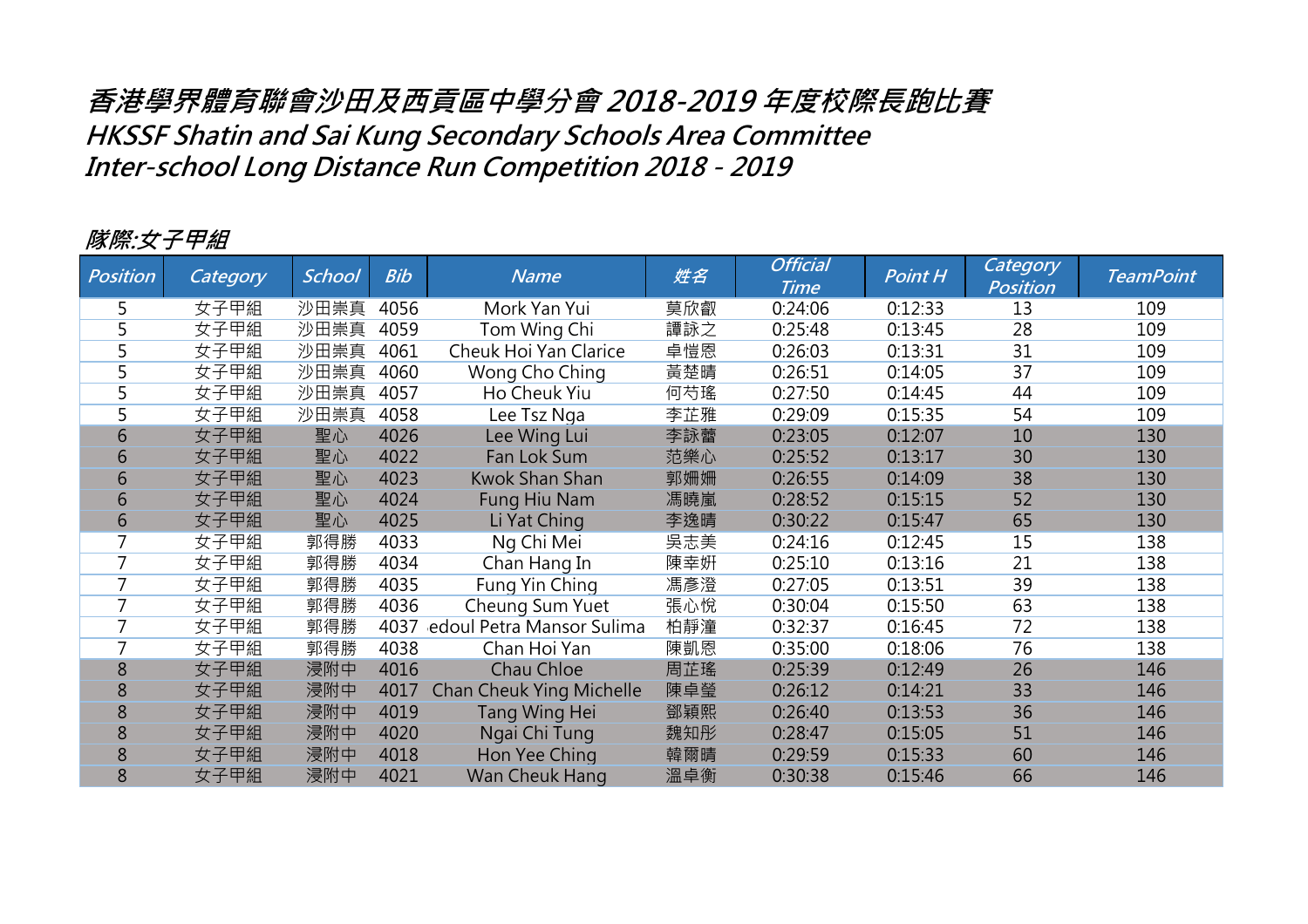# 香港學界體育聯會沙田及西貢區中學分會 2018-2019 年度校際長跑比賽
# HKSSF Shatin and Sai Kung Secondary Schools Area Committee
# Inter-school Long Distance Run Competition 2018 - 2019

## 隊際:女子甲組

| Position | Category | School | Bib | Name | 姓名 | Official Time | Point H | Category Position | TeamPoint |
|---|---|---|---|---|---|---|---|---|---|
| 5 | 女子甲組 | 沙田崇真 | 4056 | Mork Yan Yui | 莫欣叡 | 0:24:06 | 0:12:33 | 13 | 109 |
| 5 | 女子甲組 | 沙田崇真 | 4059 | Tom Wing Chi | 譚詠之 | 0:25:48 | 0:13:45 | 28 | 109 |
| 5 | 女子甲組 | 沙田崇真 | 4061 | Cheuk Hoi Yan Clarice | 卓愷恩 | 0:26:03 | 0:13:31 | 31 | 109 |
| 5 | 女子甲組 | 沙田崇真 | 4060 | Wong Cho Ching | 黃楚晴 | 0:26:51 | 0:14:05 | 37 | 109 |
| 5 | 女子甲組 | 沙田崇真 | 4057 | Ho Cheuk Yiu | 何芍瑤 | 0:27:50 | 0:14:45 | 44 | 109 |
| 5 | 女子甲組 | 沙田崇真 | 4058 | Lee Tsz Nga | 李芷雅 | 0:29:09 | 0:15:35 | 54 | 109 |
| 6 | 女子甲組 | 聖心 | 4026 | Lee Wing Lui | 李詠蕾 | 0:23:05 | 0:12:07 | 10 | 130 |
| 6 | 女子甲組 | 聖心 | 4022 | Fan Lok Sum | 范樂心 | 0:25:52 | 0:13:17 | 30 | 130 |
| 6 | 女子甲組 | 聖心 | 4023 | Kwok Shan Shan | 郭姍姍 | 0:26:55 | 0:14:09 | 38 | 130 |
| 6 | 女子甲組 | 聖心 | 4024 | Fung Hiu Nam | 馮曉嵐 | 0:28:52 | 0:15:15 | 52 | 130 |
| 6 | 女子甲組 | 聖心 | 4025 | Li Yat Ching | 李逸晴 | 0:30:22 | 0:15:47 | 65 | 130 |
| 7 | 女子甲組 | 郭得勝 | 4033 | Ng Chi Mei | 吳志美 | 0:24:16 | 0:12:45 | 15 | 138 |
| 7 | 女子甲組 | 郭得勝 | 4034 | Chan Hang In | 陳幸妍 | 0:25:10 | 0:13:16 | 21 | 138 |
| 7 | 女子甲組 | 郭得勝 | 4035 | Fung Yin Ching | 馮彥澄 | 0:27:05 | 0:13:51 | 39 | 138 |
| 7 | 女子甲組 | 郭得勝 | 4036 | Cheung Sum Yuet | 張心悅 | 0:30:04 | 0:15:50 | 63 | 138 |
| 7 | 女子甲組 | 郭得勝 | 4037 | edoul Petra Mansor Sulima | 柏靜潼 | 0:32:37 | 0:16:45 | 72 | 138 |
| 7 | 女子甲組 | 郭得勝 | 4038 | Chan Hoi Yan | 陳凱恩 | 0:35:00 | 0:18:06 | 76 | 138 |
| 8 | 女子甲組 | 浸附中 | 4016 | Chau Chloe | 周芷瑤 | 0:25:39 | 0:12:49 | 26 | 146 |
| 8 | 女子甲組 | 浸附中 | 4017 | Chan Cheuk Ying Michelle | 陳卓瑩 | 0:26:12 | 0:14:21 | 33 | 146 |
| 8 | 女子甲組 | 浸附中 | 4019 | Tang Wing Hei | 鄧穎熙 | 0:26:40 | 0:13:53 | 36 | 146 |
| 8 | 女子甲組 | 浸附中 | 4020 | Ngai Chi Tung | 魏知彤 | 0:28:47 | 0:15:05 | 51 | 146 |
| 8 | 女子甲組 | 浸附中 | 4018 | Hon Yee Ching | 韓爾晴 | 0:29:59 | 0:15:33 | 60 | 146 |
| 8 | 女子甲組 | 浸附中 | 4021 | Wan Cheuk Hang | 溫卓衡 | 0:30:38 | 0:15:46 | 66 | 146 |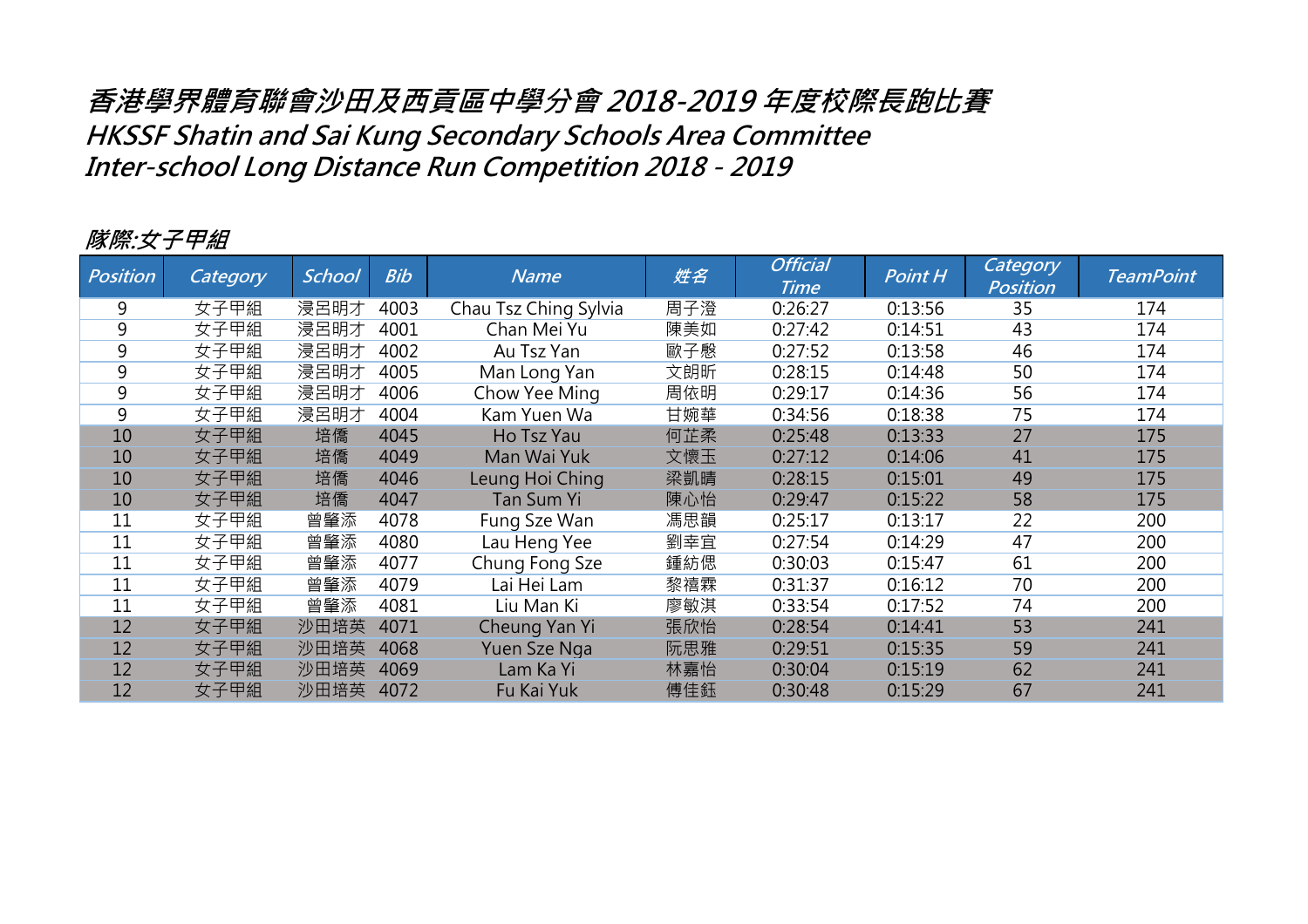# 香港學界體育聯會沙田及西貢區中學分會 2018-2019 年度校際長跑比賽
# HKSSF Shatin and Sai Kung Secondary Schools Area Committee
# Inter-school Long Distance Run Competition 2018 - 2019

## 隊際:女子甲組

| Position | Category | School | Bib | Name | 姓名 | Official Time | Point H | Category Position | TeamPoint |
|---|---|---|---|---|---|---|---|---|---|
| 9 | 女子甲組 | 浸呂明才 | 4003 | Chau Tsz Ching Sylvia | 周子澄 | 0:26:27 | 0:13:56 | 35 | 174 |
| 9 | 女子甲組 | 浸呂明才 | 4001 | Chan Mei Yu | 陳美如 | 0:27:42 | 0:14:51 | 43 | 174 |
| 9 | 女子甲組 | 浸呂明才 | 4002 | Au Tsz Yan | 歐子慇 | 0:27:52 | 0:13:58 | 46 | 174 |
| 9 | 女子甲組 | 浸呂明才 | 4005 | Man Long Yan | 文朗昕 | 0:28:15 | 0:14:48 | 50 | 174 |
| 9 | 女子甲組 | 浸呂明才 | 4006 | Chow Yee Ming | 周依明 | 0:29:17 | 0:14:36 | 56 | 174 |
| 9 | 女子甲組 | 浸呂明才 | 4004 | Kam Yuen Wa | 甘婉華 | 0:34:56 | 0:18:38 | 75 | 174 |
| 10 | 女子甲組 | 培僑 | 4045 | Ho Tsz Yau | 何芷柔 | 0:25:48 | 0:13:33 | 27 | 175 |
| 10 | 女子甲組 | 培僑 | 4049 | Man Wai Yuk | 文懷玉 | 0:27:12 | 0:14:06 | 41 | 175 |
| 10 | 女子甲組 | 培僑 | 4046 | Leung Hoi Ching | 梁凱晴 | 0:28:15 | 0:15:01 | 49 | 175 |
| 10 | 女子甲組 | 培僑 | 4047 | Tan Sum Yi | 陳心怡 | 0:29:47 | 0:15:22 | 58 | 175 |
| 11 | 女子甲組 | 曾肇添 | 4078 | Fung Sze Wan | 馮思韻 | 0:25:17 | 0:13:17 | 22 | 200 |
| 11 | 女子甲組 | 曾肇添 | 4080 | Lau Heng Yee | 劉幸宜 | 0:27:54 | 0:14:29 | 47 | 200 |
| 11 | 女子甲組 | 曾肇添 | 4077 | Chung Fong Sze | 鍾紡偲 | 0:30:03 | 0:15:47 | 61 | 200 |
| 11 | 女子甲組 | 曾肇添 | 4079 | Lai Hei Lam | 黎禧霖 | 0:31:37 | 0:16:12 | 70 | 200 |
| 11 | 女子甲組 | 曾肇添 | 4081 | Liu Man Ki | 廖敏淇 | 0:33:54 | 0:17:52 | 74 | 200 |
| 12 | 女子甲組 | 沙田培英 | 4071 | Cheung Yan Yi | 張欣怡 | 0:28:54 | 0:14:41 | 53 | 241 |
| 12 | 女子甲組 | 沙田培英 | 4068 | Yuen Sze Nga | 阮思雅 | 0:29:51 | 0:15:35 | 59 | 241 |
| 12 | 女子甲組 | 沙田培英 | 4069 | Lam Ka Yi | 林嘉怡 | 0:30:04 | 0:15:19 | 62 | 241 |
| 12 | 女子甲組 | 沙田培英 | 4072 | Fu Kai Yuk | 傅佳鈺 | 0:30:48 | 0:15:29 | 67 | 241 |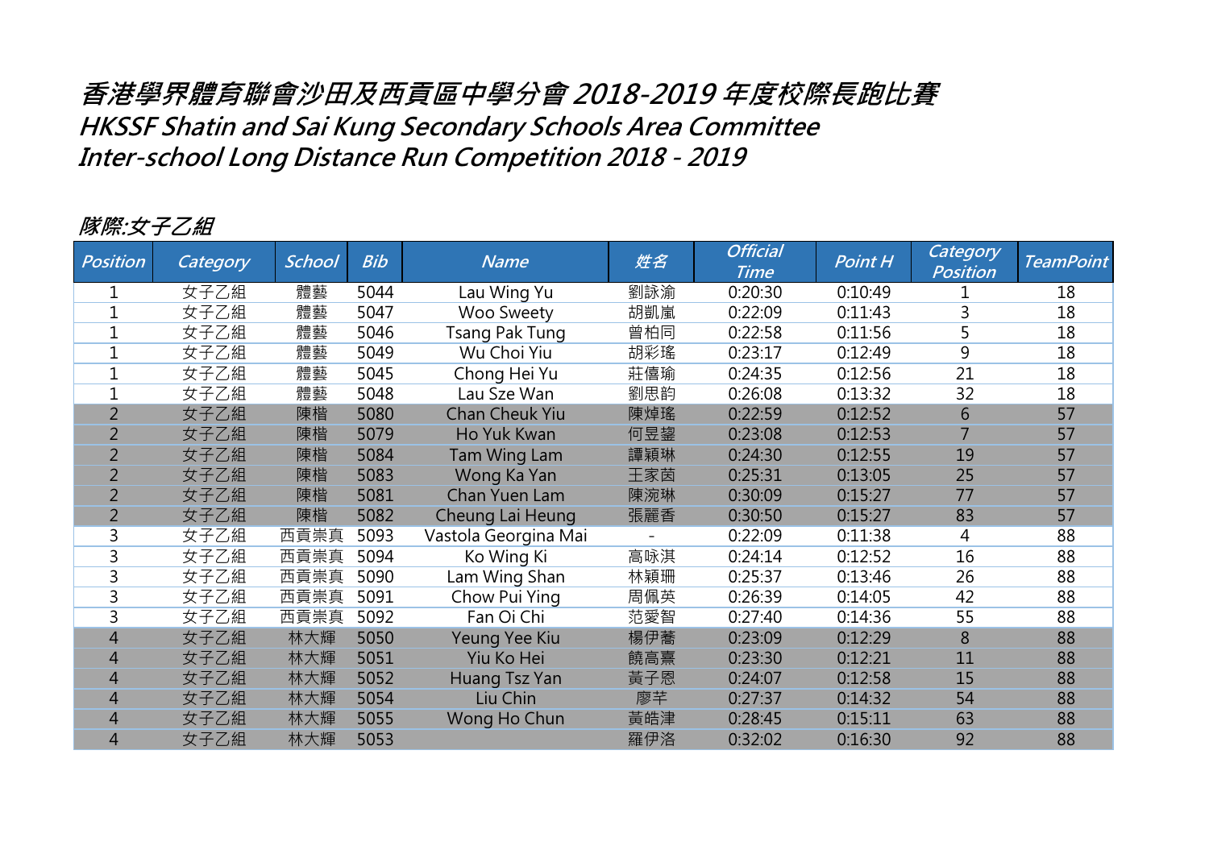# 香港學界體育聯會沙田及西貢區中學分會 2018-2019 年度校際長跑比賽
# HKSSF Shatin and Sai Kung Secondary Schools Area Committee
# Inter-school Long Distance Run Competition 2018 - 2019

## 隊際:女子乙組

| Position | Category | School | Bib | Name | 姓名 | Official Time | Point H | Category Position | TeamPoint |
|---|---|---|---|---|---|---|---|---|---|
| 1 | 女子乙組 | 體藝 | 5044 | Lau Wing Yu | 劉詠渝 | 0:20:30 | 0:10:49 | 1 | 18 |
| 1 | 女子乙組 | 體藝 | 5047 | Woo Sweety | 胡凱嵐 | 0:22:09 | 0:11:43 | 3 | 18 |
| 1 | 女子乙組 | 體藝 | 5046 | Tsang Pak Tung | 曾柏同 | 0:22:58 | 0:11:56 | 5 | 18 |
| 1 | 女子乙組 | 體藝 | 5049 | Wu Choi Yiu | 胡彩瑤 | 0:23:17 | 0:12:49 | 9 | 18 |
| 1 | 女子乙組 | 體藝 | 5045 | Chong Hei Yu | 莊僖瑜 | 0:24:35 | 0:12:56 | 21 | 18 |
| 1 | 女子乙組 | 體藝 | 5048 | Lau Sze Wan | 劉思韵 | 0:26:08 | 0:13:32 | 32 | 18 |
| 2 | 女子乙組 | 陳楷 | 5080 | Chan Cheuk Yiu | 陳焯瑤 | 0:22:59 | 0:12:52 | 6 | 57 |
| 2 | 女子乙組 | 陳楷 | 5079 | Ho Yuk Kwan | 何昱鋆 | 0:23:08 | 0:12:53 | 7 | 57 |
| 2 | 女子乙組 | 陳楷 | 5084 | Tam Wing Lam | 譚穎琳 | 0:24:30 | 0:12:55 | 19 | 57 |
| 2 | 女子乙組 | 陳楷 | 5083 | Wong Ka Yan | 王家茵 | 0:25:31 | 0:13:05 | 25 | 57 |
| 2 | 女子乙組 | 陳楷 | 5081 | Chan Yuen Lam | 陳涴琳 | 0:30:09 | 0:15:27 | 77 | 57 |
| 2 | 女子乙組 | 陳楷 | 5082 | Cheung Lai Heung | 張麗香 | 0:30:50 | 0:15:27 | 83 | 57 |
| 3 | 女子乙組 | 西貢崇真 | 5093 | Vastola Georgina Mai | - | 0:22:09 | 0:11:38 | 4 | 88 |
| 3 | 女子乙組 | 西貢崇真 | 5094 | Ko Wing Ki | 高咏淇 | 0:24:14 | 0:12:52 | 16 | 88 |
| 3 | 女子乙組 | 西貢崇真 | 5090 | Lam Wing Shan | 林穎珊 | 0:25:37 | 0:13:46 | 26 | 88 |
| 3 | 女子乙組 | 西貢崇真 | 5091 | Chow Pui Ying | 周佩英 | 0:26:39 | 0:14:05 | 42 | 88 |
| 3 | 女子乙組 | 西貢崇真 | 5092 | Fan Oi Chi | 范愛智 | 0:27:40 | 0:14:36 | 55 | 88 |
| 4 | 女子乙組 | 林大輝 | 5050 | Yeung Yee Kiu | 楊伊蕎 | 0:23:09 | 0:12:29 | 8 | 88 |
| 4 | 女子乙組 | 林大輝 | 5051 | Yiu Ko Hei | 饒高熹 | 0:23:30 | 0:12:21 | 11 | 88 |
| 4 | 女子乙組 | 林大輝 | 5052 | Huang Tsz Yan | 黄子恩 | 0:24:07 | 0:12:58 | 15 | 88 |
| 4 | 女子乙組 | 林大輝 | 5054 | Liu Chin | 廖芊 | 0:27:37 | 0:14:32 | 54 | 88 |
| 4 | 女子乙組 | 林大輝 | 5055 | Wong Ho Chun | 黃皓津 | 0:28:45 | 0:15:11 | 63 | 88 |
| 4 | 女子乙組 | 林大輝 | 5053 | | 羅伊洛 | 0:32:02 | 0:16:30 | 92 | 88 |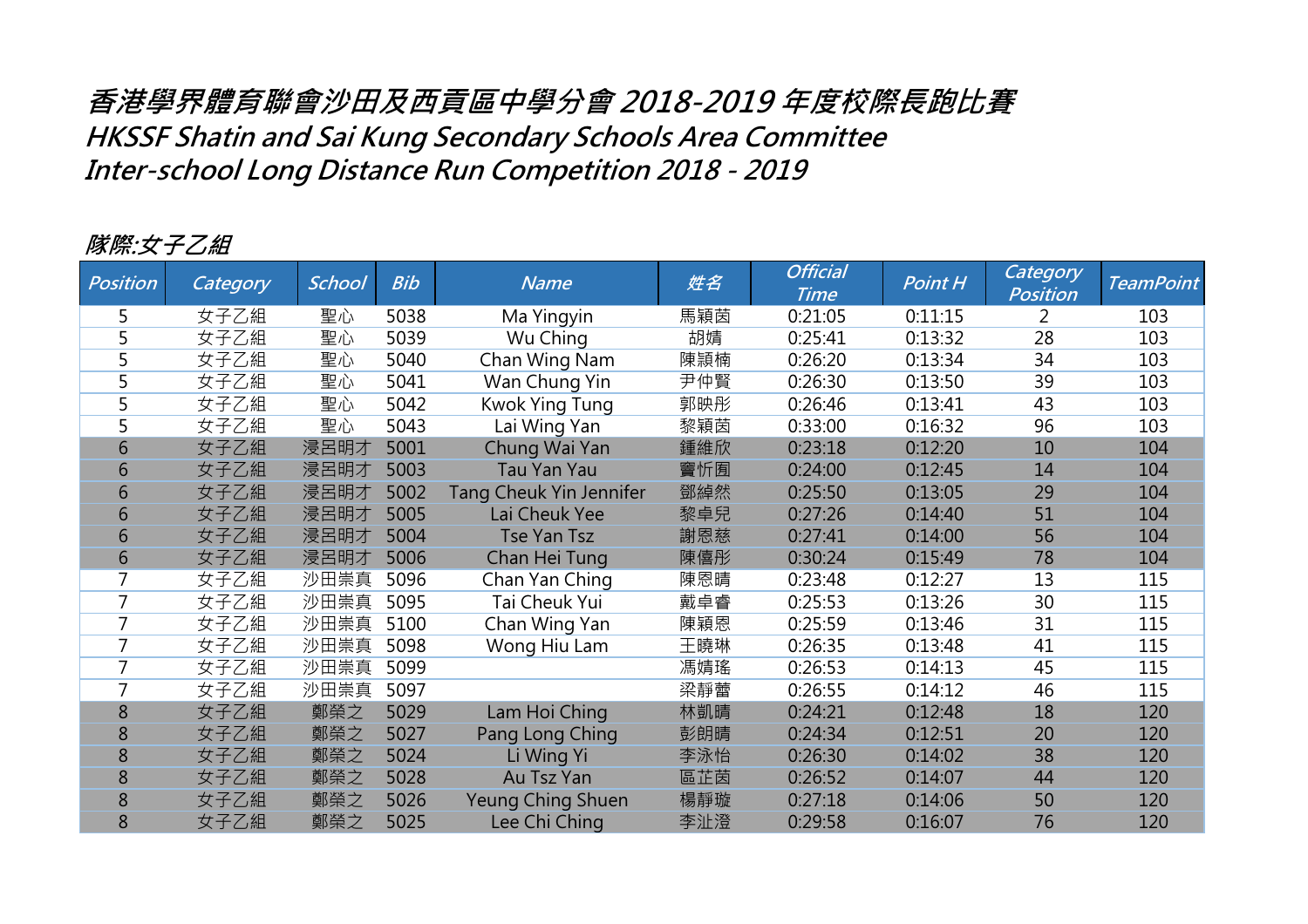# 香港學界體育聯會沙田及西貢區中學分會 2018-2019 年度校際長跑比賽
# HKSSF Shatin and Sai Kung Secondary Schools Area Committee
# Inter-school Long Distance Run Competition 2018 - 2019

## 隊際:女子乙組

| Position | Category | School | Bib | Name | 姓名 | Official Time | Point H | Category Position | TeamPoint |
|---|---|---|---|---|---|---|---|---|---|
| 5 | 女子乙組 | 聖心 | 5038 | Ma Yingyin | 馬穎茵 | 0:21:05 | 0:11:15 | 2 | 103 |
| 5 | 女子乙組 | 聖心 | 5039 | Wu Ching | 胡婧 | 0:25:41 | 0:13:32 | 28 | 103 |
| 5 | 女子乙組 | 聖心 | 5040 | Chan Wing Nam | 陳潁楠 | 0:26:20 | 0:13:34 | 34 | 103 |
| 5 | 女子乙組 | 聖心 | 5041 | Wan Chung Yin | 尹仲賢 | 0:26:30 | 0:13:50 | 39 | 103 |
| 5 | 女子乙組 | 聖心 | 5042 | Kwok Ying Tung | 郭映彤 | 0:26:46 | 0:13:41 | 43 | 103 |
| 5 | 女子乙組 | 聖心 | 5043 | Lai Wing Yan | 黎穎茵 | 0:33:00 | 0:16:32 | 96 | 103 |
| 6 | 女子乙組 | 浸呂明才 | 5001 | Chung Wai Yan | 鍾維欣 | 0:23:18 | 0:12:20 | 10 | 104 |
| 6 | 女子乙組 | 浸呂明才 | 5003 | Tau Yan Yau | 竇忻囿 | 0:24:00 | 0:12:45 | 14 | 104 |
| 6 | 女子乙組 | 浸呂明才 | 5002 | Tang Cheuk Yin Jennifer | 鄧綽然 | 0:25:50 | 0:13:05 | 29 | 104 |
| 6 | 女子乙組 | 浸呂明才 | 5005 | Lai Cheuk Yee | 黎卓兒 | 0:27:26 | 0:14:40 | 51 | 104 |
| 6 | 女子乙組 | 浸呂明才 | 5004 | Tse Yan Tsz | 謝恩慈 | 0:27:41 | 0:14:00 | 56 | 104 |
| 6 | 女子乙組 | 浸呂明才 | 5006 | Chan Hei Tung | 陳僖彤 | 0:30:24 | 0:15:49 | 78 | 104 |
| 7 | 女子乙組 | 沙田崇真 | 5096 | Chan Yan Ching | 陳恩晴 | 0:23:48 | 0:12:27 | 13 | 115 |
| 7 | 女子乙組 | 沙田崇真 | 5095 | Tai Cheuk Yui | 戴卓睿 | 0:25:53 | 0:13:26 | 30 | 115 |
| 7 | 女子乙組 | 沙田崇真 | 5100 | Chan Wing Yan | 陳穎恩 | 0:25:59 | 0:13:46 | 31 | 115 |
| 7 | 女子乙組 | 沙田崇真 | 5098 | Wong Hiu Lam | 王曉琳 | 0:26:35 | 0:13:48 | 41 | 115 |
| 7 | 女子乙組 | 沙田崇真 | 5099 | | 馮婧瑤 | 0:26:53 | 0:14:13 | 45 | 115 |
| 7 | 女子乙組 | 沙田崇真 | 5097 | | 梁靜蕾 | 0:26:55 | 0:14:12 | 46 | 115 |
| 8 | 女子乙組 | 鄭榮之 | 5029 | Lam Hoi Ching | 林凱晴 | 0:24:21 | 0:12:48 | 18 | 120 |
| 8 | 女子乙組 | 鄭榮之 | 5027 | Pang Long Ching | 彭朗晴 | 0:24:34 | 0:12:51 | 20 | 120 |
| 8 | 女子乙組 | 鄭榮之 | 5024 | Li Wing Yi | 李泳怡 | 0:26:30 | 0:14:02 | 38 | 120 |
| 8 | 女子乙組 | 鄭榮之 | 5028 | Au Tsz Yan | 區芷茵 | 0:26:52 | 0:14:07 | 44 | 120 |
| 8 | 女子乙組 | 鄭榮之 | 5026 | Yeung Ching Shuen | 楊靜璇 | 0:27:18 | 0:14:06 | 50 | 120 |
| 8 | 女子乙組 | 鄭榮之 | 5025 | Lee Chi Ching | 李沚澄 | 0:29:58 | 0:16:07 | 76 | 120 |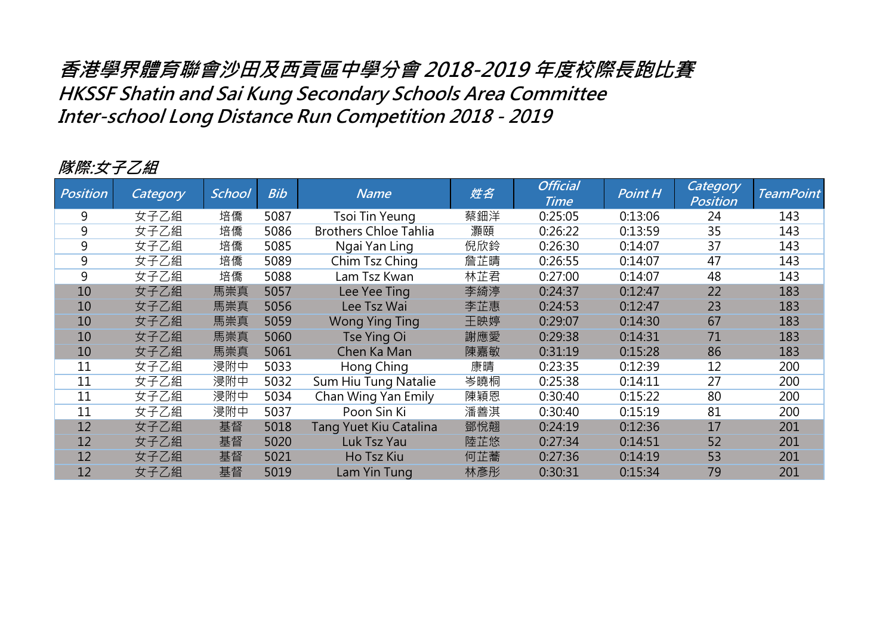# 香港學界體育聯會沙田及西貢區中學分會 2018-2019 年度校際長跑比賽
# HKSSF Shatin and Sai Kung Secondary Schools Area Committee
# Inter-school Long Distance Run Competition 2018 - 2019

## 隊際:女子乙組

| Position | Category | School | Bib | Name | 姓名 | Official Time | Point H | Category Position | TeamPoint |
|---|---|---|---|---|---|---|---|---|---|
| 9 | 女子乙組 | 培僑 | 5087 | Tsoi Tin Yeung | 蔡鈿洋 | 0:25:05 | 0:13:06 | 24 | 143 |
| 9 | 女子乙組 | 培僑 | 5086 | Brothers Chloe Tahlia | 灝頤 | 0:26:22 | 0:13:59 | 35 | 143 |
| 9 | 女子乙組 | 培僑 | 5085 | Ngai Yan Ling | 倪欣鈴 | 0:26:30 | 0:14:07 | 37 | 143 |
| 9 | 女子乙組 | 培僑 | 5089 | Chim Tsz Ching | 詹芷晴 | 0:26:55 | 0:14:07 | 47 | 143 |
| 9 | 女子乙組 | 培僑 | 5088 | Lam Tsz Kwan | 林芷君 | 0:27:00 | 0:14:07 | 48 | 143 |
| 10 | 女子乙組 | 馬崇真 | 5057 | Lee Yee Ting | 李綺渟 | 0:24:37 | 0:12:47 | 22 | 183 |
| 10 | 女子乙組 | 馬崇真 | 5056 | Lee Tsz Wai | 李芷惠 | 0:24:53 | 0:12:47 | 23 | 183 |
| 10 | 女子乙組 | 馬崇真 | 5059 | Wong Ying Ting | 王映婷 | 0:29:07 | 0:14:30 | 67 | 183 |
| 10 | 女子乙組 | 馬崇真 | 5060 | Tse Ying Oi | 謝應愛 | 0:29:38 | 0:14:31 | 71 | 183 |
| 10 | 女子乙組 | 馬崇真 | 5061 | Chen Ka Man | 陳嘉敏 | 0:31:19 | 0:15:28 | 86 | 183 |
| 11 | 女子乙組 | 浸附中 | 5033 | Hong Ching | 康晴 | 0:23:35 | 0:12:39 | 12 | 200 |
| 11 | 女子乙組 | 浸附中 | 5032 | Sum Hiu Tung Natalie | 岑曉桐 | 0:25:38 | 0:14:11 | 27 | 200 |
| 11 | 女子乙組 | 浸附中 | 5034 | Chan Wing Yan Emily | 陳穎恩 | 0:30:40 | 0:15:22 | 80 | 200 |
| 11 | 女子乙組 | 浸附中 | 5037 | Poon Sin Ki | 潘善淇 | 0:30:40 | 0:15:19 | 81 | 200 |
| 12 | 女子乙組 | 基督 | 5018 | Tang Yuet Kiu Catalina | 鄧悅翹 | 0:24:19 | 0:12:36 | 17 | 201 |
| 12 | 女子乙組 | 基督 | 5020 | Luk Tsz Yau | 陸芷悠 | 0:27:34 | 0:14:51 | 52 | 201 |
| 12 | 女子乙組 | 基督 | 5021 | Ho Tsz Kiu | 何芷蕎 | 0:27:36 | 0:14:19 | 53 | 201 |
| 12 | 女子乙組 | 基督 | 5019 | Lam Yin Tung | 林彥彤 | 0:30:31 | 0:15:34 | 79 | 201 |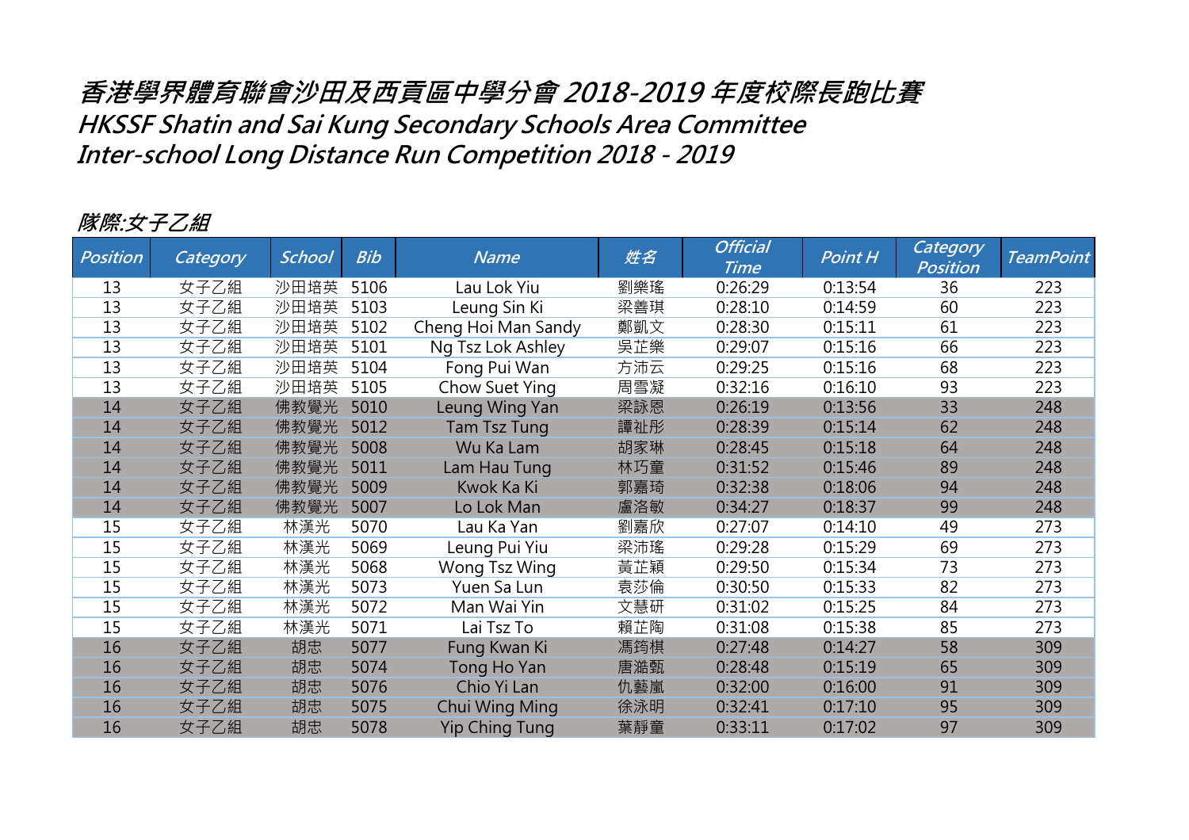# 香港學界體育聯會沙田及西貢區中學分會 2018-2019 年度校際長跑比賽
# HKSSF Shatin and Sai Kung Secondary Schools Area Committee
# Inter-school Long Distance Run Competition 2018 - 2019

## 隊際:女子乙組

| Position | Category | School | Bib | Name | 姓名 | Official Time | Point H | Category Position | TeamPoint |
|---|---|---|---|---|---|---|---|---|---|
| 13 | 女子乙組 | 沙田培英 | 5106 | Lau Lok Yiu | 劉樂瑤 | 0:26:29 | 0:13:54 | 36 | 223 |
| 13 | 女子乙組 | 沙田培英 | 5103 | Leung Sin Ki | 梁善琪 | 0:28:10 | 0:14:59 | 60 | 223 |
| 13 | 女子乙組 | 沙田培英 | 5102 | Cheng Hoi Man Sandy | 鄭凱文 | 0:28:30 | 0:15:11 | 61 | 223 |
| 13 | 女子乙組 | 沙田培英 | 5101 | Ng Tsz Lok Ashley | 吳芷樂 | 0:29:07 | 0:15:16 | 66 | 223 |
| 13 | 女子乙組 | 沙田培英 | 5104 | Fong Pui Wan | 方沛云 | 0:29:25 | 0:15:16 | 68 | 223 |
| 13 | 女子乙組 | 沙田培英 | 5105 | Chow Suet Ying | 周雪凝 | 0:32:16 | 0:16:10 | 93 | 223 |
| 14 | 女子乙組 | 佛教覺光 | 5010 | Leung Wing Yan | 梁詠恩 | 0:26:19 | 0:13:56 | 33 | 248 |
| 14 | 女子乙組 | 佛教覺光 | 5012 | Tam Tsz Tung | 譚祉彤 | 0:28:39 | 0:15:14 | 62 | 248 |
| 14 | 女子乙組 | 佛教覺光 | 5008 | Wu Ka Lam | 胡家琳 | 0:28:45 | 0:15:18 | 64 | 248 |
| 14 | 女子乙組 | 佛教覺光 | 5011 | Lam Hau Tung | 林巧童 | 0:31:52 | 0:15:46 | 89 | 248 |
| 14 | 女子乙組 | 佛教覺光 | 5009 | Kwok Ka Ki | 郭嘉琦 | 0:32:38 | 0:18:06 | 94 | 248 |
| 14 | 女子乙組 | 佛教覺光 | 5007 | Lo Lok Man | 盧洛敏 | 0:34:27 | 0:18:37 | 99 | 248 |
| 15 | 女子乙組 | 林漢光 | 5070 | Lau Ka Yan | 劉嘉欣 | 0:27:07 | 0:14:10 | 49 | 273 |
| 15 | 女子乙組 | 林漢光 | 5069 | Leung Pui Yiu | 梁沛瑤 | 0:29:28 | 0:15:29 | 69 | 273 |
| 15 | 女子乙組 | 林漢光 | 5068 | Wong Tsz Wing | 黃芷穎 | 0:29:50 | 0:15:34 | 73 | 273 |
| 15 | 女子乙組 | 林漢光 | 5073 | Yuen Sa Lun | 袁莎倫 | 0:30:50 | 0:15:33 | 82 | 273 |
| 15 | 女子乙組 | 林漢光 | 5072 | Man Wai Yin | 文慧研 | 0:31:02 | 0:15:25 | 84 | 273 |
| 15 | 女子乙組 | 林漢光 | 5071 | Lai Tsz To | 賴芷陶 | 0:31:08 | 0:15:38 | 85 | 273 |
| 16 | 女子乙組 | 胡忠 | 5077 | Fung Kwan Ki | 馮筠棋 | 0:27:48 | 0:14:27 | 58 | 309 |
| 16 | 女子乙組 | 胡忠 | 5074 | Tong Ho Yan | 唐澔甄 | 0:28:48 | 0:15:19 | 65 | 309 |
| 16 | 女子乙組 | 胡忠 | 5076 | Chio Yi Lan | 仇藝嵐 | 0:32:00 | 0:16:00 | 91 | 309 |
| 16 | 女子乙組 | 胡忠 | 5075 | Chui Wing Ming | 徐泳明 | 0:32:41 | 0:17:10 | 95 | 309 |
| 16 | 女子乙組 | 胡忠 | 5078 | Yip Ching Tung | 葉靜童 | 0:33:11 | 0:17:02 | 97 | 309 |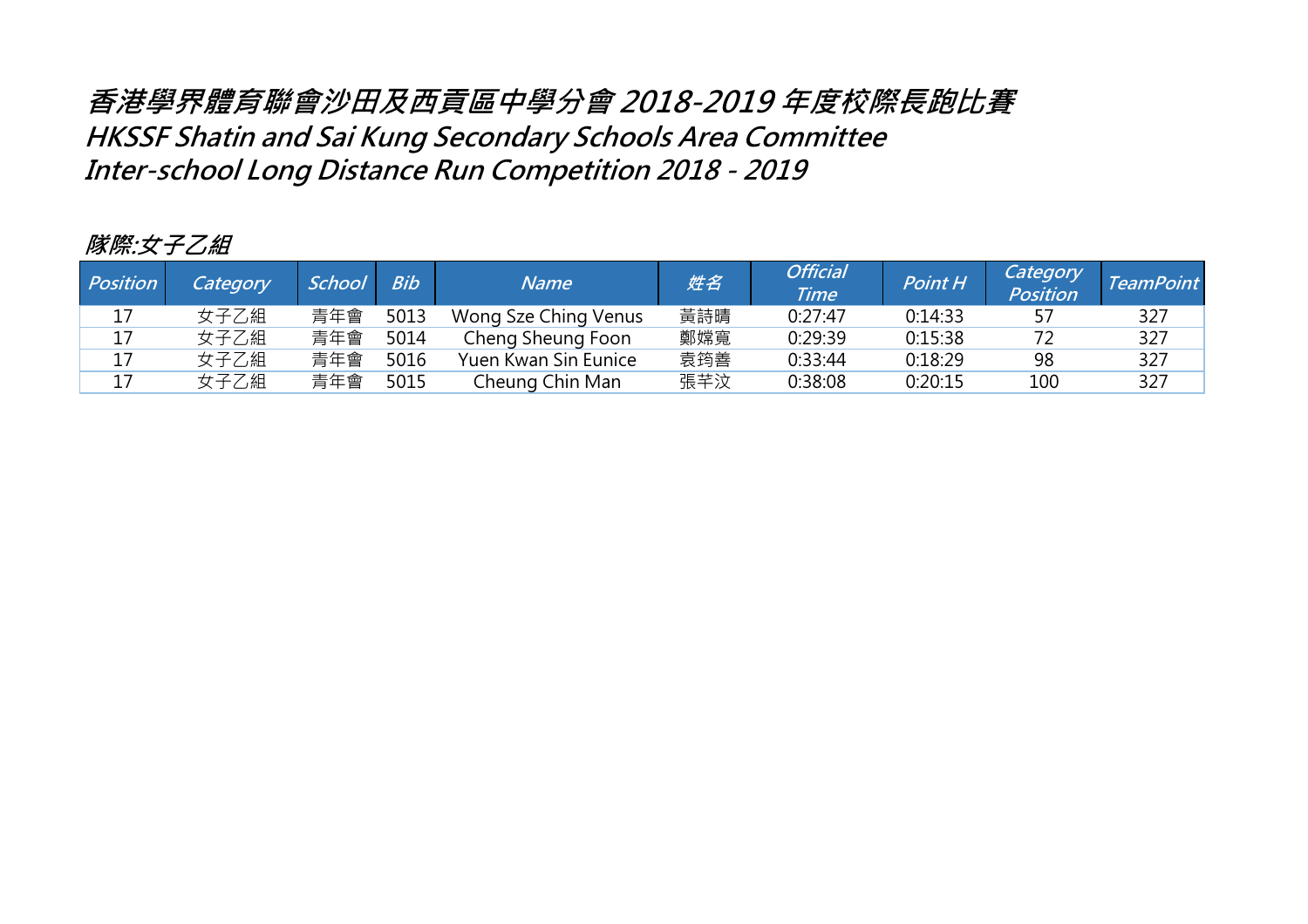# 香港學界體育聯會沙田及西貢區中學分會 2018-2019 年度校際長跑比賽
## HKSSF Shatin and Sai Kung Secondary Schools Area Committee
## Inter-school Long Distance Run Competition 2018 - 2019

### 隊際:女子乙組

| Position | Category | School | Bib | Name | 姓名 | Official Time | Point H | Category Position | TeamPoint |
|---|---|---|---|---|---|---|---|---|---|
| 17 | 女子乙組 | 青年會 | 5013 | Wong Sze Ching Venus | 黃詩晴 | 0:27:47 | 0:14:33 | 57 | 327 |
| 17 | 女子乙組 | 青年會 | 5014 | Cheng Sheung Foon | 鄭嫦寬 | 0:29:39 | 0:15:38 | 72 | 327 |
| 17 | 女子乙組 | 青年會 | 5016 | Yuen Kwan Sin Eunice | 袁筠善 | 0:33:44 | 0:18:29 | 98 | 327 |
| 17 | 女子乙組 | 青年會 | 5015 | Cheung Chin Man | 張芊汶 | 0:38:08 | 0:20:15 | 100 | 327 |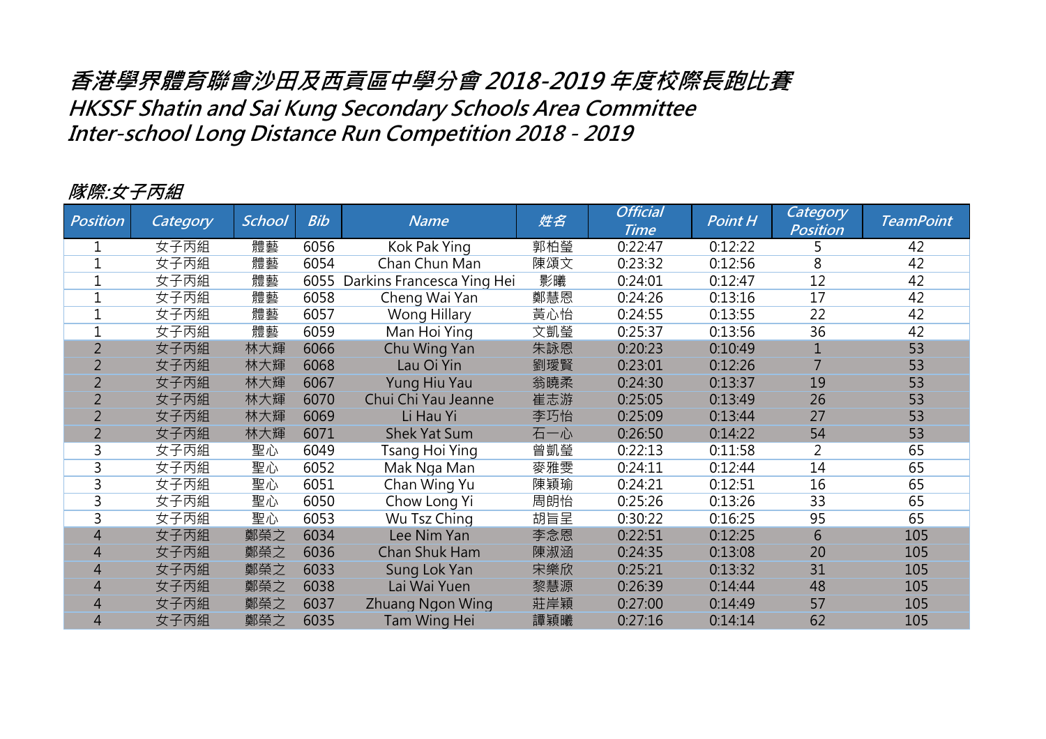# 香港學界體育聯會沙田及西貢區中學分會 2018-2019 年度校際長跑比賽
# HKSSF Shatin and Sai Kung Secondary Schools Area Committee
# Inter-school Long Distance Run Competition 2018 - 2019

## 隊際:女子丙組

| Position | Category | School | Bib | Name | 姓名 | Official Time | Point H | Category Position | TeamPoint |
|---|---|---|---|---|---|---|---|---|---|
| 1 | 女子丙組 | 體藝 | 6056 | Kok Pak Ying | 郭柏瑩 | 0:22:47 | 0:12:22 | 5 | 42 |
| 1 | 女子丙組 | 體藝 | 6054 | Chan Chun Man | 陳頌文 | 0:23:32 | 0:12:56 | 8 | 42 |
| 1 | 女子丙組 | 體藝 | 6055 | Darkins Francesca Ying Hei | 影曦 | 0:24:01 | 0:12:47 | 12 | 42 |
| 1 | 女子丙組 | 體藝 | 6058 | Cheng Wai Yan | 鄭慧恩 | 0:24:26 | 0:13:16 | 17 | 42 |
| 1 | 女子丙組 | 體藝 | 6057 | Wong Hillary | 黃心怡 | 0:24:55 | 0:13:55 | 22 | 42 |
| 1 | 女子丙組 | 體藝 | 6059 | Man Hoi Ying | 文凱瑩 | 0:25:37 | 0:13:56 | 36 | 42 |
| 2 | 女子丙組 | 林大輝 | 6066 | Chu Wing Yan | 朱詠恩 | 0:20:23 | 0:10:49 | 1 | 53 |
| 2 | 女子丙組 | 林大輝 | 6068 | Lau Oi Yin | 劉璦賢 | 0:23:01 | 0:12:26 | 7 | 53 |
| 2 | 女子丙組 | 林大輝 | 6067 | Yung Hiu Yau | 翁曉柔 | 0:24:30 | 0:13:37 | 19 | 53 |
| 2 | 女子丙組 | 林大輝 | 6070 | Chui Chi Yau Jeanne | 崔志游 | 0:25:05 | 0:13:49 | 26 | 53 |
| 2 | 女子丙組 | 林大輝 | 6069 | Li Hau Yi | 李巧怡 | 0:25:09 | 0:13:44 | 27 | 53 |
| 2 | 女子丙組 | 林大輝 | 6071 | Shek Yat Sum | 石一心 | 0:26:50 | 0:14:22 | 54 | 53 |
| 3 | 女子丙組 | 聖心 | 6049 | Tsang Hoi Ying | 曾凱瑩 | 0:22:13 | 0:11:58 | 2 | 65 |
| 3 | 女子丙組 | 聖心 | 6052 | Mak Nga Man | 麥雅雯 | 0:24:11 | 0:12:44 | 14 | 65 |
| 3 | 女子丙組 | 聖心 | 6051 | Chan Wing Yu | 陳穎瑜 | 0:24:21 | 0:12:51 | 16 | 65 |
| 3 | 女子丙組 | 聖心 | 6050 | Chow Long Yi | 周朗怡 | 0:25:26 | 0:13:26 | 33 | 65 |
| 3 | 女子丙組 | 聖心 | 6053 | Wu Tsz Ching | 胡旨呈 | 0:30:22 | 0:16:25 | 95 | 65 |
| 4 | 女子丙組 | 鄭榮之 | 6034 | Lee Nim Yan | 李念恩 | 0:22:51 | 0:12:25 | 6 | 105 |
| 4 | 女子丙組 | 鄭榮之 | 6036 | Chan Shuk Ham | 陳淑涵 | 0:24:35 | 0:13:08 | 20 | 105 |
| 4 | 女子丙組 | 鄭榮之 | 6033 | Sung Lok Yan | 宋樂欣 | 0:25:21 | 0:13:32 | 31 | 105 |
| 4 | 女子丙組 | 鄭榮之 | 6038 | Lai Wai Yuen | 黎慧源 | 0:26:39 | 0:14:44 | 48 | 105 |
| 4 | 女子丙組 | 鄭榮之 | 6037 | Zhuang Ngon Wing | 莊岸穎 | 0:27:00 | 0:14:49 | 57 | 105 |
| 4 | 女子丙組 | 鄭榮之 | 6035 | Tam Wing Hei | 譚穎曦 | 0:27:16 | 0:14:14 | 62 | 105 |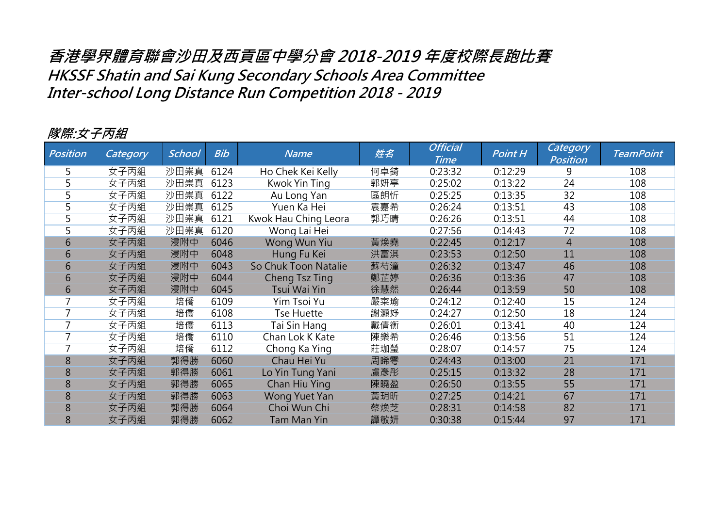# 香港學界體育聯會沙田及西貢區中學分會 2018-2019 年度校際長跑比賽
# HKSSF Shatin and Sai Kung Secondary Schools Area Committee
# Inter-school Long Distance Run Competition 2018 - 2019

## 隊際:女子丙組

| Position | Category | School | Bib | Name | 姓名 | Official Time | Point H | Category Position | TeamPoint |
|---|---|---|---|---|---|---|---|---|---|
| 5 | 女子丙組 | 沙田崇真 | 6124 | Ho Chek Kei Kelly | 何卓錡 | 0:23:32 | 0:12:29 | 9 | 108 |
| 5 | 女子丙組 | 沙田崇真 | 6123 | Kwok Yin Ting | 郭妍亭 | 0:25:02 | 0:13:22 | 24 | 108 |
| 5 | 女子丙組 | 沙田崇真 | 6122 | Au Long Yan | 區朗忻 | 0:25:25 | 0:13:35 | 32 | 108 |
| 5 | 女子丙組 | 沙田崇真 | 6125 | Yuen Ka Hei | 袁嘉希 | 0:26:24 | 0:13:51 | 43 | 108 |
| 5 | 女子丙組 | 沙田崇真 | 6121 | Kwok Hau Ching Leora | 郭巧晴 | 0:26:26 | 0:13:51 | 44 | 108 |
| 5 | 女子丙組 | 沙田崇真 | 6120 | Wong Lai Hei | | 0:27:56 | 0:14:43 | 72 | 108 |
| 6 | 女子丙組 | 浸附中 | 6046 | Wong Wun Yiu | 黃煥堯 | 0:22:45 | 0:12:17 | 4 | 108 |
| 6 | 女子丙組 | 浸附中 | 6048 | Hung Fu Kei | 洪富淇 | 0:23:53 | 0:12:50 | 11 | 108 |
| 6 | 女子丙組 | 浸附中 | 6043 | So Chuk Toon Natalie | 蘇芍潼 | 0:26:32 | 0:13:47 | 46 | 108 |
| 6 | 女子丙組 | 浸附中 | 6044 | Cheng Tsz Ting | 鄭芷婷 | 0:26:36 | 0:13:36 | 47 | 108 |
| 6 | 女子丙組 | 浸附中 | 6045 | Tsui Wai Yin | 徐慧然 | 0:26:44 | 0:13:59 | 50 | 108 |
| 7 | 女子丙組 | 培僑 | 6109 | Yim Tsoi Yu | 嚴寀瑜 | 0:24:12 | 0:12:40 | 15 | 124 |
| 7 | 女子丙組 | 培僑 | 6108 | Tse Huette | 謝灝妤 | 0:24:27 | 0:12:50 | 18 | 124 |
| 7 | 女子丙組 | 培僑 | 6113 | Tai Sin Hang | 戴倩衡 | 0:26:01 | 0:13:41 | 40 | 124 |
| 7 | 女子丙組 | 培僑 | 6110 | Chan Lok K Kate | 陳樂希 | 0:26:46 | 0:13:56 | 51 | 124 |
| 7 | 女子丙組 | 培僑 | 6112 | Chong Ka Ying | 莊珈瑩 | 0:28:07 | 0:14:57 | 75 | 124 |
| 8 | 女子丙組 | 郭得勝 | 6060 | Chau Hei Yu | 周晞雩 | 0:24:43 | 0:13:00 | 21 | 171 |
| 8 | 女子丙組 | 郭得勝 | 6061 | Lo Yin Tung Yani | 盧彥彤 | 0:25:15 | 0:13:32 | 28 | 171 |
| 8 | 女子丙組 | 郭得勝 | 6065 | Chan Hiu Ying | 陳曉盈 | 0:26:50 | 0:13:55 | 55 | 171 |
| 8 | 女子丙組 | 郭得勝 | 6063 | Wong Yuet Yan | 黃玥昕 | 0:27:25 | 0:14:21 | 67 | 171 |
| 8 | 女子丙組 | 郭得勝 | 6064 | Choi Wun Chi | 蔡煥芝 | 0:28:31 | 0:14:58 | 82 | 171 |
| 8 | 女子丙組 | 郭得勝 | 6062 | Tam Man Yin | 譚敏妍 | 0:30:38 | 0:15:44 | 97 | 171 |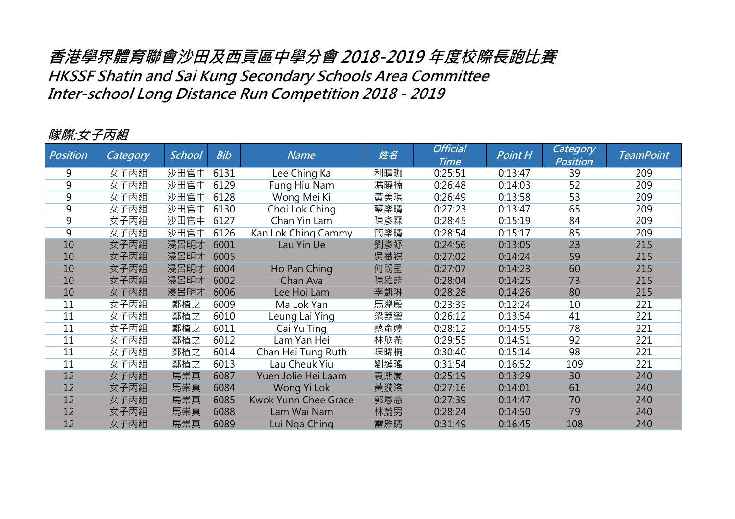# 香港學界體育聯會沙田及西貢區中學分會 2018-2019 年度校際長跑比賽
## HKSSF Shatin and Sai Kung Secondary Schools Area Committee
## Inter-school Long Distance Run Competition 2018 - 2019

*隊際:女子丙組*

| Position | Category | School | Bib | Name | 姓名 | Official Time | Point H | Category Position | TeamPoint |
|---|---|---|---|---|---|---|---|---|---|
| 9 | 女子丙組 | 沙田官中 | 6131 | Lee Ching Ka | 利晴珈 | 0:25:51 | 0:13:47 | 39 | 209 |
| 9 | 女子丙組 | 沙田官中 | 6129 | Fung Hiu Nam | 馮曉楠 | 0:26:48 | 0:14:03 | 52 | 209 |
| 9 | 女子丙組 | 沙田官中 | 6128 | Wong Mei Ki | 黃美琪 | 0:26:49 | 0:13:58 | 53 | 209 |
| 9 | 女子丙組 | 沙田官中 | 6130 | Choi Lok Ching | 蔡樂晴 | 0:27:23 | 0:13:47 | 65 | 209 |
| 9 | 女子丙組 | 沙田官中 | 6127 | Chan Yin Lam | 陳彥霖 | 0:28:45 | 0:15:19 | 84 | 209 |
| 9 | 女子丙組 | 沙田官中 | 6126 | Kan Lok Ching Cammy | 簡樂晴 | 0:28:54 | 0:15:17 | 85 | 209 |
| 10 | 女子丙組 | 浸呂明才 | 6001 | Lau Yin Ue | 劉彥妤 | 0:24:56 | 0:13:05 | 23 | 215 |
| 10 | 女子丙組 | 浸呂明才 | 6005 | | 吳蕎褀 | 0:27:02 | 0:14:24 | 59 | 215 |
| 10 | 女子丙組 | 浸呂明才 | 6004 | Ho Pan Ching | 何盼呈 | 0:27:07 | 0:14:23 | 60 | 215 |
| 10 | 女子丙組 | 浸呂明才 | 6002 | Chan Ava | 陳雅菲 | 0:28:04 | 0:14:25 | 73 | 215 |
| 10 | 女子丙組 | 浸呂明才 | 6006 | Lee Hoi Lam | 李凱琳 | 0:28:28 | 0:14:26 | 80 | 215 |
| 11 | 女子丙組 | 鄭植之 | 6009 | Ma Lok Yan | 馬濼殷 | 0:23:35 | 0:12:24 | 10 | 221 |
| 11 | 女子丙組 | 鄭植之 | 6010 | Leung Lai Ying | 梁荔瑩 | 0:26:12 | 0:13:54 | 41 | 221 |
| 11 | 女子丙組 | 鄭植之 | 6011 | Cai Yu Ting | 蔡俞婷 | 0:28:12 | 0:14:55 | 78 | 221 |
| 11 | 女子丙組 | 鄭植之 | 6012 | Lam Yan Hei | 林欣希 | 0:29:55 | 0:14:51 | 92 | 221 |
| 11 | 女子丙組 | 鄭植之 | 6014 | Chan Hei Tung Ruth | 陳晞桐 | 0:30:40 | 0:15:14 | 98 | 221 |
| 11 | 女子丙組 | 鄭植之 | 6013 | Lau Cheuk Yiu | 劉綽瑤 | 0:31:54 | 0:16:52 | 109 | 221 |
| 12 | 女子丙組 | 馬崇真 | 6087 | Yuen Jolie Hei Laam | 袁熙嵐 | 0:25:19 | 0:13:29 | 30 | 240 |
| 12 | 女子丙組 | 馬崇真 | 6084 | Wong Yi Lok | 黃漪洛 | 0:27:16 | 0:14:01 | 61 | 240 |
| 12 | 女子丙組 | 馬崇真 | 6085 | Kwok Yunn Chee Grace | 郭恩慈 | 0:27:39 | 0:14:47 | 70 | 240 |
| 12 | 女子丙組 | 馬崇真 | 6088 | Lam Wai Nam | 林蔚男 | 0:28:24 | 0:14:50 | 79 | 240 |
| 12 | 女子丙組 | 馬崇真 | 6089 | Lui Nga Ching | 雷雅晴 | 0:31:49 | 0:16:45 | 108 | 240 |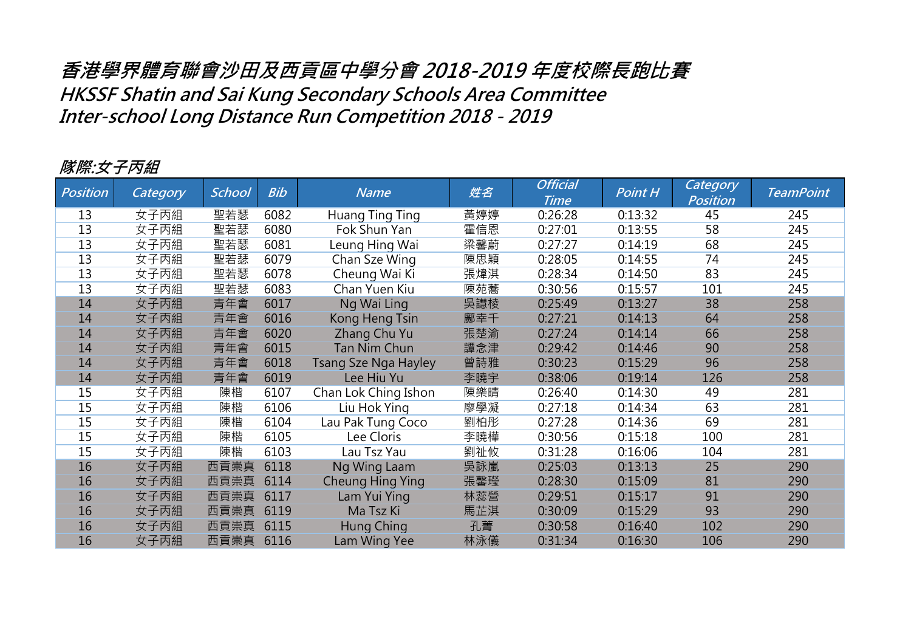# 香港學界體育聯會沙田及西貢區中學分會 2018-2019 年度校際長跑比賽
## HKSSF Shatin and Sai Kung Secondary Schools Area Committee
## Inter-school Long Distance Run Competition 2018 - 2019

### 隊際:女子丙組

| Position | Category | School | Bib | Name | 姓名 | Official Time | Point H | Category Position | TeamPoint |
|---|---|---|---|---|---|---|---|---|---|
| 13 | 女子丙組 | 聖若瑟 | 6082 | Huang Ting Ting | 黃婷婷 | 0:26:28 | 0:13:32 | 45 | 245 |
| 13 | 女子丙組 | 聖若瑟 | 6080 | Fok Shun Yan | 霍信恩 | 0:27:01 | 0:13:55 | 58 | 245 |
| 13 | 女子丙組 | 聖若瑟 | 6081 | Leung Hing Wai | 梁馨蔚 | 0:27:27 | 0:14:19 | 68 | 245 |
| 13 | 女子丙組 | 聖若瑟 | 6079 | Chan Sze Wing | 陳思穎 | 0:28:05 | 0:14:55 | 74 | 245 |
| 13 | 女子丙組 | 聖若瑟 | 6078 | Cheung Wai Ki | 張煒淇 | 0:28:34 | 0:14:50 | 83 | 245 |
| 13 | 女子丙組 | 聖若瑟 | 6083 | Chan Yuen Kiu | 陳苑蕎 | 0:30:56 | 0:15:57 | 101 | 245 |
| 14 | 女子丙組 | 青年會 | 6017 | Ng Wai Ling | 吳譓棱 | 0:25:49 | 0:13:27 | 38 | 258 |
| 14 | 女子丙組 | 青年會 | 6016 | Kong Heng Tsin | 鄺幸千 | 0:27:21 | 0:14:13 | 64 | 258 |
| 14 | 女子丙組 | 青年會 | 6020 | Zhang Chu Yu | 張楚渝 | 0:27:24 | 0:14:14 | 66 | 258 |
| 14 | 女子丙組 | 青年會 | 6015 | Tan Nim Chun | 譚念津 | 0:29:42 | 0:14:46 | 90 | 258 |
| 14 | 女子丙組 | 青年會 | 6018 | Tsang Sze Nga Hayley | 曾詩雅 | 0:30:23 | 0:15:29 | 96 | 258 |
| 14 | 女子丙組 | 青年會 | 6019 | Lee Hiu Yu | 李曉宇 | 0:38:06 | 0:19:14 | 126 | 258 |
| 15 | 女子丙組 | 陳楷 | 6107 | Chan Lok Ching Ishon | 陳樂晴 | 0:26:40 | 0:14:30 | 49 | 281 |
| 15 | 女子丙組 | 陳楷 | 6106 | Liu Hok Ying | 廖學凝 | 0:27:18 | 0:14:34 | 63 | 281 |
| 15 | 女子丙組 | 陳楷 | 6104 | Lau Pak Tung Coco | 劉柏彤 | 0:27:28 | 0:14:36 | 69 | 281 |
| 15 | 女子丙組 | 陳楷 | 6105 | Lee Cloris | 李曉樺 | 0:30:56 | 0:15:18 | 100 | 281 |
| 15 | 女子丙組 | 陳楷 | 6103 | Lau Tsz Yau | 劉祉攸 | 0:31:28 | 0:16:06 | 104 | 281 |
| 16 | 女子丙組 | 西貢崇真 | 6118 | Ng Wing Laam | 吳詠嵐 | 0:25:03 | 0:13:13 | 25 | 290 |
| 16 | 女子丙組 | 西貢崇真 | 6114 | Cheung Hing Ying | 張馨瑩 | 0:28:30 | 0:15:09 | 81 | 290 |
| 16 | 女子丙組 | 西貢崇真 | 6117 | Lam Yui Ying | 林蕊鶯 | 0:29:51 | 0:15:17 | 91 | 290 |
| 16 | 女子丙組 | 西貢崇真 | 6119 | Ma Tsz Ki | 馬芷淇 | 0:30:09 | 0:15:29 | 93 | 290 |
| 16 | 女子丙組 | 西貢崇真 | 6115 | Hung Ching | 孔菁 | 0:30:58 | 0:16:40 | 102 | 290 |
| 16 | 女子丙組 | 西貢崇真 | 6116 | Lam Wing Yee | 林泳儀 | 0:31:34 | 0:16:30 | 106 | 290 |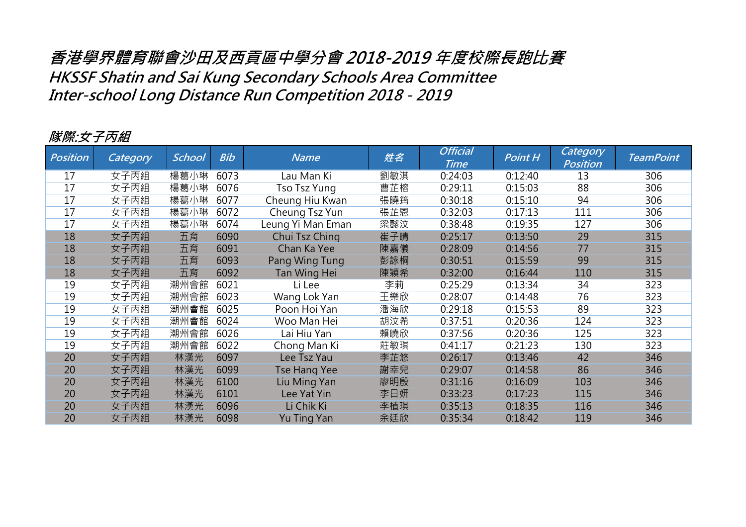# 香港學界體育聯會沙田及西貢區中學分會 2018-2019 年度校際長跑比賽
# HKSSF Shatin and Sai Kung Secondary Schools Area Committee
# Inter-school Long Distance Run Competition 2018 - 2019

## 隊際:女子丙組

| Position | Category | School | Bib | Name | 姓名 | Official Time | Point H | Category Position | TeamPoint |
|---|---|---|---|---|---|---|---|---|---|
| 17 | 女子丙組 | 楊葛小琳 | 6073 | Lau Man Ki | 劉敏淇 | 0:24:03 | 0:12:40 | 13 | 306 |
| 17 | 女子丙組 | 楊葛小琳 | 6076 | Tso Tsz Yung | 曹芷榕 | 0:29:11 | 0:15:03 | 88 | 306 |
| 17 | 女子丙組 | 楊葛小琳 | 6077 | Cheung Hiu Kwan | 張曉筠 | 0:30:18 | 0:15:10 | 94 | 306 |
| 17 | 女子丙組 | 楊葛小琳 | 6072 | Cheung Tsz Yun | 張芷恩 | 0:32:03 | 0:17:13 | 111 | 306 |
| 17 | 女子丙組 | 楊葛小琳 | 6074 | Leung Yi Man Eman | 梁懿汶 | 0:38:48 | 0:19:35 | 127 | 306 |
| 18 | 女子丙組 | 五育 | 6090 | Chui Tsz Ching | 崔子晴 | 0:25:17 | 0:13:50 | 29 | 315 |
| 18 | 女子丙組 | 五育 | 6091 | Chan Ka Yee | 陳嘉儀 | 0:28:09 | 0:14:56 | 77 | 315 |
| 18 | 女子丙組 | 五育 | 6093 | Pang Wing Tung | 彭詠桐 | 0:30:51 | 0:15:59 | 99 | 315 |
| 18 | 女子丙組 | 五育 | 6092 | Tan Wing Hei | 陳穎希 | 0:32:00 | 0:16:44 | 110 | 315 |
| 19 | 女子丙組 | 潮州會館 | 6021 | Li Lee | 李莉 | 0:25:29 | 0:13:34 | 34 | 323 |
| 19 | 女子丙組 | 潮州會館 | 6023 | Wang Lok Yan | 王樂欣 | 0:28:07 | 0:14:48 | 76 | 323 |
| 19 | 女子丙組 | 潮州會館 | 6025 | Poon Hoi Yan | 潘海欣 | 0:29:18 | 0:15:53 | 89 | 323 |
| 19 | 女子丙組 | 潮州會館 | 6024 | Woo Man Hei | 胡汶希 | 0:37:51 | 0:20:36 | 124 | 323 |
| 19 | 女子丙組 | 潮州會館 | 6026 | Lai Hiu Yan | 賴曉欣 | 0:37:56 | 0:20:36 | 125 | 323 |
| 19 | 女子丙組 | 潮州會館 | 6022 | Chong Man Ki | 莊敏琪 | 0:41:17 | 0:21:23 | 130 | 323 |
| 20 | 女子丙組 | 林漢光 | 6097 | Lee Tsz Yau | 李芷悠 | 0:26:17 | 0:13:46 | 42 | 346 |
| 20 | 女子丙組 | 林漢光 | 6099 | Tse Hang Yee | 謝幸兒 | 0:29:07 | 0:14:58 | 86 | 346 |
| 20 | 女子丙組 | 林漢光 | 6100 | Liu Ming Yan | 廖明殷 | 0:31:16 | 0:16:09 | 103 | 346 |
| 20 | 女子丙組 | 林漢光 | 6101 | Lee Yat Yin | 李日妍 | 0:33:23 | 0:17:23 | 115 | 346 |
| 20 | 女子丙組 | 林漢光 | 6096 | Li Chik Ki | 李植琪 | 0:35:13 | 0:18:35 | 116 | 346 |
| 20 | 女子丙組 | 林漢光 | 6098 | Yu Ting Yan | 余廷欣 | 0:35:34 | 0:18:42 | 119 | 346 |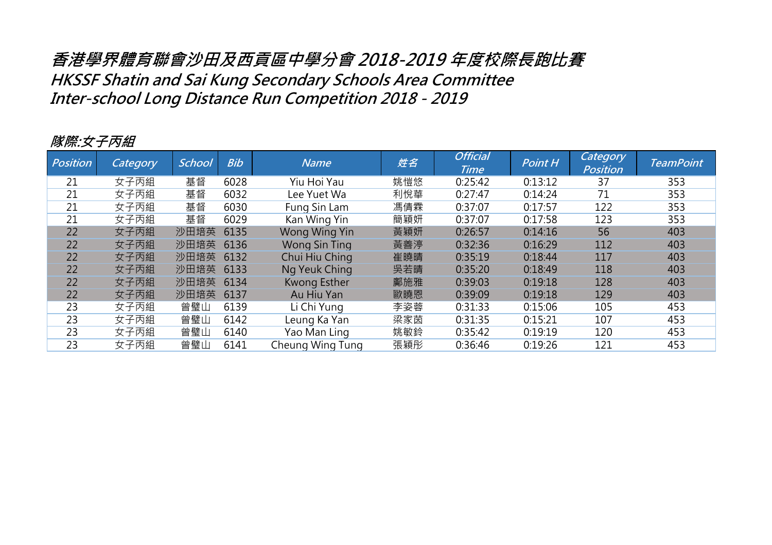# 香港學界體育聯會沙田及西貢區中學分會 2018-2019 年度校際長跑比賽
# HKSSF Shatin and Sai Kung Secondary Schools Area Committee
# Inter-school Long Distance Run Competition 2018 - 2019

## 隊際:女子丙組

| Position | Category | School | Bib | Name | 姓名 | Official Time | Point H | Category Position | TeamPoint |
|---|---|---|---|---|---|---|---|---|---|
| 21 | 女子丙組 | 基督 | 6028 | Yiu Hoi Yau | 姚愷悠 | 0:25:42 | 0:13:12 | 37 | 353 |
| 21 | 女子丙組 | 基督 | 6032 | Lee Yuet Wa | 利悅華 | 0:27:47 | 0:14:24 | 71 | 353 |
| 21 | 女子丙組 | 基督 | 6030 | Fung Sin Lam | 馮倩霖 | 0:37:07 | 0:17:57 | 122 | 353 |
| 21 | 女子丙組 | 基督 | 6029 | Kan Wing Yin | 簡穎妍 | 0:37:07 | 0:17:58 | 123 | 353 |
| 22 | 女子丙組 | 沙田培英 | 6135 | Wong Wing Yin | 黃穎妍 | 0:26:57 | 0:14:16 | 56 | 403 |
| 22 | 女子丙組 | 沙田培英 | 6136 | Wong Sin Ting | 黃善渟 | 0:32:36 | 0:16:29 | 112 | 403 |
| 22 | 女子丙組 | 沙田培英 | 6132 | Chui Hiu Ching | 崔曉晴 | 0:35:19 | 0:18:44 | 117 | 403 |
| 22 | 女子丙組 | 沙田培英 | 6133 | Ng Yeuk Ching | 吳若晴 | 0:35:20 | 0:18:49 | 118 | 403 |
| 22 | 女子丙組 | 沙田培英 | 6134 | Kwong Esther | 鄺施雅 | 0:39:03 | 0:19:18 | 128 | 403 |
| 22 | 女子丙組 | 沙田培英 | 6137 | Au Hiu Yan | 歐曉恩 | 0:39:09 | 0:19:18 | 129 | 403 |
| 23 | 女子丙組 | 曾璧山 | 6139 | Li Chi Yung | 李姿蓉 | 0:31:33 | 0:15:06 | 105 | 453 |
| 23 | 女子丙組 | 曾璧山 | 6142 | Leung Ka Yan | 梁家茵 | 0:31:35 | 0:15:21 | 107 | 453 |
| 23 | 女子丙組 | 曾璧山 | 6140 | Yao Man Ling | 姚敏鈴 | 0:35:42 | 0:19:19 | 120 | 453 |
| 23 | 女子丙組 | 曾璧山 | 6141 | Cheung Wing Tung | 張穎彤 | 0:36:46 | 0:19:26 | 121 | 453 |